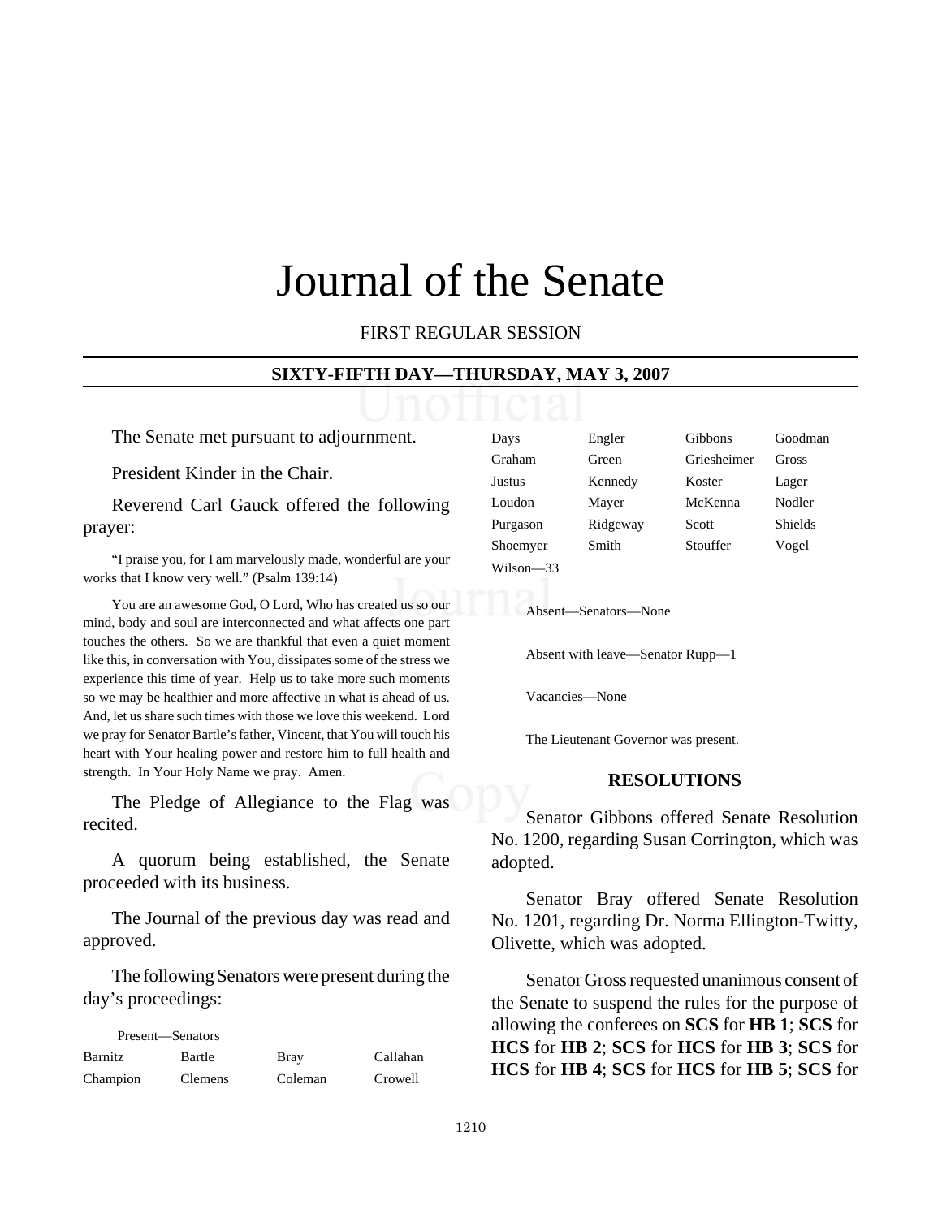# Journal of the Senate

FIRST REGULAR SESSION

## SIXTY-FIFTH DAY—THURSDAY, MAY 3, 2007

The Senate met pursuant to adjournment.

President Kinder in the Chair.

Reverend Carl Gauck offered the following prayer:

"I praise you, for I am marvelously made, wonderful are your works that I know very well." (Psalm 139:14)

You are an awesome God, O Lord, Who has created us so our mind, body and soul are interconnected and what affects one part touches the others. So we are thankful that even a quiet moment like this, in conversation with You, dissipates some of the stress we experience this time of year. Help us to take more such moments so we may be healthier and more affective in what is ahead of us. And, let us share such times with those we love this weekend. Lord we pray for Senator Bartle's father, Vincent, that You will touch his heart with Your healing power and restore him to full health and strength. In Your Holy Name we pray. Amen.

The Pledge of Allegiance to the Flag was recited.

A quorum being established, the Senate proceeded with its business.

The Journal of the previous day was read and approved.

The following Senators were present during the day's proceedings:

Present—Senators

| | | | |
|---|---|---|---|
| Barnitz | Bartle | Bray | Callahan |
| Champion | Clemens | Coleman | Crowell |
| Days | Engler | Gibbons | Goodman |
| Graham | Green | Griesheimer | Gross |
| Justus | Kennedy | Koster | Lager |
| Loudon | Mayer | McKenna | Nodler |
| Purgason | Ridgeway | Scott | Shields |
| Shoemyer | Smith | Stouffer | Vogel |
| Wilson—33 | | | |

Absent—Senators—None

Absent with leave—Senator Rupp—1

Vacancies—None

The Lieutenant Governor was present.

## RESOLUTIONS

Senator Gibbons offered Senate Resolution No. 1200, regarding Susan Corrington, which was adopted.

Senator Bray offered Senate Resolution No. 1201, regarding Dr. Norma Ellington-Twitty, Olivette, which was adopted.

Senator Gross requested unanimous consent of the Senate to suspend the rules for the purpose of allowing the conferees on **SCS** for **HB 1**; **SCS** for **HCS** for **HB 2**; **SCS** for **HCS** for **HB 3**; **SCS** for **HCS** for **HB 4**; **SCS** for **HCS** for **HB 5**; **SCS** for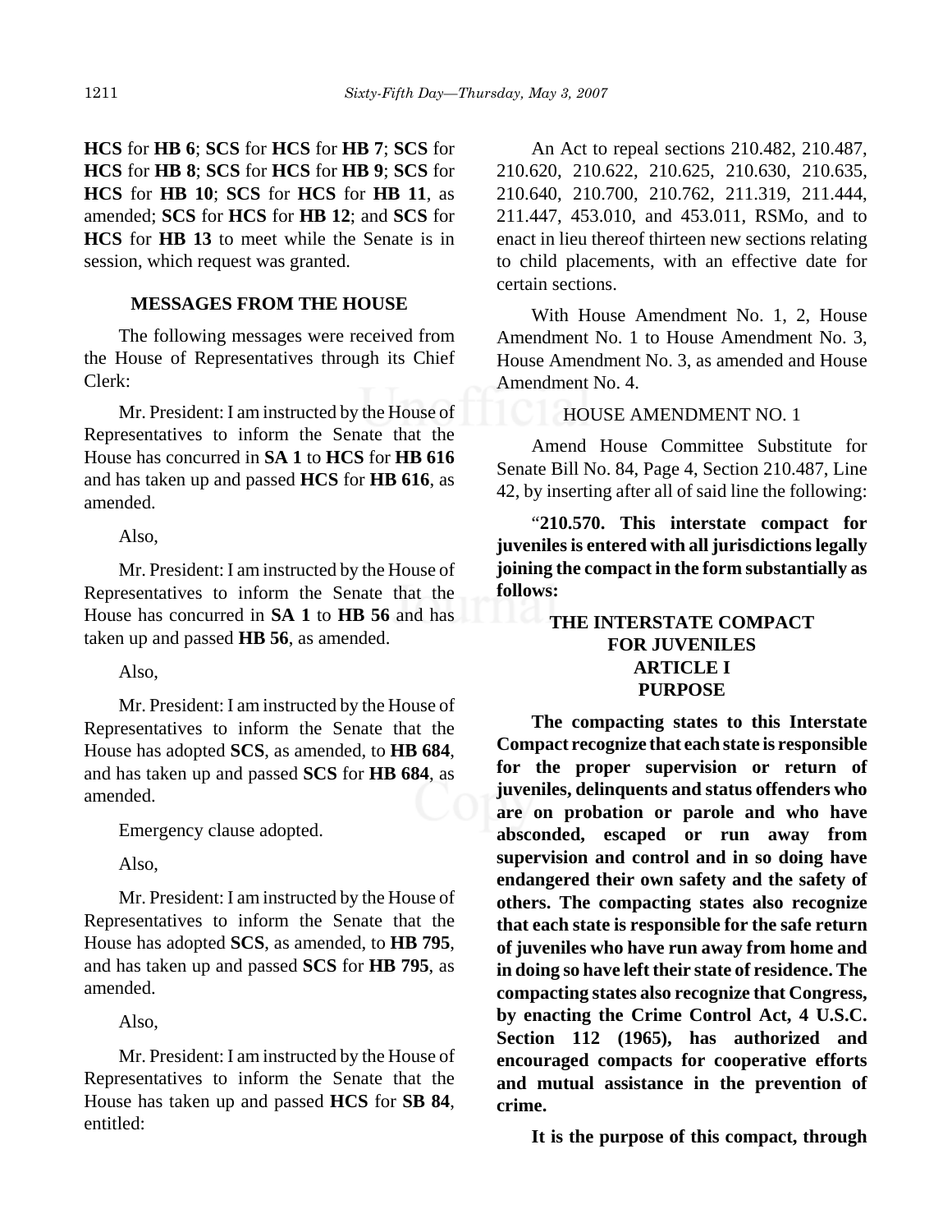**HCS** for **HB 6**; **SCS** for **HCS** for **HB 7**; **SCS** for **HCS** for **HB 8**; **SCS** for **HCS** for **HB 9**; **SCS** for **HCS** for **HB 10**; **SCS** for **HCS** for **HB 11**, as amended; **SCS** for **HCS** for **HB 12**; and **SCS** for **HCS** for **HB 13** to meet while the Senate is in session, which request was granted.

**MESSAGES FROM THE HOUSE**

The following messages were received from the House of Representatives through its Chief Clerk:

Mr. President: I am instructed by the House of Representatives to inform the Senate that the House has concurred in **SA 1** to **HCS** for **HB 616** and has taken up and passed **HCS** for **HB 616**, as amended.

Also,

Mr. President: I am instructed by the House of Representatives to inform the Senate that the House has concurred in **SA 1** to **HB 56** and has taken up and passed **HB 56**, as amended.

Also,

Mr. President: I am instructed by the House of Representatives to inform the Senate that the House has adopted **SCS**, as amended, to **HB 684**, and has taken up and passed **SCS** for **HB 684**, as amended.

Emergency clause adopted.

Also,

Mr. President: I am instructed by the House of Representatives to inform the Senate that the House has adopted **SCS**, as amended, to **HB 795**, and has taken up and passed **SCS** for **HB 795**, as amended.

Also,

Mr. President: I am instructed by the House of Representatives to inform the Senate that the House has taken up and passed **HCS** for **SB 84**, entitled:

An Act to repeal sections 210.482, 210.487, 210.620, 210.622, 210.625, 210.630, 210.635, 210.640, 210.700, 210.762, 211.319, 211.444, 211.447, 453.010, and 453.011, RSMo, and to enact in lieu thereof thirteen new sections relating to child placements, with an effective date for certain sections.

With House Amendment No. 1, 2, House Amendment No. 1 to House Amendment No. 3, House Amendment No. 3, as amended and House Amendment No. 4.

HOUSE AMENDMENT NO. 1

Amend House Committee Substitute for Senate Bill No. 84, Page 4, Section 210.487, Line 42, by inserting after all of said line the following:

"**210.570. This interstate compact for juveniles is entered with all jurisdictions legally joining the compact in the form substantially as follows:**

**THE INTERSTATE COMPACT FOR JUVENILES**
**ARTICLE I**
**PURPOSE**

**The compacting states to this Interstate Compact recognize that each state is responsible for the proper supervision or return of juveniles, delinquents and status offenders who are on probation or parole and who have absconded, escaped or run away from supervision and control and in so doing have endangered their own safety and the safety of others. The compacting states also recognize that each state is responsible for the safe return of juveniles who have run away from home and in doing so have left their state of residence. The compacting states also recognize that Congress, by enacting the Crime Control Act, 4 U.S.C. Section 112 (1965), has authorized and encouraged compacts for cooperative efforts and mutual assistance in the prevention of crime.**

**It is the purpose of this compact, through**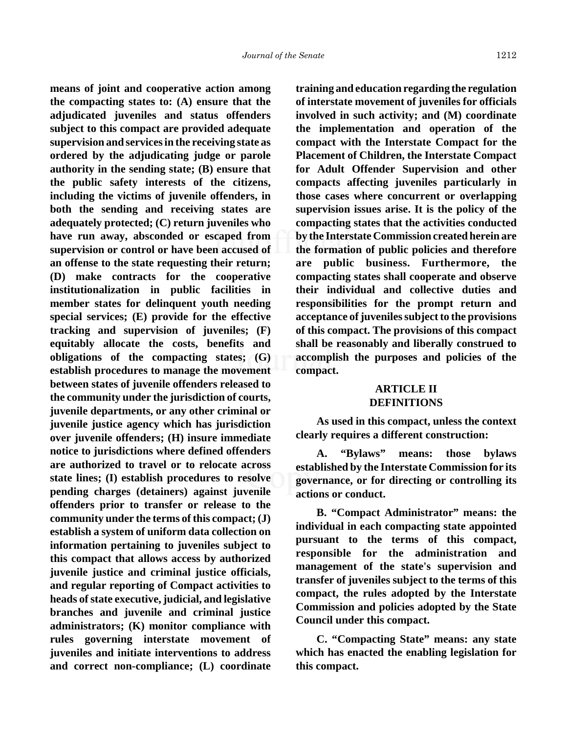**means of joint and cooperative action among the compacting states to: (A) ensure that the adjudicated juveniles and status offenders subject to this compact are provided adequate supervision and services in the receiving state as ordered by the adjudicating judge or parole authority in the sending state; (B) ensure that the public safety interests of the citizens, including the victims of juvenile offenders, in both the sending and receiving states are adequately protected; (C) return juveniles who have run away, absconded or escaped from supervision or control or have been accused of an offense to the state requesting their return; (D) make contracts for the cooperative institutionalization in public facilities in member states for delinquent youth needing special services; (E) provide for the effective tracking and supervision of juveniles; (F) equitably allocate the costs, benefits and obligations of the compacting states; (G) establish procedures to manage the movement between states of juvenile offenders released to the community under the jurisdiction of courts, juvenile departments, or any other criminal or juvenile justice agency which has jurisdiction over juvenile offenders; (H) insure immediate notice to jurisdictions where defined offenders are authorized to travel or to relocate across state lines; (I) establish procedures to resolve pending charges (detainers) against juvenile offenders prior to transfer or release to the community under the terms of this compact; (J) establish a system of uniform data collection on information pertaining to juveniles subject to this compact that allows access by authorized juvenile justice and criminal justice officials, and regular reporting of Compact activities to heads of state executive, judicial, and legislative branches and juvenile and criminal justice administrators; (K) monitor compliance with rules governing interstate movement of juveniles and initiate interventions to address and correct non-compliance; (L) coordinate training and education regarding the regulation of interstate movement of juveniles for officials involved in such activity; and (M) coordinate the implementation and operation of the compact with the Interstate Compact for the Placement of Children, the Interstate Compact for Adult Offender Supervision and other compacts affecting juveniles particularly in those cases where concurrent or overlapping supervision issues arise. It is the policy of the compacting states that the activities conducted by the Interstate Commission created herein are the formation of public policies and therefore are public business. Furthermore, the compacting states shall cooperate and observe their individual and collective duties and responsibilities for the prompt return and acceptance of juveniles subject to the provisions of this compact. The provisions of this compact shall be reasonably and liberally construed to accomplish the purposes and policies of the compact.**

**ARTICLE II**
**DEFINITIONS**

**As used in this compact, unless the context clearly requires a different construction:**

**A. "Bylaws" means: those bylaws established by the Interstate Commission for its governance, or for directing or controlling its actions or conduct.**

**B. "Compact Administrator" means: the individual in each compacting state appointed pursuant to the terms of this compact, responsible for the administration and management of the state's supervision and transfer of juveniles subject to the terms of this compact, the rules adopted by the Interstate Commission and policies adopted by the State Council under this compact.**

**C. "Compacting State" means: any state which has enacted the enabling legislation for this compact.**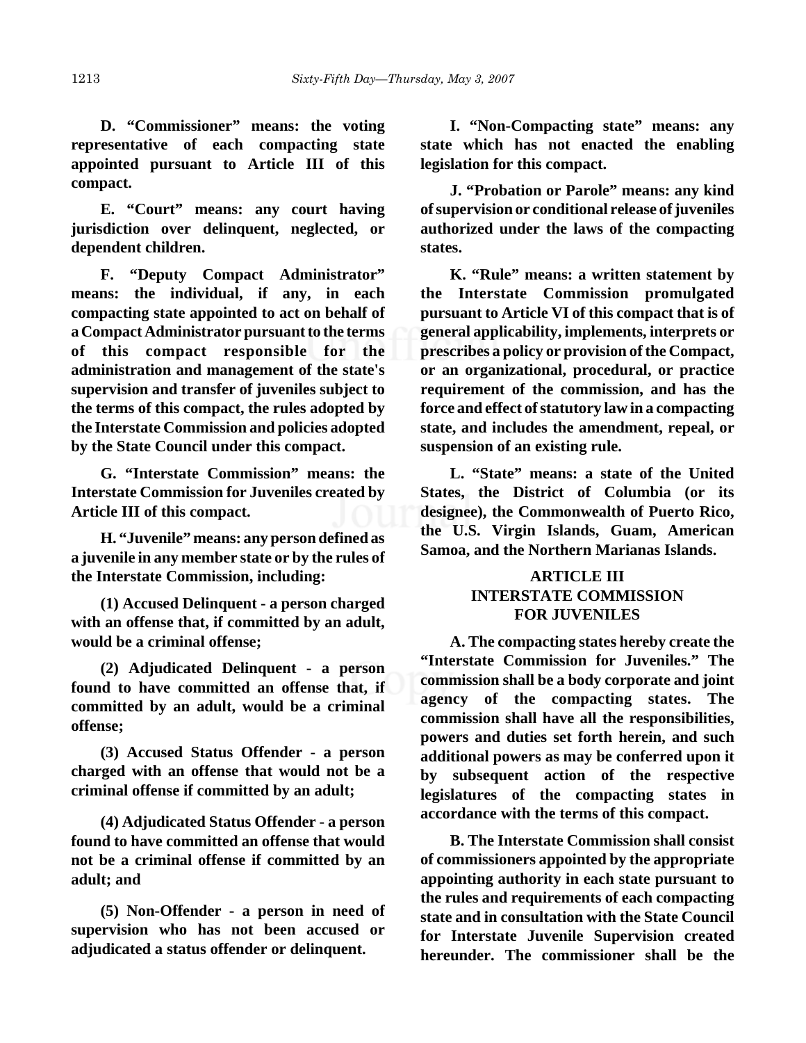**D. "Commissioner" means: the voting representative of each compacting state appointed pursuant to Article III of this compact.**

**E. "Court" means: any court having jurisdiction over delinquent, neglected, or dependent children.**

**F. "Deputy Compact Administrator" means: the individual, if any, in each compacting state appointed to act on behalf of a Compact Administrator pursuant to the terms of this compact responsible for the administration and management of the state's supervision and transfer of juveniles subject to the terms of this compact, the rules adopted by the Interstate Commission and policies adopted by the State Council under this compact.**

**G. "Interstate Commission" means: the Interstate Commission for Juveniles created by Article III of this compact.**

**H. "Juvenile" means: any person defined as a juvenile in any member state or by the rules of the Interstate Commission, including:**

**(1) Accused Delinquent - a person charged with an offense that, if committed by an adult, would be a criminal offense;**

**(2) Adjudicated Delinquent - a person found to have committed an offense that, if committed by an adult, would be a criminal offense;**

**(3) Accused Status Offender - a person charged with an offense that would not be a criminal offense if committed by an adult;**

**(4) Adjudicated Status Offender - a person found to have committed an offense that would not be a criminal offense if committed by an adult; and**

**(5) Non-Offender - a person in need of supervision who has not been accused or adjudicated a status offender or delinquent.**

**I. "Non-Compacting state" means: any state which has not enacted the enabling legislation for this compact.**

**J. "Probation or Parole" means: any kind of supervision or conditional release of juveniles authorized under the laws of the compacting states.**

**K. "Rule" means: a written statement by the Interstate Commission promulgated pursuant to Article VI of this compact that is of general applicability, implements, interprets or prescribes a policy or provision of the Compact, or an organizational, procedural, or practice requirement of the commission, and has the force and effect of statutory law in a compacting state, and includes the amendment, repeal, or suspension of an existing rule.**

**L. "State" means: a state of the United States, the District of Columbia (or its designee), the Commonwealth of Puerto Rico, the U.S. Virgin Islands, Guam, American Samoa, and the Northern Marianas Islands.**

**ARTICLE III**
**INTERSTATE COMMISSION FOR JUVENILES**

**A. The compacting states hereby create the "Interstate Commission for Juveniles." The commission shall be a body corporate and joint agency of the compacting states. The commission shall have all the responsibilities, powers and duties set forth herein, and such additional powers as may be conferred upon it by subsequent action of the respective legislatures of the compacting states in accordance with the terms of this compact.**

**B. The Interstate Commission shall consist of commissioners appointed by the appropriate appointing authority in each state pursuant to the rules and requirements of each compacting state and in consultation with the State Council for Interstate Juvenile Supervision created hereunder. The commissioner shall be the**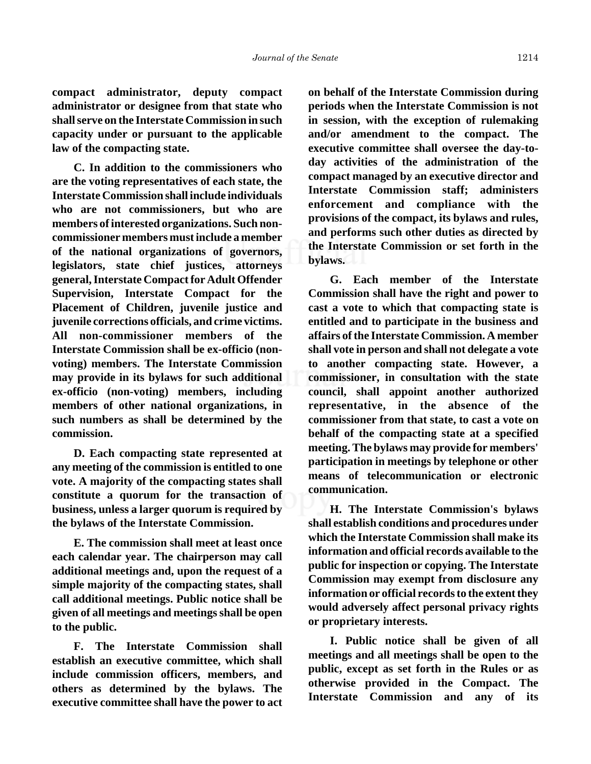**compact administrator, deputy compact administrator or designee from that state who shall serve on the Interstate Commission in such capacity under or pursuant to the applicable law of the compacting state.**

**C. In addition to the commissioners who are the voting representatives of each state, the Interstate Commission shall include individuals who are not commissioners, but who are members of interested organizations. Such non-commissioner members must include a member of the national organizations of governors, legislators, state chief justices, attorneys general, Interstate Compact for Adult Offender Supervision, Interstate Compact for the Placement of Children, juvenile justice and juvenile corrections officials, and crime victims. All non-commissioner members of the Interstate Commission shall be ex-officio (non-voting) members. The Interstate Commission may provide in its bylaws for such additional ex-officio (non-voting) members, including members of other national organizations, in such numbers as shall be determined by the commission.**

**D. Each compacting state represented at any meeting of the commission is entitled to one vote. A majority of the compacting states shall constitute a quorum for the transaction of business, unless a larger quorum is required by the bylaws of the Interstate Commission.**

**E. The commission shall meet at least once each calendar year. The chairperson may call additional meetings and, upon the request of a simple majority of the compacting states, shall call additional meetings. Public notice shall be given of all meetings and meetings shall be open to the public.**

**F. The Interstate Commission shall establish an executive committee, which shall include commission officers, members, and others as determined by the bylaws. The executive committee shall have the power to act on behalf of the Interstate Commission during periods when the Interstate Commission is not in session, with the exception of rulemaking and/or amendment to the compact. The executive committee shall oversee the day-to-day activities of the administration of the compact managed by an executive director and Interstate Commission staff; administers enforcement and compliance with the provisions of the compact, its bylaws and rules, and performs such other duties as directed by the Interstate Commission or set forth in the bylaws.**

**G. Each member of the Interstate Commission shall have the right and power to cast a vote to which that compacting state is entitled and to participate in the business and affairs of the Interstate Commission. A member shall vote in person and shall not delegate a vote to another compacting state. However, a commissioner, in consultation with the state council, shall appoint another authorized representative, in the absence of the commissioner from that state, to cast a vote on behalf of the compacting state at a specified meeting. The bylaws may provide for members' participation in meetings by telephone or other means of telecommunication or electronic communication.**

**H. The Interstate Commission's bylaws shall establish conditions and procedures under which the Interstate Commission shall make its information and official records available to the public for inspection or copying. The Interstate Commission may exempt from disclosure any information or official records to the extent they would adversely affect personal privacy rights or proprietary interests.**

**I. Public notice shall be given of all meetings and all meetings shall be open to the public, except as set forth in the Rules or as otherwise provided in the Compact. The Interstate Commission and any of its**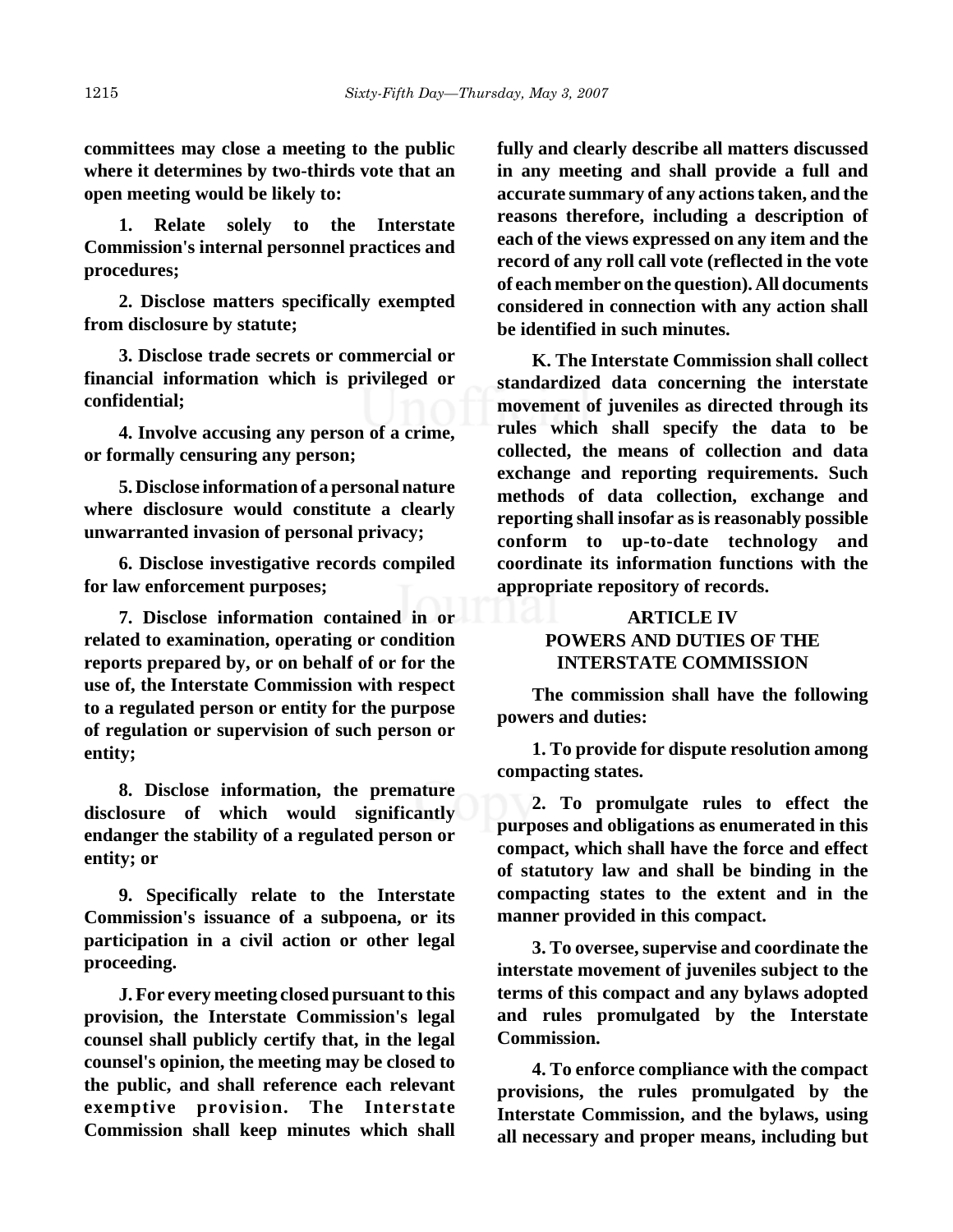**committees may close a meeting to the public where it determines by two-thirds vote that an open meeting would be likely to:**

**1. Relate solely to the Interstate Commission's internal personnel practices and procedures;**

**2. Disclose matters specifically exempted from disclosure by statute;**

**3. Disclose trade secrets or commercial or financial information which is privileged or confidential;**

**4. Involve accusing any person of a crime, or formally censuring any person;**

**5. Disclose information of a personal nature where disclosure would constitute a clearly unwarranted invasion of personal privacy;**

**6. Disclose investigative records compiled for law enforcement purposes;**

**7. Disclose information contained in or related to examination, operating or condition reports prepared by, or on behalf of or for the use of, the Interstate Commission with respect to a regulated person or entity for the purpose of regulation or supervision of such person or entity;**

**8. Disclose information, the premature disclosure of which would significantly endanger the stability of a regulated person or entity; or**

**9. Specifically relate to the Interstate Commission's issuance of a subpoena, or its participation in a civil action or other legal proceeding.**

**J. For every meeting closed pursuant to this provision, the Interstate Commission's legal counsel shall publicly certify that, in the legal counsel's opinion, the meeting may be closed to the public, and shall reference each relevant exemptive provision. The Interstate Commission shall keep minutes which shall fully and clearly describe all matters discussed in any meeting and shall provide a full and accurate summary of any actions taken, and the reasons therefore, including a description of each of the views expressed on any item and the record of any roll call vote (reflected in the vote of each member on the question). All documents considered in connection with any action shall be identified in such minutes.**

**K. The Interstate Commission shall collect standardized data concerning the interstate movement of juveniles as directed through its rules which shall specify the data to be collected, the means of collection and data exchange and reporting requirements. Such methods of data collection, exchange and reporting shall insofar as is reasonably possible conform to up-to-date technology and coordinate its information functions with the appropriate repository of records.**

## ARTICLE IV
## POWERS AND DUTIES OF THE INTERSTATE COMMISSION

**The commission shall have the following powers and duties:**

**1. To provide for dispute resolution among compacting states.**

**2. To promulgate rules to effect the purposes and obligations as enumerated in this compact, which shall have the force and effect of statutory law and shall be binding in the compacting states to the extent and in the manner provided in this compact.**

**3. To oversee, supervise and coordinate the interstate movement of juveniles subject to the terms of this compact and any bylaws adopted and rules promulgated by the Interstate Commission.**

**4. To enforce compliance with the compact provisions, the rules promulgated by the Interstate Commission, and the bylaws, using all necessary and proper means, including but**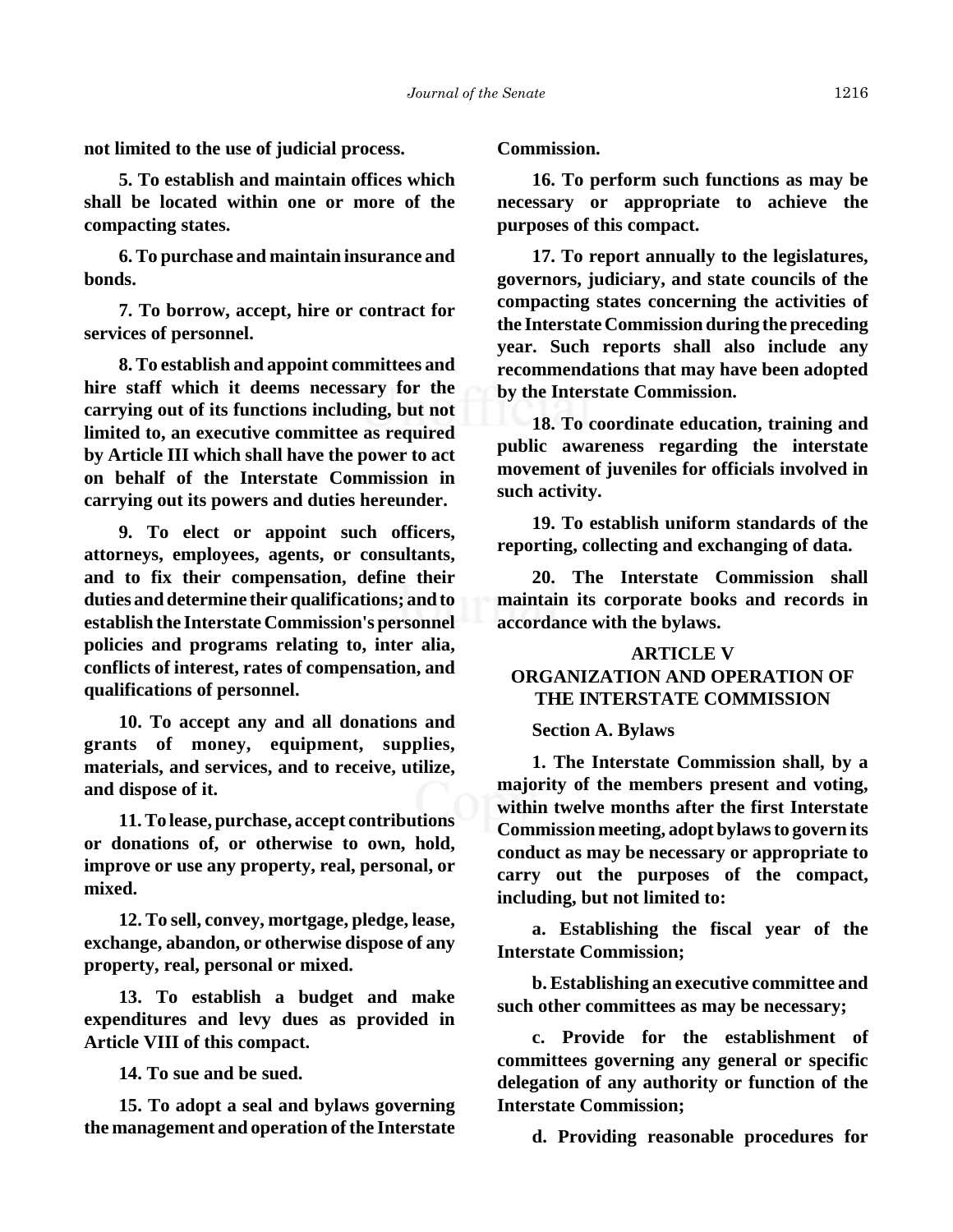**not limited to the use of judicial process.**

**5. To establish and maintain offices which shall be located within one or more of the compacting states.**

**6. To purchase and maintain insurance and bonds.**

**7. To borrow, accept, hire or contract for services of personnel.**

**8. To establish and appoint committees and hire staff which it deems necessary for the carrying out of its functions including, but not limited to, an executive committee as required by Article III which shall have the power to act on behalf of the Interstate Commission in carrying out its powers and duties hereunder.**

**9. To elect or appoint such officers, attorneys, employees, agents, or consultants, and to fix their compensation, define their duties and determine their qualifications; and to establish the Interstate Commission's personnel policies and programs relating to, inter alia, conflicts of interest, rates of compensation, and qualifications of personnel.**

**10. To accept any and all donations and grants of money, equipment, supplies, materials, and services, and to receive, utilize, and dispose of it.**

**11. To lease, purchase, accept contributions or donations of, or otherwise to own, hold, improve or use any property, real, personal, or mixed.**

**12. To sell, convey, mortgage, pledge, lease, exchange, abandon, or otherwise dispose of any property, real, personal or mixed.**

**13. To establish a budget and make expenditures and levy dues as provided in Article VIII of this compact.**

**14. To sue and be sued.**

**15. To adopt a seal and bylaws governing the management and operation of the Interstate Commission.**

**16. To perform such functions as may be necessary or appropriate to achieve the purposes of this compact.**

**17. To report annually to the legislatures, governors, judiciary, and state councils of the compacting states concerning the activities of the Interstate Commission during the preceding year. Such reports shall also include any recommendations that may have been adopted by the Interstate Commission.**

**18. To coordinate education, training and public awareness regarding the interstate movement of juveniles for officials involved in such activity.**

**19. To establish uniform standards of the reporting, collecting and exchanging of data.**

**20. The Interstate Commission shall maintain its corporate books and records in accordance with the bylaws.**

**ARTICLE V**
**ORGANIZATION AND OPERATION OF THE INTERSTATE COMMISSION**

**Section A. Bylaws**

**1. The Interstate Commission shall, by a majority of the members present and voting, within twelve months after the first Interstate Commission meeting, adopt bylaws to govern its conduct as may be necessary or appropriate to carry out the purposes of the compact, including, but not limited to:**

**a. Establishing the fiscal year of the Interstate Commission;**

**b. Establishing an executive committee and such other committees as may be necessary;**

**c. Provide for the establishment of committees governing any general or specific delegation of any authority or function of the Interstate Commission;**

**d. Providing reasonable procedures for**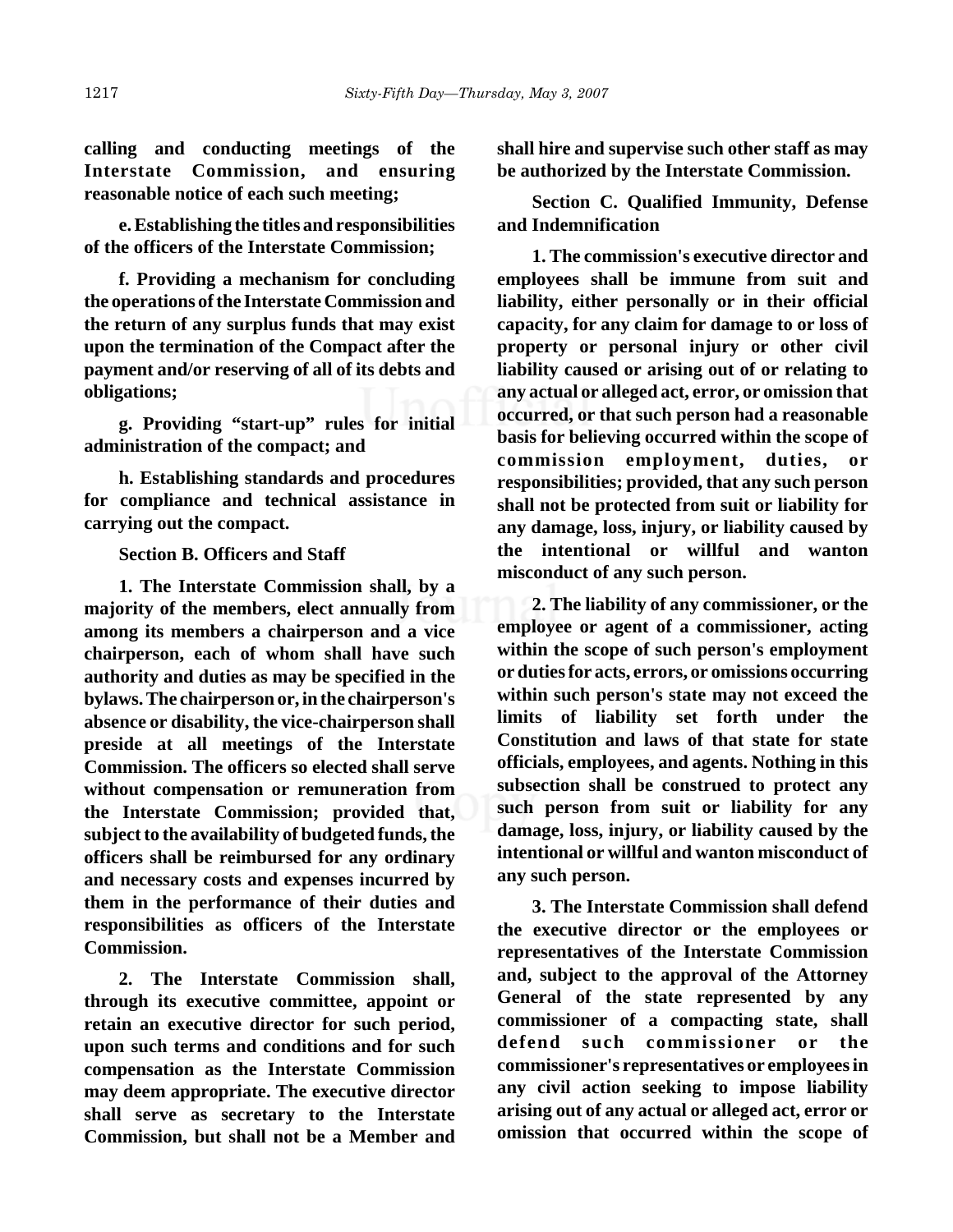**calling and conducting meetings of the Interstate Commission, and ensuring reasonable notice of each such meeting;**

**e. Establishing the titles and responsibilities of the officers of the Interstate Commission;**

**f. Providing a mechanism for concluding the operations of the Interstate Commission and the return of any surplus funds that may exist upon the termination of the Compact after the payment and/or reserving of all of its debts and obligations;**

**g. Providing "start-up" rules for initial administration of the compact; and**

**h. Establishing standards and procedures for compliance and technical assistance in carrying out the compact.**

**Section B. Officers and Staff**

**1. The Interstate Commission shall, by a majority of the members, elect annually from among its members a chairperson and a vice chairperson, each of whom shall have such authority and duties as may be specified in the bylaws. The chairperson or, in the chairperson's absence or disability, the vice-chairperson shall preside at all meetings of the Interstate Commission. The officers so elected shall serve without compensation or remuneration from the Interstate Commission; provided that, subject to the availability of budgeted funds, the officers shall be reimbursed for any ordinary and necessary costs and expenses incurred by them in the performance of their duties and responsibilities as officers of the Interstate Commission.**

**2. The Interstate Commission shall, through its executive committee, appoint or retain an executive director for such period, upon such terms and conditions and for such compensation as the Interstate Commission may deem appropriate. The executive director shall serve as secretary to the Interstate Commission, but shall not be a Member and shall hire and supervise such other staff as may be authorized by the Interstate Commission.**

**Section C. Qualified Immunity, Defense and Indemnification**

**1. The commission's executive director and employees shall be immune from suit and liability, either personally or in their official capacity, for any claim for damage to or loss of property or personal injury or other civil liability caused or arising out of or relating to any actual or alleged act, error, or omission that occurred, or that such person had a reasonable basis for believing occurred within the scope of commission employment, duties, or responsibilities; provided, that any such person shall not be protected from suit or liability for any damage, loss, injury, or liability caused by the intentional or willful and wanton misconduct of any such person.**

**2. The liability of any commissioner, or the employee or agent of a commissioner, acting within the scope of such person's employment or duties for acts, errors, or omissions occurring within such person's state may not exceed the limits of liability set forth under the Constitution and laws of that state for state officials, employees, and agents. Nothing in this subsection shall be construed to protect any such person from suit or liability for any damage, loss, injury, or liability caused by the intentional or willful and wanton misconduct of any such person.**

**3. The Interstate Commission shall defend the executive director or the employees or representatives of the Interstate Commission and, subject to the approval of the Attorney General of the state represented by any commissioner of a compacting state, shall defend such commissioner or the commissioner's representatives or employees in any civil action seeking to impose liability arising out of any actual or alleged act, error or omission that occurred within the scope of**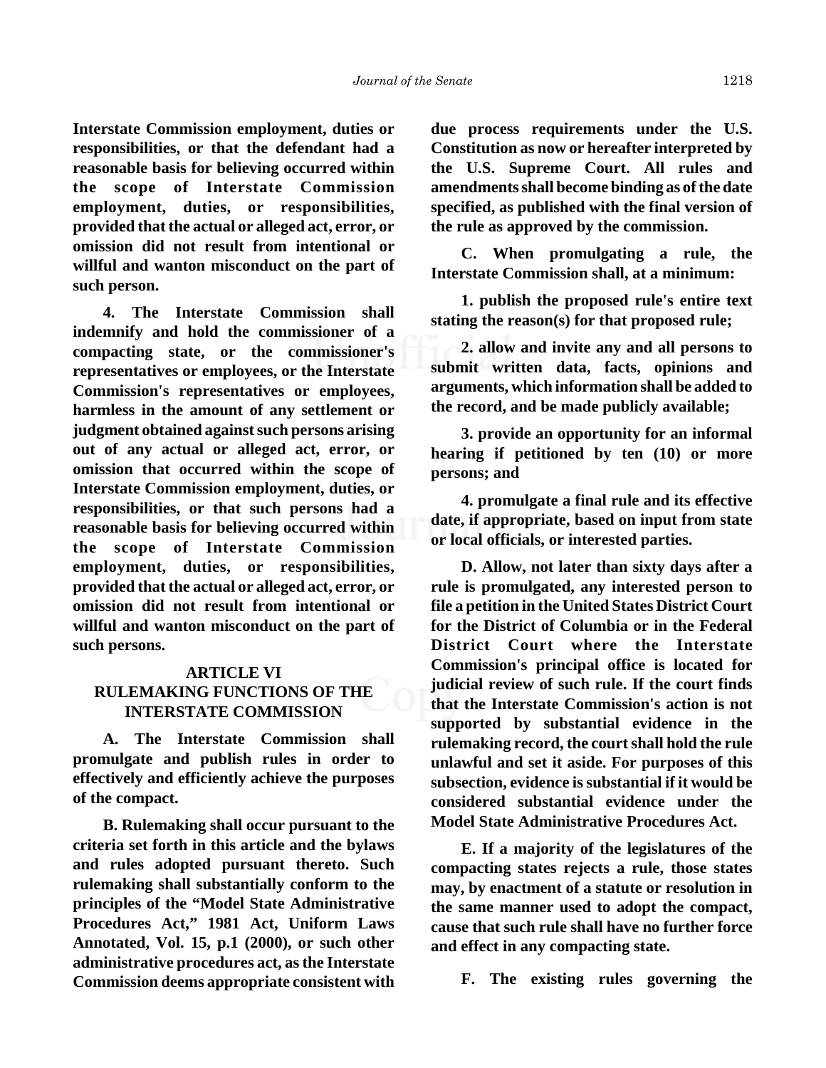**Interstate Commission employment, duties or responsibilities, or that the defendant had a reasonable basis for believing occurred within the scope of Interstate Commission employment, duties, or responsibilities, provided that the actual or alleged act, error, or omission did not result from intentional or willful and wanton misconduct on the part of such person.**

**4. The Interstate Commission shall indemnify and hold the commissioner of a compacting state, or the commissioner's representatives or employees, or the Interstate Commission's representatives or employees, harmless in the amount of any settlement or judgment obtained against such persons arising out of any actual or alleged act, error, or omission that occurred within the scope of Interstate Commission employment, duties, or responsibilities, or that such persons had a reasonable basis for believing occurred within the scope of Interstate Commission employment, duties, or responsibilities, provided that the actual or alleged act, error, or omission did not result from intentional or willful and wanton misconduct on the part of such persons.**

## ARTICLE VI
## RULEMAKING FUNCTIONS OF THE INTERSTATE COMMISSION

**A. The Interstate Commission shall promulgate and publish rules in order to effectively and efficiently achieve the purposes of the compact.**

**B. Rulemaking shall occur pursuant to the criteria set forth in this article and the bylaws and rules adopted pursuant thereto. Such rulemaking shall substantially conform to the principles of the "Model State Administrative Procedures Act," 1981 Act, Uniform Laws Annotated, Vol. 15, p.1 (2000), or such other administrative procedures act, as the Interstate Commission deems appropriate consistent with due process requirements under the U.S. Constitution as now or hereafter interpreted by the U.S. Supreme Court. All rules and amendments shall become binding as of the date specified, as published with the final version of the rule as approved by the commission.**

**C. When promulgating a rule, the Interstate Commission shall, at a minimum:**

**1. publish the proposed rule's entire text stating the reason(s) for that proposed rule;**

**2. allow and invite any and all persons to submit written data, facts, opinions and arguments, which information shall be added to the record, and be made publicly available;**

**3. provide an opportunity for an informal hearing if petitioned by ten (10) or more persons; and**

**4. promulgate a final rule and its effective date, if appropriate, based on input from state or local officials, or interested parties.**

**D. Allow, not later than sixty days after a rule is promulgated, any interested person to file a petition in the United States District Court for the District of Columbia or in the Federal District Court where the Interstate Commission's principal office is located for judicial review of such rule. If the court finds that the Interstate Commission's action is not supported by substantial evidence in the rulemaking record, the court shall hold the rule unlawful and set it aside. For purposes of this subsection, evidence is substantial if it would be considered substantial evidence under the Model State Administrative Procedures Act.**

**E. If a majority of the legislatures of the compacting states rejects a rule, those states may, by enactment of a statute or resolution in the same manner used to adopt the compact, cause that such rule shall have no further force and effect in any compacting state.**

**F. The existing rules governing the**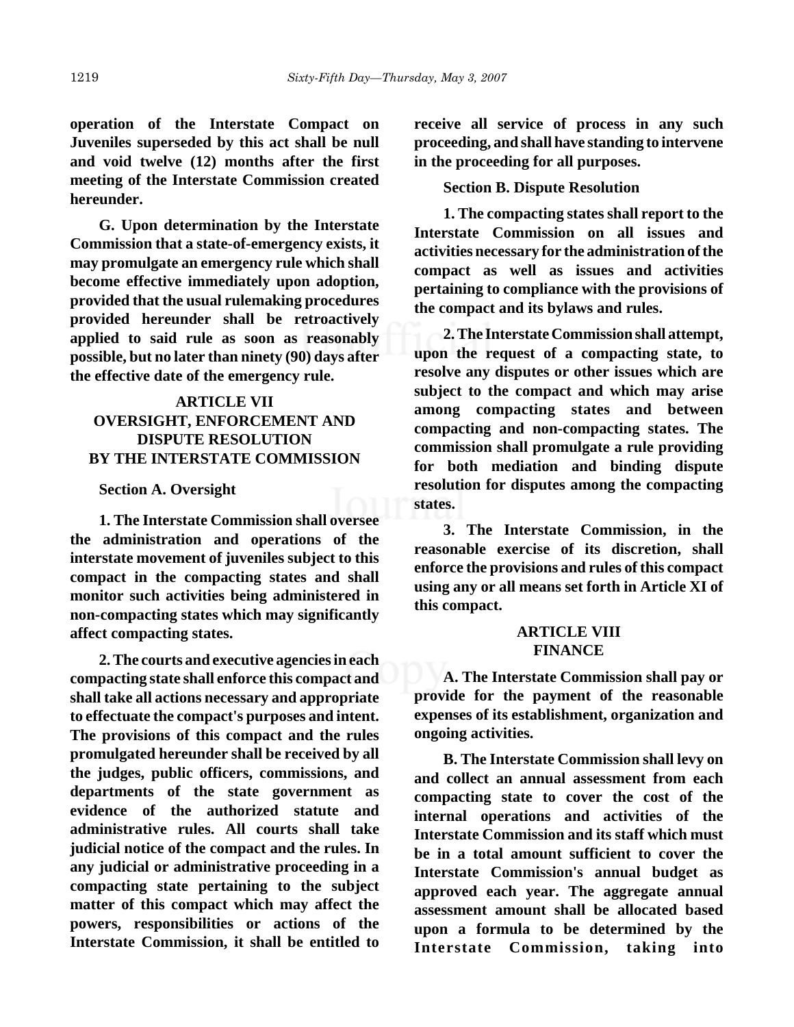**operation of the Interstate Compact on Juveniles superseded by this act shall be null and void twelve (12) months after the first meeting of the Interstate Commission created hereunder.**

**G. Upon determination by the Interstate Commission that a state-of-emergency exists, it may promulgate an emergency rule which shall become effective immediately upon adoption, provided that the usual rulemaking procedures provided hereunder shall be retroactively applied to said rule as soon as reasonably possible, but no later than ninety (90) days after the effective date of the emergency rule.**

## ARTICLE VII
## OVERSIGHT, ENFORCEMENT AND DISPUTE RESOLUTION BY THE INTERSTATE COMMISSION

**Section A. Oversight**

**1. The Interstate Commission shall oversee the administration and operations of the interstate movement of juveniles subject to this compact in the compacting states and shall monitor such activities being administered in non-compacting states which may significantly affect compacting states.**

**2. The courts and executive agencies in each compacting state shall enforce this compact and shall take all actions necessary and appropriate to effectuate the compact's purposes and intent. The provisions of this compact and the rules promulgated hereunder shall be received by all the judges, public officers, commissions, and departments of the state government as evidence of the authorized statute and administrative rules. All courts shall take judicial notice of the compact and the rules. In any judicial or administrative proceeding in a compacting state pertaining to the subject matter of this compact which may affect the powers, responsibilities or actions of the Interstate Commission, it shall be entitled to receive all service of process in any such proceeding, and shall have standing to intervene in the proceeding for all purposes.**

**Section B. Dispute Resolution**

**1. The compacting states shall report to the Interstate Commission on all issues and activities necessary for the administration of the compact as well as issues and activities pertaining to compliance with the provisions of the compact and its bylaws and rules.**

**2. The Interstate Commission shall attempt, upon the request of a compacting state, to resolve any disputes or other issues which are subject to the compact and which may arise among compacting states and between compacting and non-compacting states. The commission shall promulgate a rule providing for both mediation and binding dispute resolution for disputes among the compacting states.**

**3. The Interstate Commission, in the reasonable exercise of its discretion, shall enforce the provisions and rules of this compact using any or all means set forth in Article XI of this compact.**

## ARTICLE VIII
## FINANCE

**A. The Interstate Commission shall pay or provide for the payment of the reasonable expenses of its establishment, organization and ongoing activities.**

**B. The Interstate Commission shall levy on and collect an annual assessment from each compacting state to cover the cost of the internal operations and activities of the Interstate Commission and its staff which must be in a total amount sufficient to cover the Interstate Commission's annual budget as approved each year. The aggregate annual assessment amount shall be allocated based upon a formula to be determined by the Interstate Commission, taking into**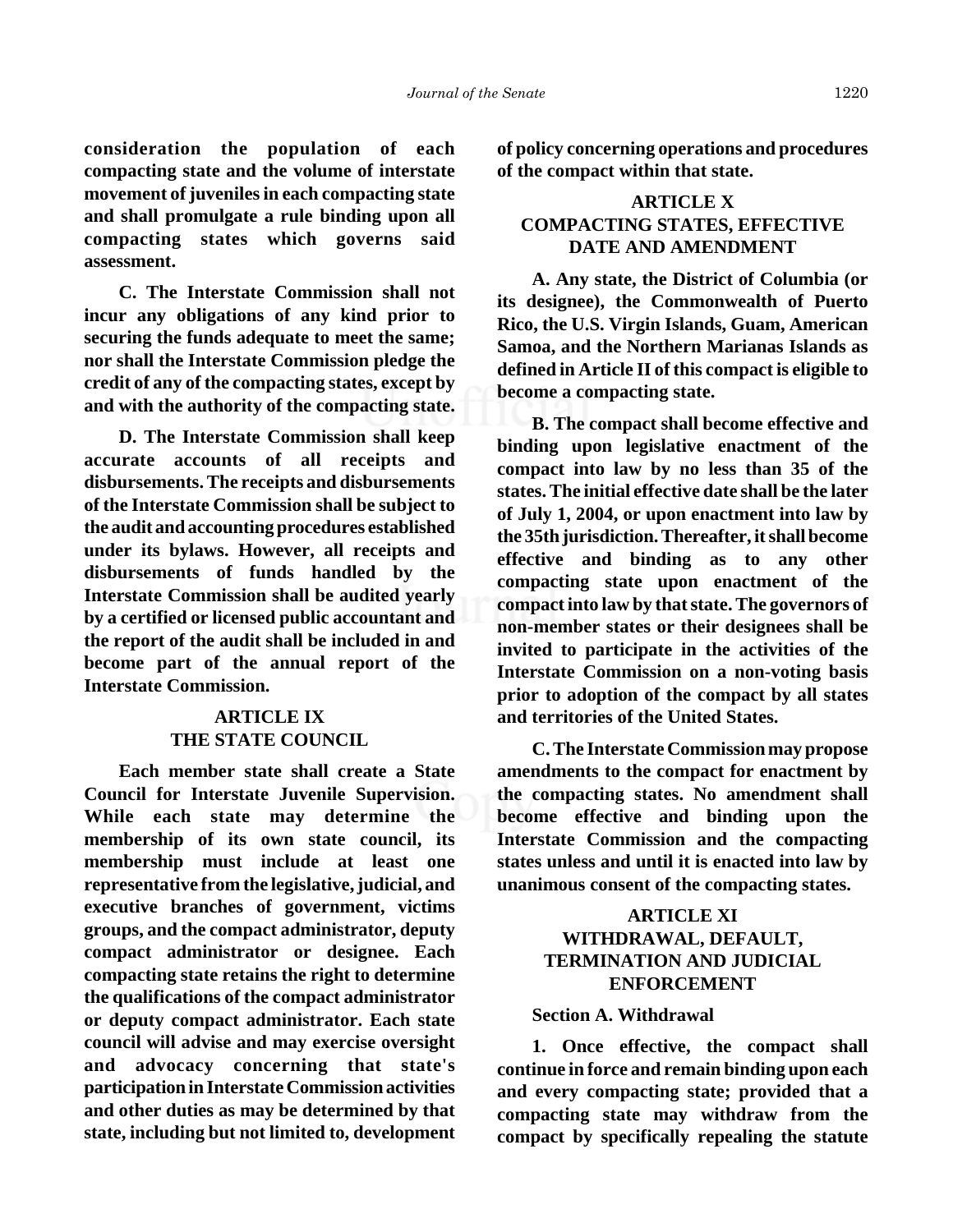**consideration the population of each compacting state and the volume of interstate movement of juveniles in each compacting state and shall promulgate a rule binding upon all compacting states which governs said assessment.**

**C. The Interstate Commission shall not incur any obligations of any kind prior to securing the funds adequate to meet the same; nor shall the Interstate Commission pledge the credit of any of the compacting states, except by and with the authority of the compacting state.**

**D. The Interstate Commission shall keep accurate accounts of all receipts and disbursements. The receipts and disbursements of the Interstate Commission shall be subject to the audit and accounting procedures established under its bylaws. However, all receipts and disbursements of funds handled by the Interstate Commission shall be audited yearly by a certified or licensed public accountant and the report of the audit shall be included in and become part of the annual report of the Interstate Commission.**

## ARTICLE IX
## THE STATE COUNCIL

**Each member state shall create a State Council for Interstate Juvenile Supervision. While each state may determine the membership of its own state council, its membership must include at least one representative from the legislative, judicial, and executive branches of government, victims groups, and the compact administrator, deputy compact administrator or designee. Each compacting state retains the right to determine the qualifications of the compact administrator or deputy compact administrator. Each state council will advise and may exercise oversight and advocacy concerning that state's participation in Interstate Commission activities and other duties as may be determined by that state, including but not limited to, development of policy concerning operations and procedures of the compact within that state.**

## ARTICLE X
## COMPACTING STATES, EFFECTIVE DATE AND AMENDMENT

**A. Any state, the District of Columbia (or its designee), the Commonwealth of Puerto Rico, the U.S. Virgin Islands, Guam, American Samoa, and the Northern Marianas Islands as defined in Article II of this compact is eligible to become a compacting state.**

**B. The compact shall become effective and binding upon legislative enactment of the compact into law by no less than 35 of the states. The initial effective date shall be the later of July 1, 2004, or upon enactment into law by the 35th jurisdiction. Thereafter, it shall become effective and binding as to any other compacting state upon enactment of the compact into law by that state. The governors of non-member states or their designees shall be invited to participate in the activities of the Interstate Commission on a non-voting basis prior to adoption of the compact by all states and territories of the United States.**

**C. The Interstate Commission may propose amendments to the compact for enactment by the compacting states. No amendment shall become effective and binding upon the Interstate Commission and the compacting states unless and until it is enacted into law by unanimous consent of the compacting states.**

## ARTICLE XI
## WITHDRAWAL, DEFAULT, TERMINATION AND JUDICIAL ENFORCEMENT

**Section A. Withdrawal**

**1. Once effective, the compact shall continue in force and remain binding upon each and every compacting state; provided that a compacting state may withdraw from the compact by specifically repealing the statute**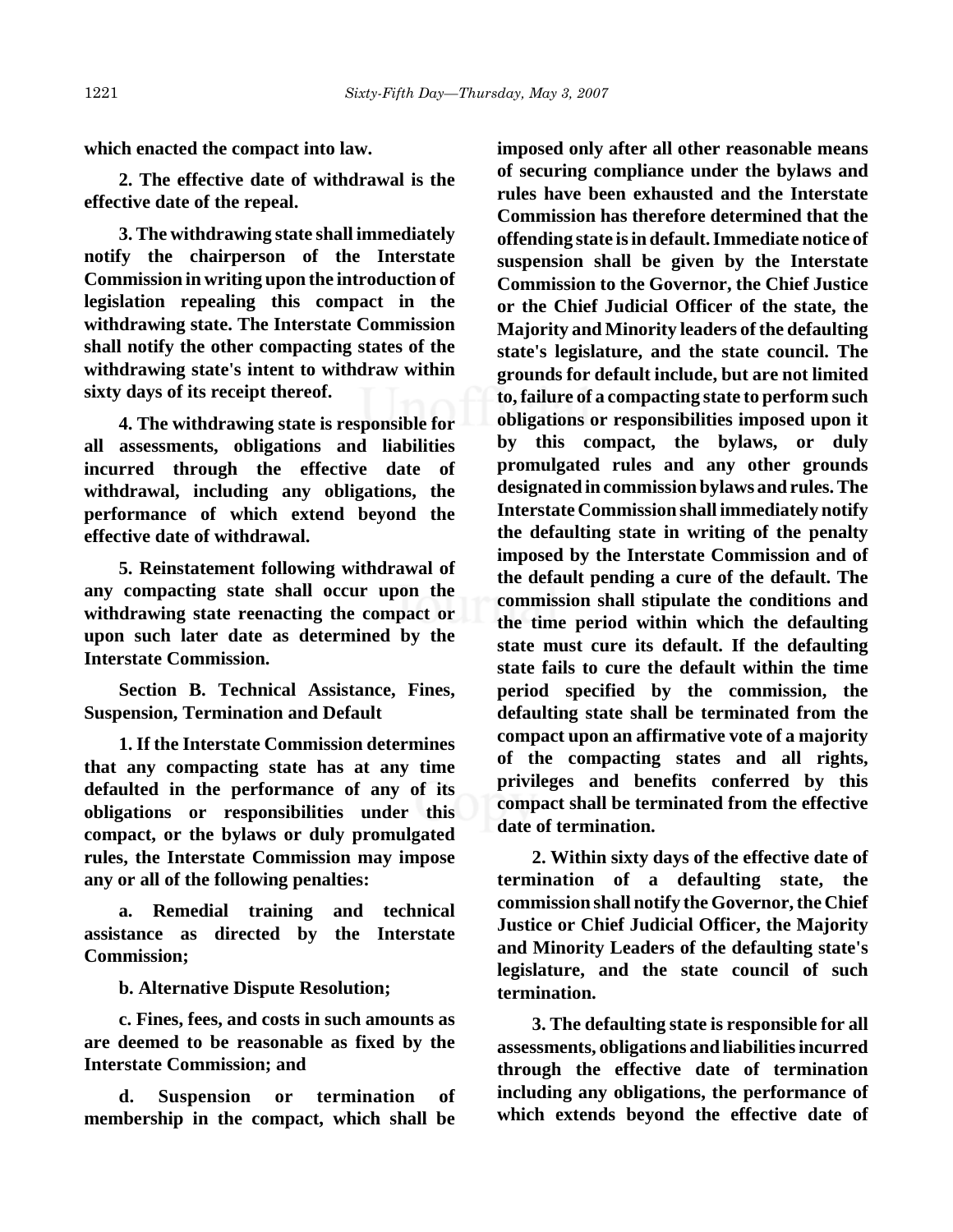**which enacted the compact into law.**

**2. The effective date of withdrawal is the effective date of the repeal.**

**3. The withdrawing state shall immediately notify the chairperson of the Interstate Commission in writing upon the introduction of legislation repealing this compact in the withdrawing state. The Interstate Commission shall notify the other compacting states of the withdrawing state's intent to withdraw within sixty days of its receipt thereof.**

**4. The withdrawing state is responsible for all assessments, obligations and liabilities incurred through the effective date of withdrawal, including any obligations, the performance of which extend beyond the effective date of withdrawal.**

**5. Reinstatement following withdrawal of any compacting state shall occur upon the withdrawing state reenacting the compact or upon such later date as determined by the Interstate Commission.**

**Section B. Technical Assistance, Fines, Suspension, Termination and Default**

**1. If the Interstate Commission determines that any compacting state has at any time defaulted in the performance of any of its obligations or responsibilities under this compact, or the bylaws or duly promulgated rules, the Interstate Commission may impose any or all of the following penalties:**

**a. Remedial training and technical assistance as directed by the Interstate Commission;**

**b. Alternative Dispute Resolution;**

**c. Fines, fees, and costs in such amounts as are deemed to be reasonable as fixed by the Interstate Commission; and**

**d. Suspension or termination of membership in the compact, which shall be imposed only after all other reasonable means of securing compliance under the bylaws and rules have been exhausted and the Interstate Commission has therefore determined that the offending state is in default. Immediate notice of suspension shall be given by the Interstate Commission to the Governor, the Chief Justice or the Chief Judicial Officer of the state, the Majority and Minority leaders of the defaulting state's legislature, and the state council. The grounds for default include, but are not limited to, failure of a compacting state to perform such obligations or responsibilities imposed upon it by this compact, the bylaws, or duly promulgated rules and any other grounds designated in commission bylaws and rules. The Interstate Commission shall immediately notify the defaulting state in writing of the penalty imposed by the Interstate Commission and of the default pending a cure of the default. The commission shall stipulate the conditions and the time period within which the defaulting state must cure its default. If the defaulting state fails to cure the default within the time period specified by the commission, the defaulting state shall be terminated from the compact upon an affirmative vote of a majority of the compacting states and all rights, privileges and benefits conferred by this compact shall be terminated from the effective date of termination.**

**2. Within sixty days of the effective date of termination of a defaulting state, the commission shall notify the Governor, the Chief Justice or Chief Judicial Officer, the Majority and Minority Leaders of the defaulting state's legislature, and the state council of such termination.**

**3. The defaulting state is responsible for all assessments, obligations and liabilities incurred through the effective date of termination including any obligations, the performance of which extends beyond the effective date of**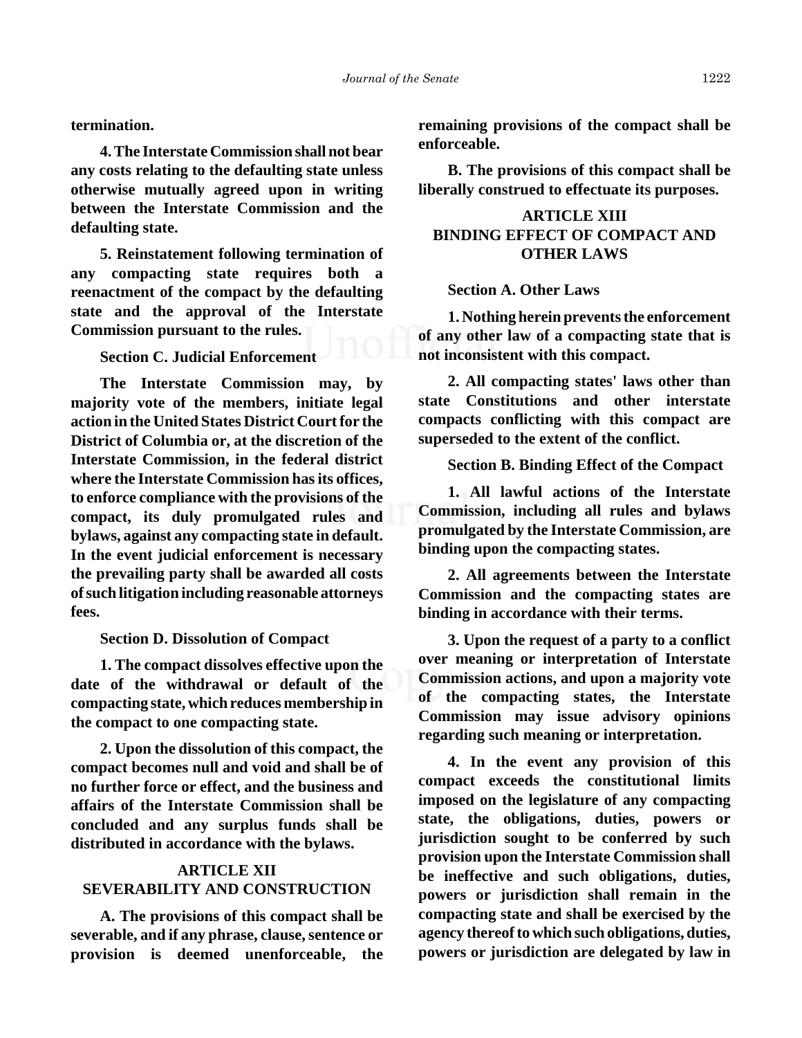**termination.**

**4. The Interstate Commission shall not bear any costs relating to the defaulting state unless otherwise mutually agreed upon in writing between the Interstate Commission and the defaulting state.**

**5. Reinstatement following termination of any compacting state requires both a reenactment of the compact by the defaulting state and the approval of the Interstate Commission pursuant to the rules.**

**Section C. Judicial Enforcement**

**The Interstate Commission may, by majority vote of the members, initiate legal action in the United States District Court for the District of Columbia or, at the discretion of the Interstate Commission, in the federal district where the Interstate Commission has its offices, to enforce compliance with the provisions of the compact, its duly promulgated rules and bylaws, against any compacting state in default. In the event judicial enforcement is necessary the prevailing party shall be awarded all costs of such litigation including reasonable attorneys fees.**

**Section D. Dissolution of Compact**

**1. The compact dissolves effective upon the date of the withdrawal or default of the compacting state, which reduces membership in the compact to one compacting state.**

**2. Upon the dissolution of this compact, the compact becomes null and void and shall be of no further force or effect, and the business and affairs of the Interstate Commission shall be concluded and any surplus funds shall be distributed in accordance with the bylaws.**

## ARTICLE XII
## SEVERABILITY AND CONSTRUCTION

**A. The provisions of this compact shall be severable, and if any phrase, clause, sentence or provision is deemed unenforceable, the remaining provisions of the compact shall be enforceable.**

**B. The provisions of this compact shall be liberally construed to effectuate its purposes.**

## ARTICLE XIII
## BINDING EFFECT OF COMPACT AND OTHER LAWS

**Section A. Other Laws**

**1. Nothing herein prevents the enforcement of any other law of a compacting state that is not inconsistent with this compact.**

**2. All compacting states' laws other than state Constitutions and other interstate compacts conflicting with this compact are superseded to the extent of the conflict.**

**Section B. Binding Effect of the Compact**

**1. All lawful actions of the Interstate Commission, including all rules and bylaws promulgated by the Interstate Commission, are binding upon the compacting states.**

**2. All agreements between the Interstate Commission and the compacting states are binding in accordance with their terms.**

**3. Upon the request of a party to a conflict over meaning or interpretation of Interstate Commission actions, and upon a majority vote of the compacting states, the Interstate Commission may issue advisory opinions regarding such meaning or interpretation.**

**4. In the event any provision of this compact exceeds the constitutional limits imposed on the legislature of any compacting state, the obligations, duties, powers or jurisdiction sought to be conferred by such provision upon the Interstate Commission shall be ineffective and such obligations, duties, powers or jurisdiction shall remain in the compacting state and shall be exercised by the agency thereof to which such obligations, duties, powers or jurisdiction are delegated by law in**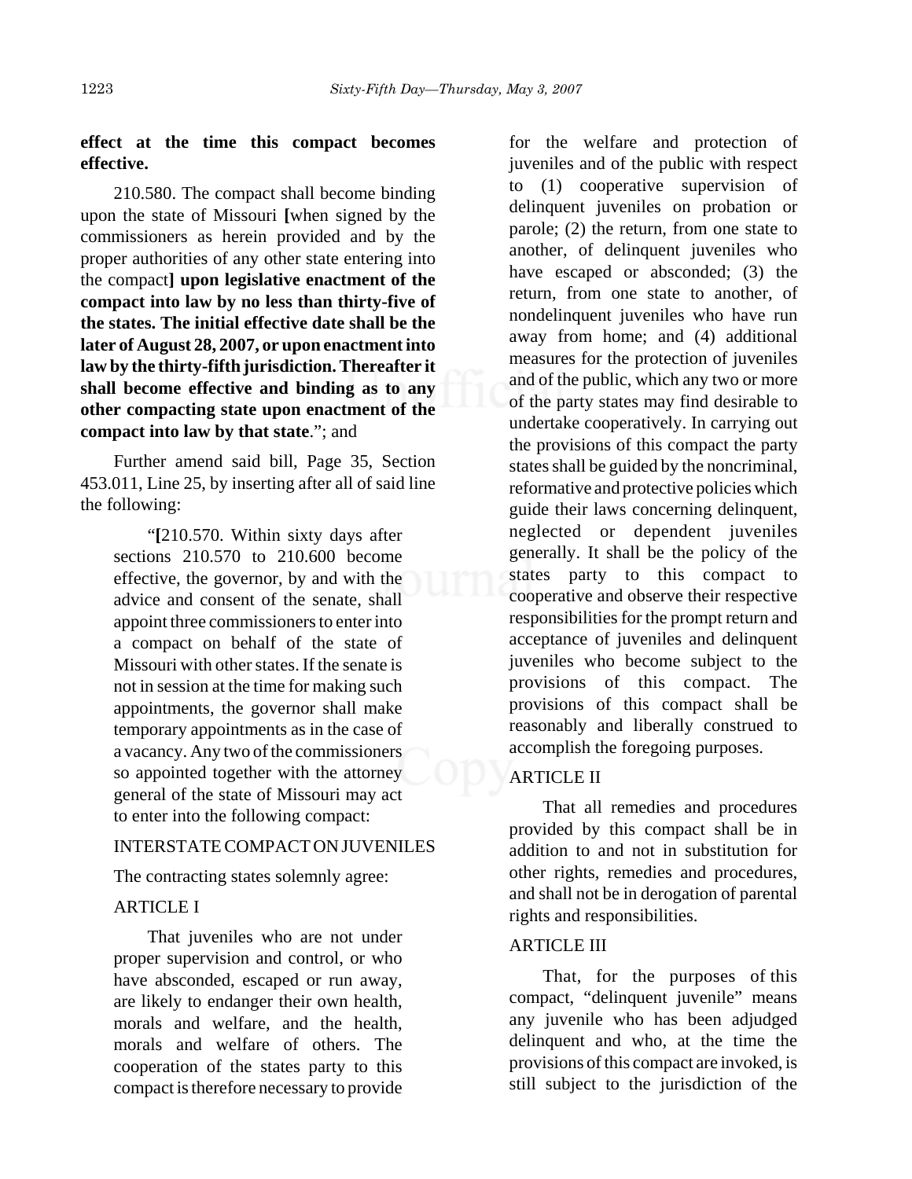**effect at the time this compact becomes effective.**

210.580. The compact shall become binding upon the state of Missouri [when signed by the commissioners as herein provided and by the proper authorities of any other state entering into the compact] **upon legislative enactment of the compact into law by no less than thirty-five of the states. The initial effective date shall be the later of August 28, 2007, or upon enactment into law by the thirty-fifth jurisdiction. Thereafter it shall become effective and binding as to any other compacting state upon enactment of the compact into law by that state**."; and

Further amend said bill, Page 35, Section 453.011, Line 25, by inserting after all of said line the following:

> "[210.570. Within sixty days after sections 210.570 to 210.600 become effective, the governor, by and with the advice and consent of the senate, shall appoint three commissioners to enter into a compact on behalf of the state of Missouri with other states. If the senate is not in session at the time for making such appointments, the governor shall make temporary appointments as in the case of a vacancy. Any two of the commissioners so appointed together with the attorney general of the state of Missouri may act to enter into the following compact:
>
> INTERSTATE COMPACT ON JUVENILES
>
> The contracting states solemnly agree:
>
> ARTICLE I
>
> That juveniles who are not under proper supervision and control, or who have absconded, escaped or run away, are likely to endanger their own health, morals and welfare, and the health, morals and welfare of others. The cooperation of the states party to this compact is therefore necessary to provide for the welfare and protection of juveniles and of the public with respect to (1) cooperative supervision of delinquent juveniles on probation or parole; (2) the return, from one state to another, of delinquent juveniles who have escaped or absconded; (3) the return, from one state to another, of nondelinquent juveniles who have run away from home; and (4) additional measures for the protection of juveniles and of the public, which any two or more of the party states may find desirable to undertake cooperatively. In carrying out the provisions of this compact the party states shall be guided by the noncriminal, reformative and protective policies which guide their laws concerning delinquent, neglected or dependent juveniles generally. It shall be the policy of the states party to this compact to cooperative and observe their respective responsibilities for the prompt return and acceptance of juveniles and delinquent juveniles who become subject to the provisions of this compact. The provisions of this compact shall be reasonably and liberally construed to accomplish the foregoing purposes.
>
> ARTICLE II
>
> That all remedies and procedures provided by this compact shall be in addition to and not in substitution for other rights, remedies and procedures, and shall not be in derogation of parental rights and responsibilities.
>
> ARTICLE III
>
> That, for the purposes of this compact, "delinquent juvenile" means any juvenile who has been adjudged delinquent and who, at the time the provisions of this compact are invoked, is still subject to the jurisdiction of the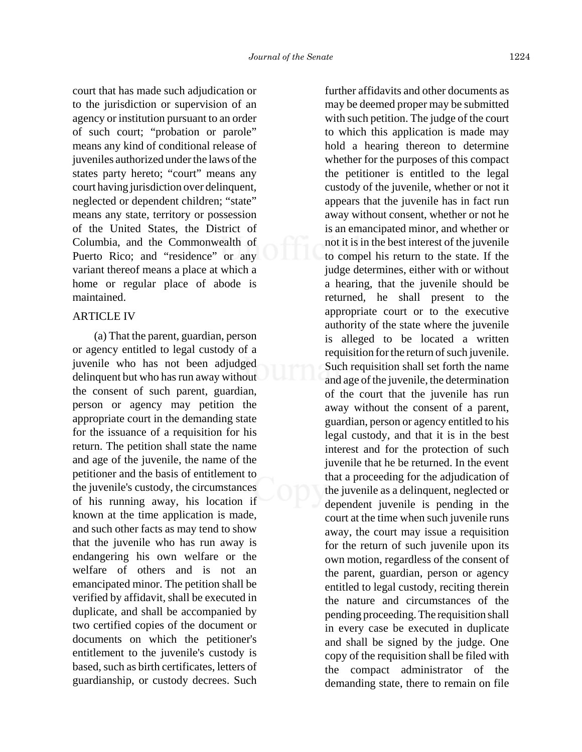court that has made such adjudication or to the jurisdiction or supervision of an agency or institution pursuant to an order of such court; "probation or parole" means any kind of conditional release of juveniles authorized under the laws of the states party hereto; "court" means any court having jurisdiction over delinquent, neglected or dependent children; "state" means any state, territory or possession of the United States, the District of Columbia, and the Commonwealth of Puerto Rico; and "residence" or any variant thereof means a place at which a home or regular place of abode is maintained.

ARTICLE IV

(a) That the parent, guardian, person or agency entitled to legal custody of a juvenile who has not been adjudged delinquent but who has run away without the consent of such parent, guardian, person or agency may petition the appropriate court in the demanding state for the issuance of a requisition for his return. The petition shall state the name and age of the juvenile, the name of the petitioner and the basis of entitlement to the juvenile's custody, the circumstances of his running away, his location if known at the time application is made, and such other facts as may tend to show that the juvenile who has run away is endangering his own welfare or the welfare of others and is not an emancipated minor. The petition shall be verified by affidavit, shall be executed in duplicate, and shall be accompanied by two certified copies of the document or documents on which the petitioner's entitlement to the juvenile's custody is based, such as birth certificates, letters of guardianship, or custody decrees. Such further affidavits and other documents as may be deemed proper may be submitted with such petition. The judge of the court to which this application is made may hold a hearing thereon to determine whether for the purposes of this compact the petitioner is entitled to the legal custody of the juvenile, whether or not it appears that the juvenile has in fact run away without consent, whether or not he is an emancipated minor, and whether or not it is in the best interest of the juvenile to compel his return to the state. If the judge determines, either with or without a hearing, that the juvenile should be returned, he shall present to the appropriate court or to the executive authority of the state where the juvenile is alleged to be located a written requisition for the return of such juvenile. Such requisition shall set forth the name and age of the juvenile, the determination of the court that the juvenile has run away without the consent of a parent, guardian, person or agency entitled to his legal custody, and that it is in the best interest and for the protection of such juvenile that he be returned. In the event that a proceeding for the adjudication of the juvenile as a delinquent, neglected or dependent juvenile is pending in the court at the time when such juvenile runs away, the court may issue a requisition for the return of such juvenile upon its own motion, regardless of the consent of the parent, guardian, person or agency entitled to legal custody, reciting therein the nature and circumstances of the pending proceeding. The requisition shall in every case be executed in duplicate and shall be signed by the judge. One copy of the requisition shall be filed with the compact administrator of the demanding state, there to remain on file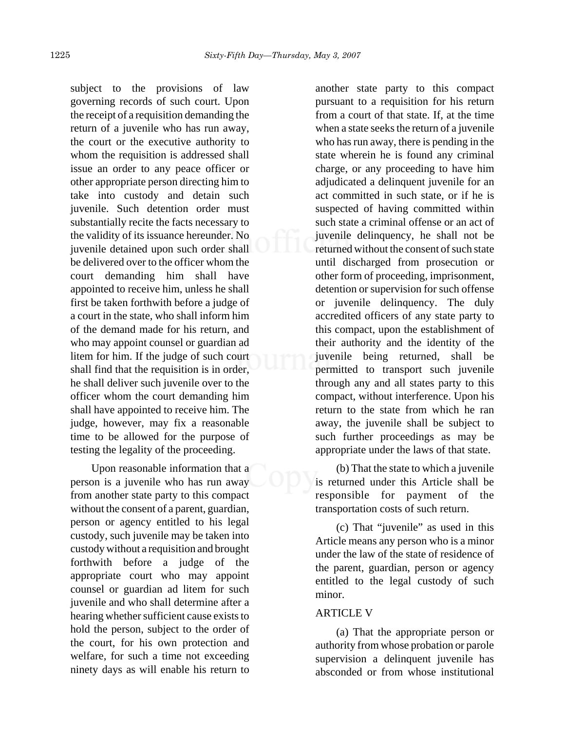subject to the provisions of law governing records of such court. Upon the receipt of a requisition demanding the return of a juvenile who has run away, the court or the executive authority to whom the requisition is addressed shall issue an order to any peace officer or other appropriate person directing him to take into custody and detain such juvenile. Such detention order must substantially recite the facts necessary to the validity of its issuance hereunder. No juvenile detained upon such order shall be delivered over to the officer whom the court demanding him shall have appointed to receive him, unless he shall first be taken forthwith before a judge of a court in the state, who shall inform him of the demand made for his return, and who may appoint counsel or guardian ad litem for him. If the judge of such court shall find that the requisition is in order, he shall deliver such juvenile over to the officer whom the court demanding him shall have appointed to receive him. The judge, however, may fix a reasonable time to be allowed for the purpose of testing the legality of the proceeding.

Upon reasonable information that a person is a juvenile who has run away from another state party to this compact without the consent of a parent, guardian, person or agency entitled to his legal custody, such juvenile may be taken into custody without a requisition and brought forthwith before a judge of the appropriate court who may appoint counsel or guardian ad litem for such juvenile and who shall determine after a hearing whether sufficient cause exists to hold the person, subject to the order of the court, for his own protection and welfare, for such a time not exceeding ninety days as will enable his return to another state party to this compact pursuant to a requisition for his return from a court of that state. If, at the time when a state seeks the return of a juvenile who has run away, there is pending in the state wherein he is found any criminal charge, or any proceeding to have him adjudicated a delinquent juvenile for an act committed in such state, or if he is suspected of having committed within such state a criminal offense or an act of juvenile delinquency, he shall not be returned without the consent of such state until discharged from prosecution or other form of proceeding, imprisonment, detention or supervision for such offense or juvenile delinquency. The duly accredited officers of any state party to this compact, upon the establishment of their authority and the identity of the juvenile being returned, shall be permitted to transport such juvenile through any and all states party to this compact, without interference. Upon his return to the state from which he ran away, the juvenile shall be subject to such further proceedings as may be appropriate under the laws of that state.

(b) That the state to which a juvenile is returned under this Article shall be responsible for payment of the transportation costs of such return.

(c) That "juvenile" as used in this Article means any person who is a minor under the law of the state of residence of the parent, guardian, person or agency entitled to the legal custody of such minor.

ARTICLE V

(a) That the appropriate person or authority from whose probation or parole supervision a delinquent juvenile has absconded or from whose institutional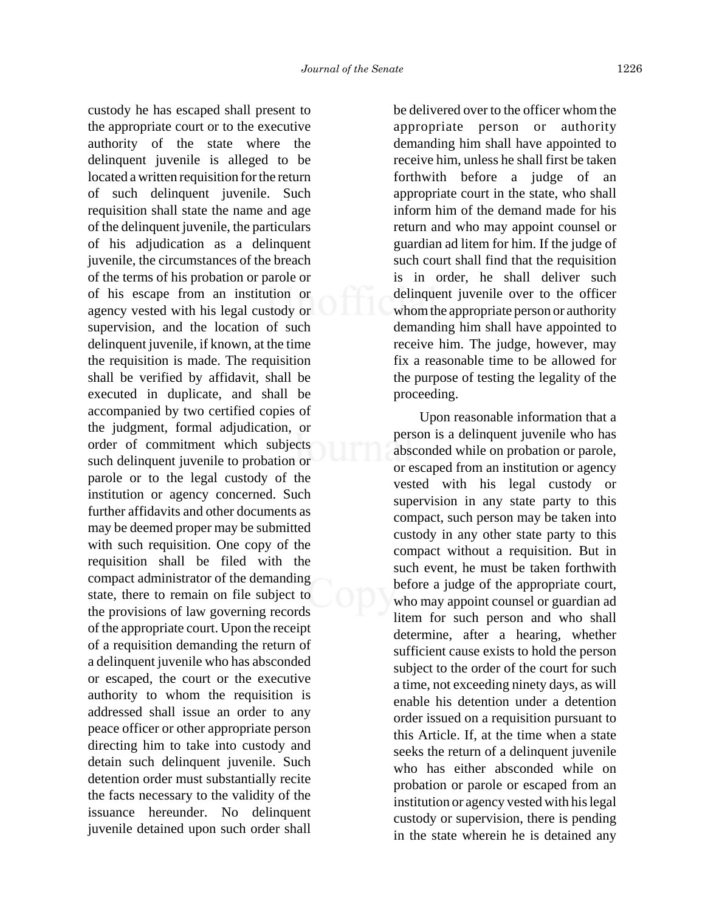custody he has escaped shall present to the appropriate court or to the executive authority of the state where the delinquent juvenile is alleged to be located a written requisition for the return of such delinquent juvenile. Such requisition shall state the name and age of the delinquent juvenile, the particulars of his adjudication as a delinquent juvenile, the circumstances of the breach of the terms of his probation or parole or of his escape from an institution or agency vested with his legal custody or supervision, and the location of such delinquent juvenile, if known, at the time the requisition is made. The requisition shall be verified by affidavit, shall be executed in duplicate, and shall be accompanied by two certified copies of the judgment, formal adjudication, or order of commitment which subjects such delinquent juvenile to probation or parole or to the legal custody of the institution or agency concerned. Such further affidavits and other documents as may be deemed proper may be submitted with such requisition. One copy of the requisition shall be filed with the compact administrator of the demanding state, there to remain on file subject to the provisions of law governing records of the appropriate court. Upon the receipt of a requisition demanding the return of a delinquent juvenile who has absconded or escaped, the court or the executive authority to whom the requisition is addressed shall issue an order to any peace officer or other appropriate person directing him to take into custody and detain such delinquent juvenile. Such detention order must substantially recite the facts necessary to the validity of the issuance hereunder. No delinquent juvenile detained upon such order shall be delivered over to the officer whom the appropriate person or authority demanding him shall have appointed to receive him, unless he shall first be taken forthwith before a judge of an appropriate court in the state, who shall inform him of the demand made for his return and who may appoint counsel or guardian ad litem for him. If the judge of such court shall find that the requisition is in order, he shall deliver such delinquent juvenile over to the officer whom the appropriate person or authority demanding him shall have appointed to receive him. The judge, however, may fix a reasonable time to be allowed for the purpose of testing the legality of the proceeding.

Upon reasonable information that a person is a delinquent juvenile who has absconded while on probation or parole, or escaped from an institution or agency vested with his legal custody or supervision in any state party to this compact, such person may be taken into custody in any other state party to this compact without a requisition. But in such event, he must be taken forthwith before a judge of the appropriate court, who may appoint counsel or guardian ad litem for such person and who shall determine, after a hearing, whether sufficient cause exists to hold the person subject to the order of the court for such a time, not exceeding ninety days, as will enable his detention under a detention order issued on a requisition pursuant to this Article. If, at the time when a state seeks the return of a delinquent juvenile who has either absconded while on probation or parole or escaped from an institution or agency vested with his legal custody or supervision, there is pending in the state wherein he is detained any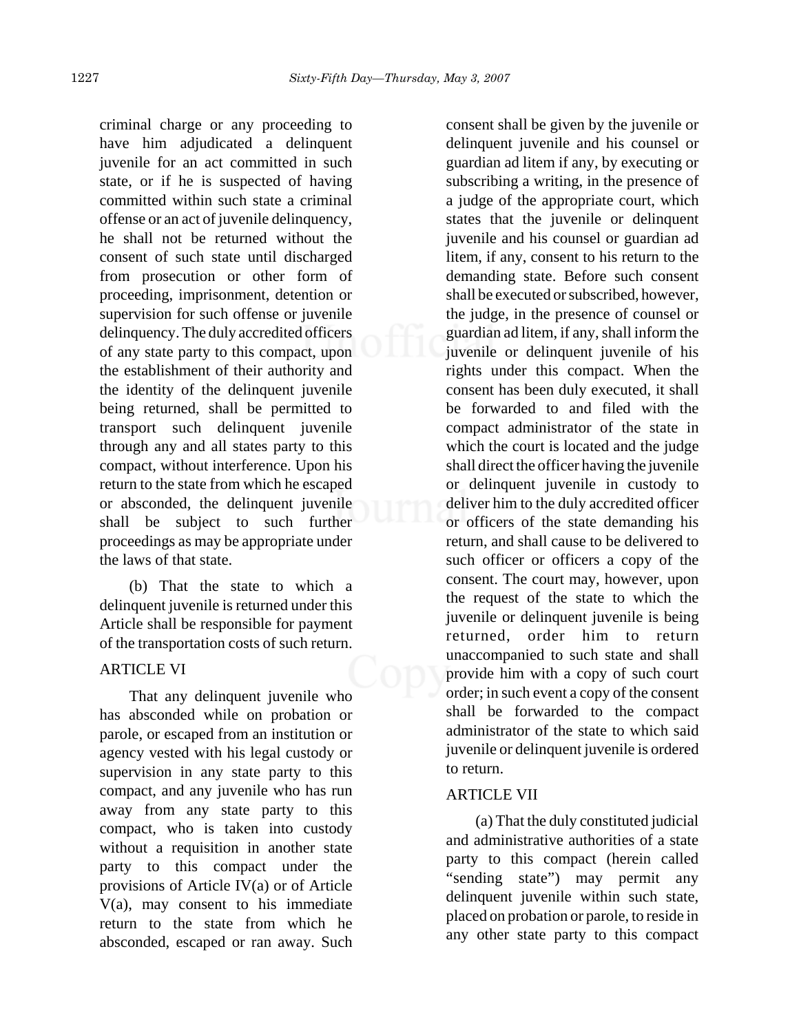criminal charge or any proceeding to have him adjudicated a delinquent juvenile for an act committed in such state, or if he is suspected of having committed within such state a criminal offense or an act of juvenile delinquency, he shall not be returned without the consent of such state until discharged from prosecution or other form of proceeding, imprisonment, detention or supervision for such offense or juvenile delinquency. The duly accredited officers of any state party to this compact, upon the establishment of their authority and the identity of the delinquent juvenile being returned, shall be permitted to transport such delinquent juvenile through any and all states party to this compact, without interference. Upon his return to the state from which he escaped or absconded, the delinquent juvenile shall be subject to such further proceedings as may be appropriate under the laws of that state.

(b) That the state to which a delinquent juvenile is returned under this Article shall be responsible for payment of the transportation costs of such return.

ARTICLE VI

That any delinquent juvenile who has absconded while on probation or parole, or escaped from an institution or agency vested with his legal custody or supervision in any state party to this compact, and any juvenile who has run away from any state party to this compact, who is taken into custody without a requisition in another state party to this compact under the provisions of Article IV(a) or of Article V(a), may consent to his immediate return to the state from which he absconded, escaped or ran away. Such consent shall be given by the juvenile or delinquent juvenile and his counsel or guardian ad litem if any, by executing or subscribing a writing, in the presence of a judge of the appropriate court, which states that the juvenile or delinquent juvenile and his counsel or guardian ad litem, if any, consent to his return to the demanding state. Before such consent shall be executed or subscribed, however, the judge, in the presence of counsel or guardian ad litem, if any, shall inform the juvenile or delinquent juvenile of his rights under this compact. When the consent has been duly executed, it shall be forwarded to and filed with the compact administrator of the state in which the court is located and the judge shall direct the officer having the juvenile or delinquent juvenile in custody to deliver him to the duly accredited officer or officers of the state demanding his return, and shall cause to be delivered to such officer or officers a copy of the consent. The court may, however, upon the request of the state to which the juvenile or delinquent juvenile is being returned, order him to return unaccompanied to such state and shall provide him with a copy of such court order; in such event a copy of the consent shall be forwarded to the compact administrator of the state to which said juvenile or delinquent juvenile is ordered to return.

ARTICLE VII

(a) That the duly constituted judicial and administrative authorities of a state party to this compact (herein called "sending state") may permit any delinquent juvenile within such state, placed on probation or parole, to reside in any other state party to this compact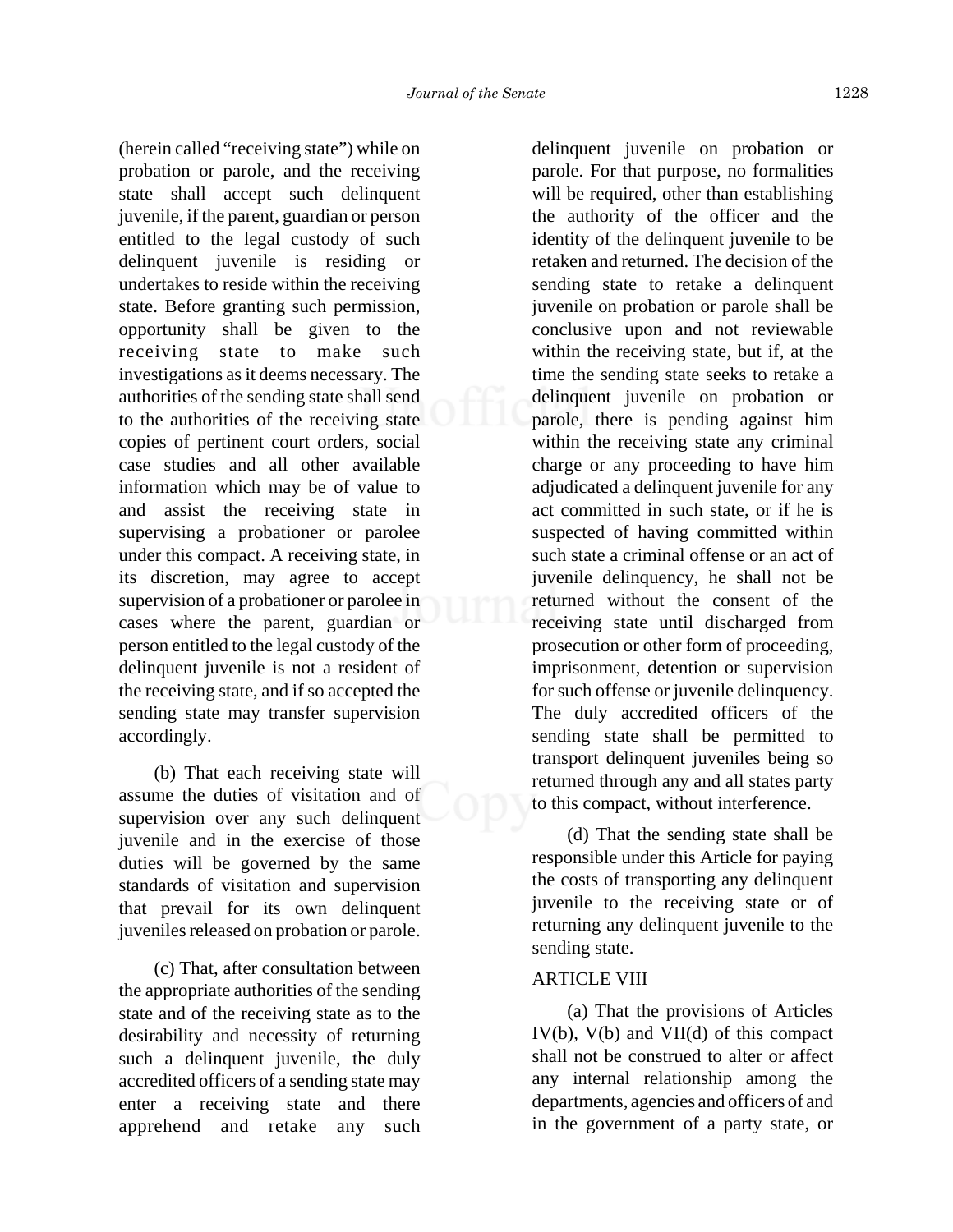(herein called "receiving state") while on probation or parole, and the receiving state shall accept such delinquent juvenile, if the parent, guardian or person entitled to the legal custody of such delinquent juvenile is residing or undertakes to reside within the receiving state. Before granting such permission, opportunity shall be given to the receiving state to make such investigations as it deems necessary. The authorities of the sending state shall send to the authorities of the receiving state copies of pertinent court orders, social case studies and all other available information which may be of value to and assist the receiving state in supervising a probationer or parolee under this compact. A receiving state, in its discretion, may agree to accept supervision of a probationer or parolee in cases where the parent, guardian or person entitled to the legal custody of the delinquent juvenile is not a resident of the receiving state, and if so accepted the sending state may transfer supervision accordingly.

(b) That each receiving state will assume the duties of visitation and of supervision over any such delinquent juvenile and in the exercise of those duties will be governed by the same standards of visitation and supervision that prevail for its own delinquent juveniles released on probation or parole.

(c) That, after consultation between the appropriate authorities of the sending state and of the receiving state as to the desirability and necessity of returning such a delinquent juvenile, the duly accredited officers of a sending state may enter a receiving state and there apprehend and retake any such delinquent juvenile on probation or parole. For that purpose, no formalities will be required, other than establishing the authority of the officer and the identity of the delinquent juvenile to be retaken and returned. The decision of the sending state to retake a delinquent juvenile on probation or parole shall be conclusive upon and not reviewable within the receiving state, but if, at the time the sending state seeks to retake a delinquent juvenile on probation or parole, there is pending against him within the receiving state any criminal charge or any proceeding to have him adjudicated a delinquent juvenile for any act committed in such state, or if he is suspected of having committed within such state a criminal offense or an act of juvenile delinquency, he shall not be returned without the consent of the receiving state until discharged from prosecution or other form of proceeding, imprisonment, detention or supervision for such offense or juvenile delinquency. The duly accredited officers of the sending state shall be permitted to transport delinquent juveniles being so returned through any and all states party to this compact, without interference.

(d) That the sending state shall be responsible under this Article for paying the costs of transporting any delinquent juvenile to the receiving state or of returning any delinquent juvenile to the sending state.

ARTICLE VIII

(a) That the provisions of Articles IV(b), V(b) and VII(d) of this compact shall not be construed to alter or affect any internal relationship among the departments, agencies and officers of and in the government of a party state, or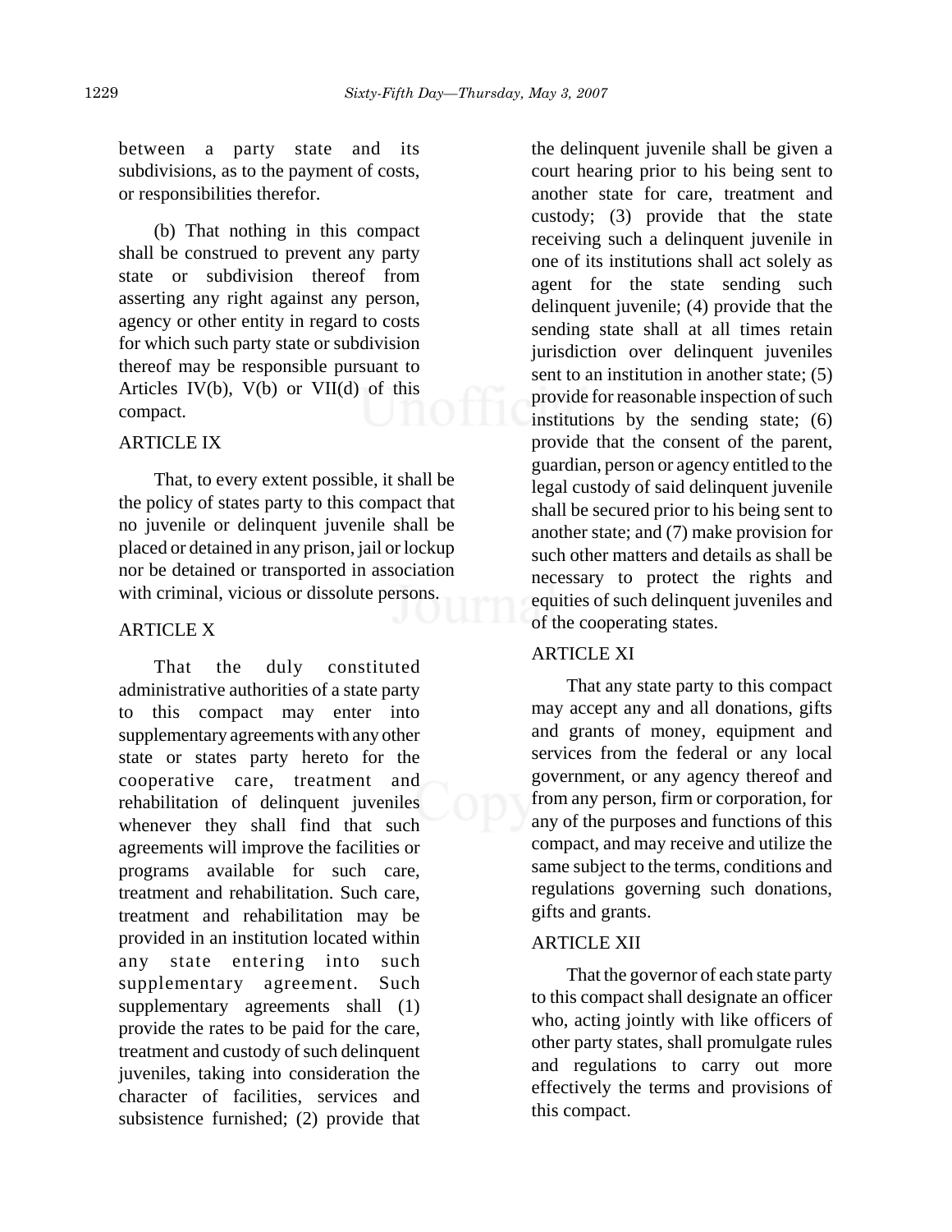between a party state and its subdivisions, as to the payment of costs, or responsibilities therefor.

(b) That nothing in this compact shall be construed to prevent any party state or subdivision thereof from asserting any right against any person, agency or other entity in regard to costs for which such party state or subdivision thereof may be responsible pursuant to Articles IV(b), V(b) or VII(d) of this compact.

ARTICLE IX

That, to every extent possible, it shall be the policy of states party to this compact that no juvenile or delinquent juvenile shall be placed or detained in any prison, jail or lockup nor be detained or transported in association with criminal, vicious or dissolute persons.

ARTICLE X

That the duly constituted administrative authorities of a state party to this compact may enter into supplementary agreements with any other state or states party hereto for the cooperative care, treatment and rehabilitation of delinquent juveniles whenever they shall find that such agreements will improve the facilities or programs available for such care, treatment and rehabilitation. Such care, treatment and rehabilitation may be provided in an institution located within any state entering into such supplementary agreement. Such supplementary agreements shall (1) provide the rates to be paid for the care, treatment and custody of such delinquent juveniles, taking into consideration the character of facilities, services and subsistence furnished; (2) provide that the delinquent juvenile shall be given a court hearing prior to his being sent to another state for care, treatment and custody; (3) provide that the state receiving such a delinquent juvenile in one of its institutions shall act solely as agent for the state sending such delinquent juvenile; (4) provide that the sending state shall at all times retain jurisdiction over delinquent juveniles sent to an institution in another state; (5) provide for reasonable inspection of such institutions by the sending state; (6) provide that the consent of the parent, guardian, person or agency entitled to the legal custody of said delinquent juvenile shall be secured prior to his being sent to another state; and (7) make provision for such other matters and details as shall be necessary to protect the rights and equities of such delinquent juveniles and of the cooperating states.

ARTICLE XI

That any state party to this compact may accept any and all donations, gifts and grants of money, equipment and services from the federal or any local government, or any agency thereof and from any person, firm or corporation, for any of the purposes and functions of this compact, and may receive and utilize the same subject to the terms, conditions and regulations governing such donations, gifts and grants.

ARTICLE XII

That the governor of each state party to this compact shall designate an officer who, acting jointly with like officers of other party states, shall promulgate rules and regulations to carry out more effectively the terms and provisions of this compact.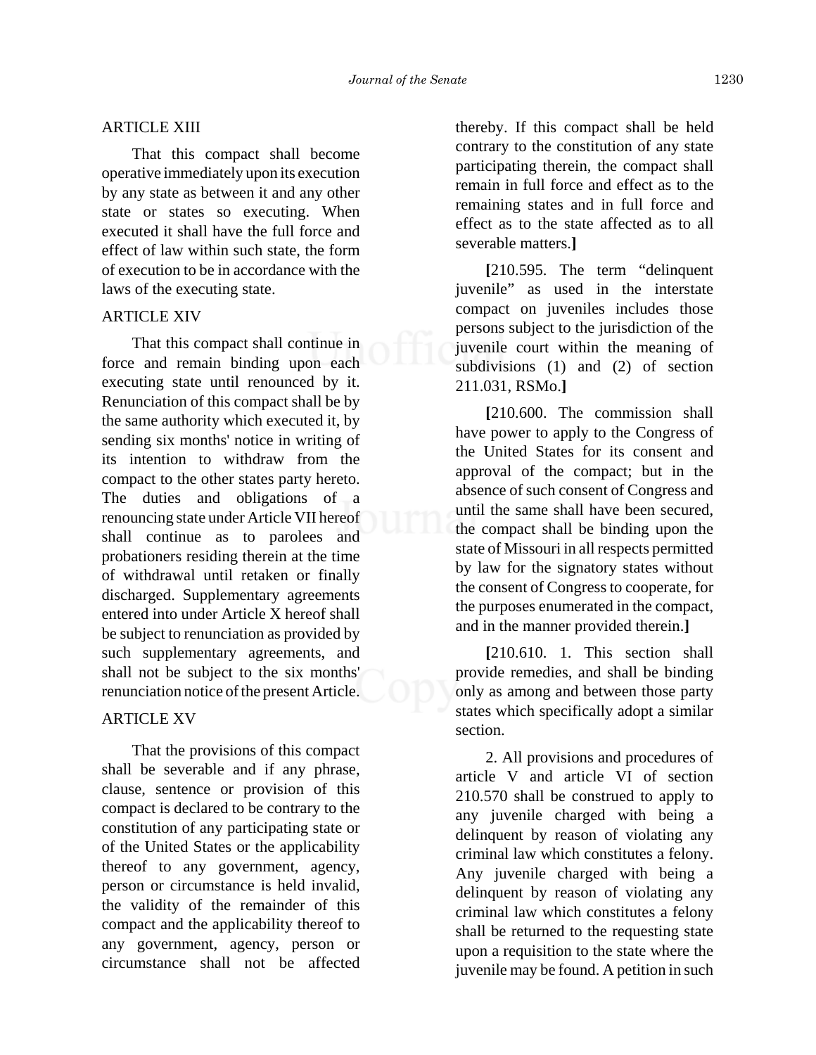ARTICLE XIII

That this compact shall become operative immediately upon its execution by any state as between it and any other state or states so executing. When executed it shall have the full force and effect of law within such state, the form of execution to be in accordance with the laws of the executing state.

ARTICLE XIV

That this compact shall continue in force and remain binding upon each executing state until renounced by it. Renunciation of this compact shall be by the same authority which executed it, by sending six months' notice in writing of its intention to withdraw from the compact to the other states party hereto. The duties and obligations of a renouncing state under Article VII hereof shall continue as to parolees and probationers residing therein at the time of withdrawal until retaken or finally discharged. Supplementary agreements entered into under Article X hereof shall be subject to renunciation as provided by such supplementary agreements, and shall not be subject to the six months' renunciation notice of the present Article.

ARTICLE XV

That the provisions of this compact shall be severable and if any phrase, clause, sentence or provision of this compact is declared to be contrary to the constitution of any participating state or of the United States or the applicability thereof to any government, agency, person or circumstance is held invalid, the validity of the remainder of this compact and the applicability thereof to any government, agency, person or circumstance shall not be affected thereby. If this compact shall be held contrary to the constitution of any state participating therein, the compact shall remain in full force and effect as to the remaining states and in full force and effect as to the state affected as to all severable matters.**]**

**[**210.595. The term "delinquent juvenile" as used in the interstate compact on juveniles includes those persons subject to the jurisdiction of the juvenile court within the meaning of subdivisions (1) and (2) of section 211.031, RSMo.**]**

**[**210.600. The commission shall have power to apply to the Congress of the United States for its consent and approval of the compact; but in the absence of such consent of Congress and until the same shall have been secured, the compact shall be binding upon the state of Missouri in all respects permitted by law for the signatory states without the consent of Congress to cooperate, for the purposes enumerated in the compact, and in the manner provided therein.**]**

**[**210.610. 1. This section shall provide remedies, and shall be binding only as among and between those party states which specifically adopt a similar section.

2. All provisions and procedures of article V and article VI of section 210.570 shall be construed to apply to any juvenile charged with being a delinquent by reason of violating any criminal law which constitutes a felony. Any juvenile charged with being a delinquent by reason of violating any criminal law which constitutes a felony shall be returned to the requesting state upon a requisition to the state where the juvenile may be found. A petition in such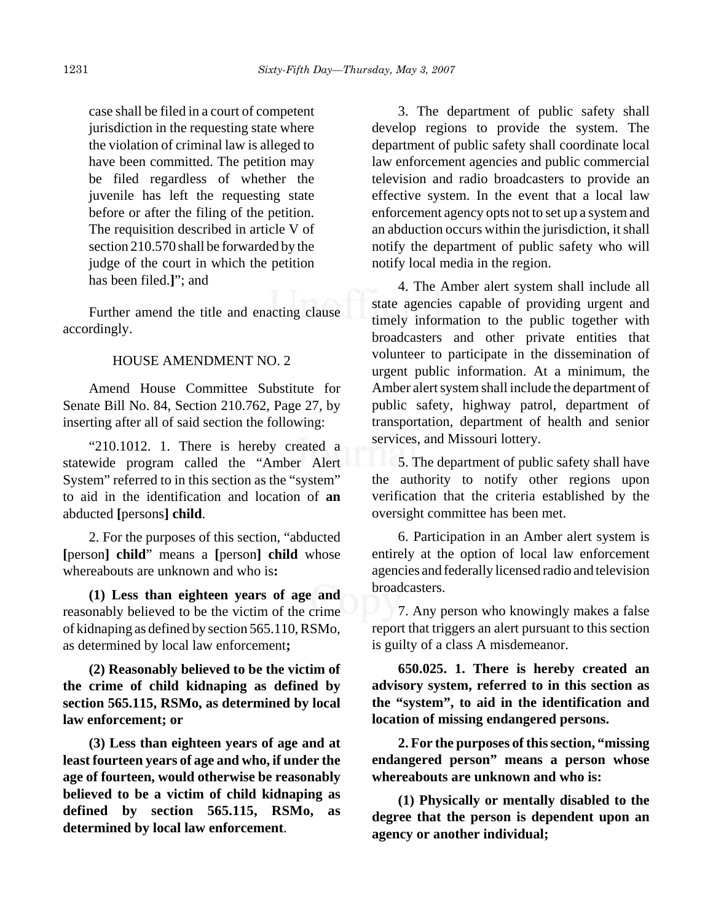case shall be filed in a court of competent jurisdiction in the requesting state where the violation of criminal law is alleged to have been committed. The petition may be filed regardless of whether the juvenile has left the requesting state before or after the filing of the petition. The requisition described in article V of section 210.570 shall be forwarded by the judge of the court in which the petition has been filed.**]**"; and

Further amend the title and enacting clause accordingly.

HOUSE AMENDMENT NO. 2

Amend House Committee Substitute for Senate Bill No. 84, Section 210.762, Page 27, by inserting after all of said section the following:

"210.1012. 1. There is hereby created a statewide program called the "Amber Alert System" referred to in this section as the "system" to aid in the identification and location of **an** abducted **[**persons**] child**.

2. For the purposes of this section, "abducted **[**person**] child**" means a **[**person**] child** whose whereabouts are unknown and who is**:**

**(1) Less than eighteen years of age and** reasonably believed to be the victim of the crime of kidnaping as defined by section 565.110, RSMo, as determined by local law enforcement**;**

**(2) Reasonably believed to be the victim of the crime of child kidnaping as defined by section 565.115, RSMo, as determined by local law enforcement; or**

**(3) Less than eighteen years of age and at least fourteen years of age and who, if under the age of fourteen, would otherwise be reasonably believed to be a victim of child kidnaping as defined by section 565.115, RSMo, as determined by local law enforcement**.

3. The department of public safety shall develop regions to provide the system. The department of public safety shall coordinate local law enforcement agencies and public commercial television and radio broadcasters to provide an effective system. In the event that a local law enforcement agency opts not to set up a system and an abduction occurs within the jurisdiction, it shall notify the department of public safety who will notify local media in the region.

4. The Amber alert system shall include all state agencies capable of providing urgent and timely information to the public together with broadcasters and other private entities that volunteer to participate in the dissemination of urgent public information. At a minimum, the Amber alert system shall include the department of public safety, highway patrol, department of transportation, department of health and senior services, and Missouri lottery.

5. The department of public safety shall have the authority to notify other regions upon verification that the criteria established by the oversight committee has been met.

6. Participation in an Amber alert system is entirely at the option of local law enforcement agencies and federally licensed radio and television broadcasters.

7. Any person who knowingly makes a false report that triggers an alert pursuant to this section is guilty of a class A misdemeanor.

**650.025. 1. There is hereby created an advisory system, referred to in this section as the "system", to aid in the identification and location of missing endangered persons.**

**2. For the purposes of this section, "missing endangered person" means a person whose whereabouts are unknown and who is:**

**(1) Physically or mentally disabled to the degree that the person is dependent upon an agency or another individual;**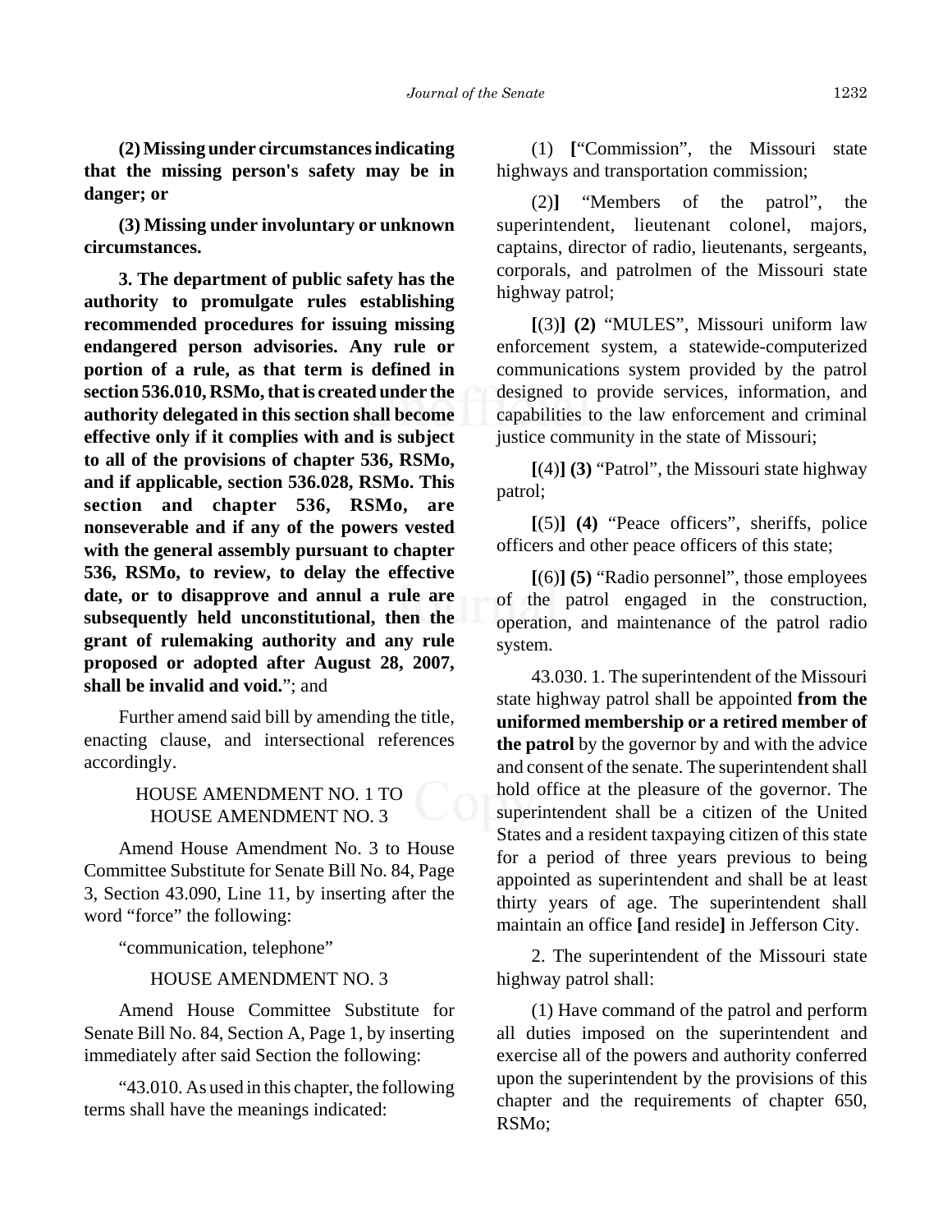**(2) Missing under circumstances indicating that the missing person's safety may be in danger; or**

**(3) Missing under involuntary or unknown circumstances.**

**3. The department of public safety has the authority to promulgate rules establishing recommended procedures for issuing missing endangered person advisories. Any rule or portion of a rule, as that term is defined in section 536.010, RSMo, that is created under the authority delegated in this section shall become effective only if it complies with and is subject to all of the provisions of chapter 536, RSMo, and if applicable, section 536.028, RSMo. This section and chapter 536, RSMo, are nonseverable and if any of the powers vested with the general assembly pursuant to chapter 536, RSMo, to review, to delay the effective date, or to disapprove and annul a rule are subsequently held unconstitutional, then the grant of rulemaking authority and any rule proposed or adopted after August 28, 2007, shall be invalid and void.**"; and

Further amend said bill by amending the title, enacting clause, and intersectional references accordingly.

HOUSE AMENDMENT NO. 1 TO HOUSE AMENDMENT NO. 3

Amend House Amendment No. 3 to House Committee Substitute for Senate Bill No. 84, Page 3, Section 43.090, Line 11, by inserting after the word "force" the following:

"communication, telephone"

HOUSE AMENDMENT NO. 3

Amend House Committee Substitute for Senate Bill No. 84, Section A, Page 1, by inserting immediately after said Section the following:

"43.010. As used in this chapter, the following terms shall have the meanings indicated:

(1) **[**"Commission", the Missouri state highways and transportation commission;

(2)**]** "Members of the patrol", the superintendent, lieutenant colonel, majors, captains, director of radio, lieutenants, sergeants, corporals, and patrolmen of the Missouri state highway patrol;

**[**(3)**] (2)** "MULES", Missouri uniform law enforcement system, a statewide-computerized communications system provided by the patrol designed to provide services, information, and capabilities to the law enforcement and criminal justice community in the state of Missouri;

**[**(4)**] (3)** "Patrol", the Missouri state highway patrol;

**[**(5)**] (4)** "Peace officers", sheriffs, police officers and other peace officers of this state;

**[**(6)**] (5)** "Radio personnel", those employees of the patrol engaged in the construction, operation, and maintenance of the patrol radio system.

43.030. 1. The superintendent of the Missouri state highway patrol shall be appointed **from the uniformed membership or a retired member of the patrol** by the governor by and with the advice and consent of the senate. The superintendent shall hold office at the pleasure of the governor. The superintendent shall be a citizen of the United States and a resident taxpaying citizen of this state for a period of three years previous to being appointed as superintendent and shall be at least thirty years of age. The superintendent shall maintain an office **[**and reside**]** in Jefferson City.

2. The superintendent of the Missouri state highway patrol shall:

(1) Have command of the patrol and perform all duties imposed on the superintendent and exercise all of the powers and authority conferred upon the superintendent by the provisions of this chapter and the requirements of chapter 650, RSMo;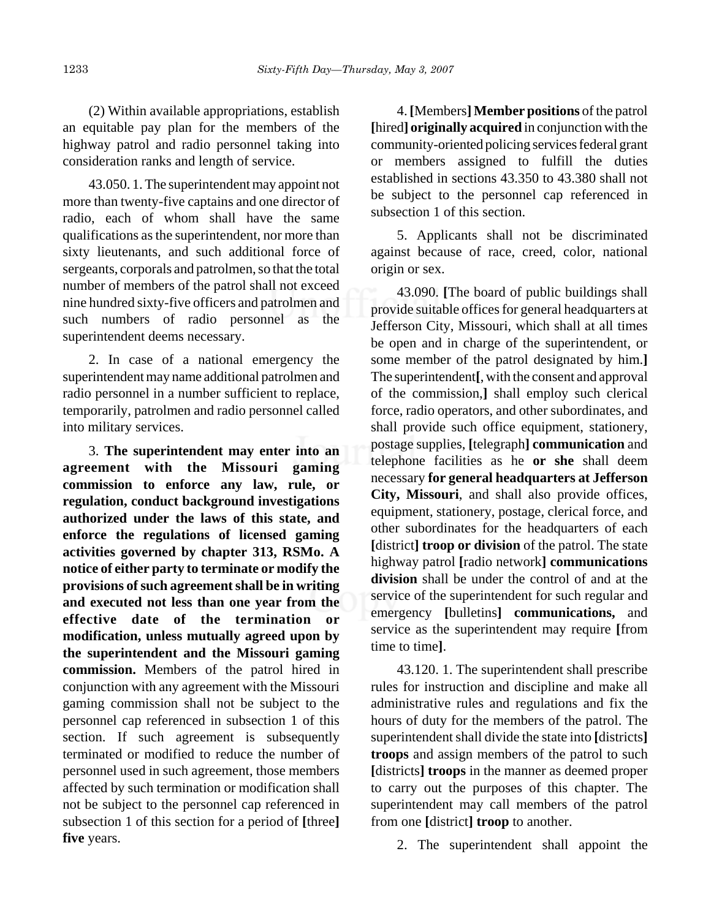(2) Within available appropriations, establish an equitable pay plan for the members of the highway patrol and radio personnel taking into consideration ranks and length of service.

43.050. 1. The superintendent may appoint not more than twenty-five captains and one director of radio, each of whom shall have the same qualifications as the superintendent, nor more than sixty lieutenants, and such additional force of sergeants, corporals and patrolmen, so that the total number of members of the patrol shall not exceed nine hundred sixty-five officers and patrolmen and such numbers of radio personnel as the superintendent deems necessary.

2. In case of a national emergency the superintendent may name additional patrolmen and radio personnel in a number sufficient to replace, temporarily, patrolmen and radio personnel called into military services.

3. **The superintendent may enter into an agreement with the Missouri gaming commission to enforce any law, rule, or regulation, conduct background investigations authorized under the laws of this state, and enforce the regulations of licensed gaming activities governed by chapter 313, RSMo. A notice of either party to terminate or modify the provisions of such agreement shall be in writing and executed not less than one year from the effective date of the termination or modification, unless mutually agreed upon by the superintendent and the Missouri gaming commission.** Members of the patrol hired in conjunction with any agreement with the Missouri gaming commission shall not be subject to the personnel cap referenced in subsection 1 of this section. If such agreement is subsequently terminated or modified to reduce the number of personnel used in such agreement, those members affected by such termination or modification shall not be subject to the personnel cap referenced in subsection 1 of this section for a period of **[**three**]** **five** years.

4. **[**Members**]** **Member positions** of the patrol **[**hired**]** **originally acquired** in conjunction with the community-oriented policing services federal grant or members assigned to fulfill the duties established in sections 43.350 to 43.380 shall not be subject to the personnel cap referenced in subsection 1 of this section.

5. Applicants shall not be discriminated against because of race, creed, color, national origin or sex.

43.090. **[**The board of public buildings shall provide suitable offices for general headquarters at Jefferson City, Missouri, which shall at all times be open and in charge of the superintendent, or some member of the patrol designated by him.**]** The superintendent**[**, with the consent and approval of the commission,**]** shall employ such clerical force, radio operators, and other subordinates, and shall provide such office equipment, stationery, postage supplies, **[**telegraph**]** **communication** and telephone facilities as he **or she** shall deem necessary **for general headquarters at Jefferson City, Missouri**, and shall also provide offices, equipment, stationery, postage, clerical force, and other subordinates for the headquarters of each **[**district**]** **troop or division** of the patrol. The state highway patrol **[**radio network**]** **communications division** shall be under the control of and at the service of the superintendent for such regular and emergency **[**bulletins**]** **communications,** and service as the superintendent may require **[**from time to time**]**.

43.120. 1. The superintendent shall prescribe rules for instruction and discipline and make all administrative rules and regulations and fix the hours of duty for the members of the patrol. The superintendent shall divide the state into **[**districts**]** **troops** and assign members of the patrol to such **[**districts**]** **troops** in the manner as deemed proper to carry out the purposes of this chapter. The superintendent may call members of the patrol from one **[**district**]** **troop** to another.

2. The superintendent shall appoint the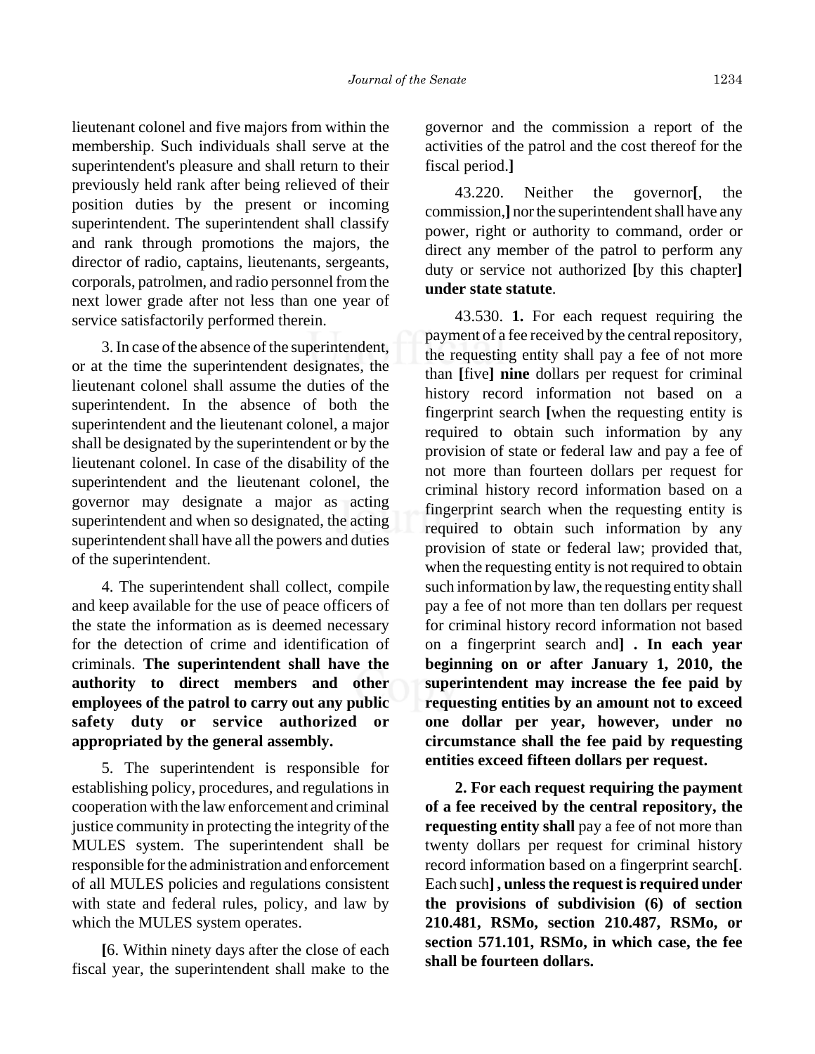lieutenant colonel and five majors from within the membership. Such individuals shall serve at the superintendent's pleasure and shall return to their previously held rank after being relieved of their position duties by the present or incoming superintendent. The superintendent shall classify and rank through promotions the majors, the director of radio, captains, lieutenants, sergeants, corporals, patrolmen, and radio personnel from the next lower grade after not less than one year of service satisfactorily performed therein.

3. In case of the absence of the superintendent, or at the time the superintendent designates, the lieutenant colonel shall assume the duties of the superintendent. In the absence of both the superintendent and the lieutenant colonel, a major shall be designated by the superintendent or by the lieutenant colonel. In case of the disability of the superintendent and the lieutenant colonel, the governor may designate a major as acting superintendent and when so designated, the acting superintendent shall have all the powers and duties of the superintendent.

4. The superintendent shall collect, compile and keep available for the use of peace officers of the state the information as is deemed necessary for the detection of crime and identification of criminals. **The superintendent shall have the authority to direct members and other employees of the patrol to carry out any public safety duty or service authorized or appropriated by the general assembly.**

5. The superintendent is responsible for establishing policy, procedures, and regulations in cooperation with the law enforcement and criminal justice community in protecting the integrity of the MULES system. The superintendent shall be responsible for the administration and enforcement of all MULES policies and regulations consistent with state and federal rules, policy, and law by which the MULES system operates.

**[**6. Within ninety days after the close of each fiscal year, the superintendent shall make to the governor and the commission a report of the activities of the patrol and the cost thereof for the fiscal period.**]**

43.220. Neither the governor**[**, the commission,**]** nor the superintendent shall have any power, right or authority to command, order or direct any member of the patrol to perform any duty or service not authorized **[**by this chapter**]** **under state statute**.

43.530. **1.** For each request requiring the payment of a fee received by the central repository, the requesting entity shall pay a fee of not more than **[**five**]** **nine** dollars per request for criminal history record information not based on a fingerprint search **[**when the requesting entity is required to obtain such information by any provision of state or federal law and pay a fee of not more than fourteen dollars per request for criminal history record information based on a fingerprint search when the requesting entity is required to obtain such information by any provision of state or federal law; provided that, when the requesting entity is not required to obtain such information by law, the requesting entity shall pay a fee of not more than ten dollars per request for criminal history record information not based on a fingerprint search and**]** **. In each year beginning on or after January 1, 2010, the superintendent may increase the fee paid by requesting entities by an amount not to exceed one dollar per year, however, under no circumstance shall the fee paid by requesting entities exceed fifteen dollars per request.**

**2. For each request requiring the payment of a fee received by the central repository, the requesting entity shall** pay a fee of not more than twenty dollars per request for criminal history record information based on a fingerprint search**[**. Each such**]** **, unless the request is required under the provisions of subdivision (6) of section 210.481, RSMo, section 210.487, RSMo, or section 571.101, RSMo, in which case, the fee shall be fourteen dollars.**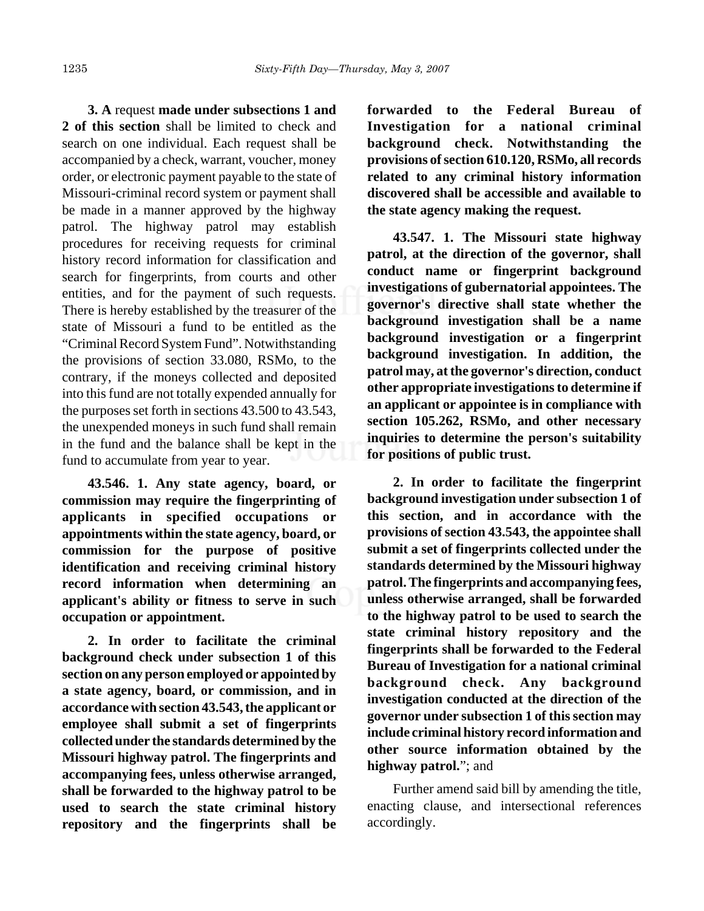**3. A** request **made under subsections 1 and 2 of this section** shall be limited to check and search on one individual. Each request shall be accompanied by a check, warrant, voucher, money order, or electronic payment payable to the state of Missouri-criminal record system or payment shall be made in a manner approved by the highway patrol. The highway patrol may establish procedures for receiving requests for criminal history record information for classification and search for fingerprints, from courts and other entities, and for the payment of such requests. There is hereby established by the treasurer of the state of Missouri a fund to be entitled as the "Criminal Record System Fund". Notwithstanding the provisions of section 33.080, RSMo, to the contrary, if the moneys collected and deposited into this fund are not totally expended annually for the purposes set forth in sections 43.500 to 43.543, the unexpended moneys in such fund shall remain in the fund and the balance shall be kept in the fund to accumulate from year to year.

**43.546. 1. Any state agency, board, or commission may require the fingerprinting of applicants in specified occupations or appointments within the state agency, board, or commission for the purpose of positive identification and receiving criminal history record information when determining an applicant's ability or fitness to serve in such occupation or appointment.**

**2. In order to facilitate the criminal background check under subsection 1 of this section on any person employed or appointed by a state agency, board, or commission, and in accordance with section 43.543, the applicant or employee shall submit a set of fingerprints collected under the standards determined by the Missouri highway patrol. The fingerprints and accompanying fees, unless otherwise arranged, shall be forwarded to the highway patrol to be used to search the state criminal history repository and the fingerprints shall be forwarded to the Federal Bureau of Investigation for a national criminal background check. Notwithstanding the provisions of section 610.120, RSMo, all records related to any criminal history information discovered shall be accessible and available to the state agency making the request.**

**43.547. 1. The Missouri state highway patrol, at the direction of the governor, shall conduct name or fingerprint background investigations of gubernatorial appointees. The governor's directive shall state whether the background investigation shall be a name background investigation or a fingerprint background investigation. In addition, the patrol may, at the governor's direction, conduct other appropriate investigations to determine if an applicant or appointee is in compliance with section 105.262, RSMo, and other necessary inquiries to determine the person's suitability for positions of public trust.**

**2. In order to facilitate the fingerprint background investigation under subsection 1 of this section, and in accordance with the provisions of section 43.543, the appointee shall submit a set of fingerprints collected under the standards determined by the Missouri highway patrol. The fingerprints and accompanying fees, unless otherwise arranged, shall be forwarded to the highway patrol to be used to search the state criminal history repository and the fingerprints shall be forwarded to the Federal Bureau of Investigation for a national criminal background check. Any background investigation conducted at the direction of the governor under subsection 1 of this section may include criminal history record information and other source information obtained by the highway patrol.**"; and

Further amend said bill by amending the title, enacting clause, and intersectional references accordingly.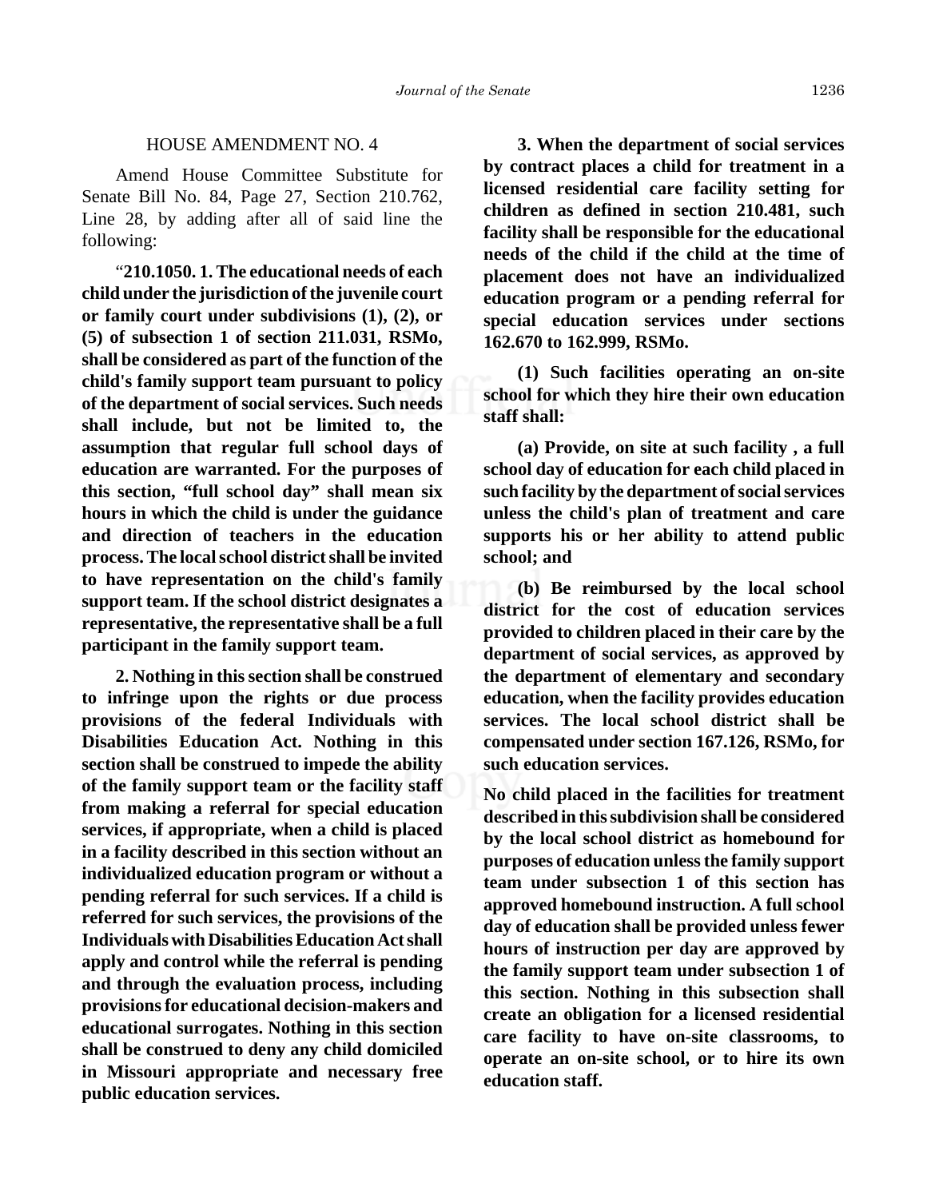HOUSE AMENDMENT NO. 4

Amend House Committee Substitute for Senate Bill No. 84, Page 27, Section 210.762, Line 28, by adding after all of said line the following:

"**210.1050. 1. The educational needs of each child under the jurisdiction of the juvenile court or family court under subdivisions (1), (2), or (5) of subsection 1 of section 211.031, RSMo, shall be considered as part of the function of the child's family support team pursuant to policy of the department of social services. Such needs shall include, but not be limited to, the assumption that regular full school days of education are warranted. For the purposes of this section, "full school day" shall mean six hours in which the child is under the guidance and direction of teachers in the education process. The local school district shall be invited to have representation on the child's family support team. If the school district designates a representative, the representative shall be a full participant in the family support team.**

**2. Nothing in this section shall be construed to infringe upon the rights or due process provisions of the federal Individuals with Disabilities Education Act. Nothing in this section shall be construed to impede the ability of the family support team or the facility staff from making a referral for special education services, if appropriate, when a child is placed in a facility described in this section without an individualized education program or without a pending referral for such services. If a child is referred for such services, the provisions of the Individuals with Disabilities Education Act shall apply and control while the referral is pending and through the evaluation process, including provisions for educational decision-makers and educational surrogates. Nothing in this section shall be construed to deny any child domiciled in Missouri appropriate and necessary free public education services.**

**3. When the department of social services by contract places a child for treatment in a licensed residential care facility setting for children as defined in section 210.481, such facility shall be responsible for the educational needs of the child if the child at the time of placement does not have an individualized education program or a pending referral for special education services under sections 162.670 to 162.999, RSMo.**

**(1) Such facilities operating an on-site school for which they hire their own education staff shall:**

**(a) Provide, on site at such facility , a full school day of education for each child placed in such facility by the department of social services unless the child's plan of treatment and care supports his or her ability to attend public school; and**

**(b) Be reimbursed by the local school district for the cost of education services provided to children placed in their care by the department of social services, as approved by the department of elementary and secondary education, when the facility provides education services. The local school district shall be compensated under section 167.126, RSMo, for such education services.**

**No child placed in the facilities for treatment described in this subdivision shall be considered by the local school district as homebound for purposes of education unless the family support team under subsection 1 of this section has approved homebound instruction. A full school day of education shall be provided unless fewer hours of instruction per day are approved by the family support team under subsection 1 of this section. Nothing in this subsection shall create an obligation for a licensed residential care facility to have on-site classrooms, to operate an on-site school, or to hire its own education staff.**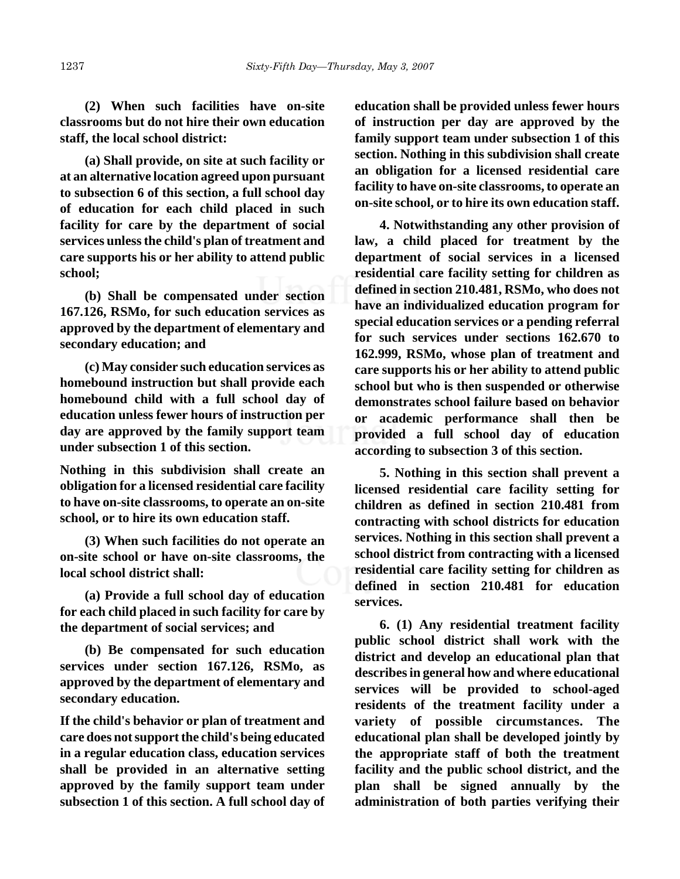**(2) When such facilities have on-site classrooms but do not hire their own education staff, the local school district:**

**(a) Shall provide, on site at such facility or at an alternative location agreed upon pursuant to subsection 6 of this section, a full school day of education for each child placed in such facility for care by the department of social services unless the child's plan of treatment and care supports his or her ability to attend public school;**

**(b) Shall be compensated under section 167.126, RSMo, for such education services as approved by the department of elementary and secondary education; and**

**(c) May consider such education services as homebound instruction but shall provide each homebound child with a full school day of education unless fewer hours of instruction per day are approved by the family support team under subsection 1 of this section.**

**Nothing in this subdivision shall create an obligation for a licensed residential care facility to have on-site classrooms, to operate an on-site school, or to hire its own education staff.**

**(3) When such facilities do not operate an on-site school or have on-site classrooms, the local school district shall:**

**(a) Provide a full school day of education for each child placed in such facility for care by the department of social services; and**

**(b) Be compensated for such education services under section 167.126, RSMo, as approved by the department of elementary and secondary education.**

**If the child's behavior or plan of treatment and care does not support the child's being educated in a regular education class, education services shall be provided in an alternative setting approved by the family support team under subsection 1 of this section. A full school day of education shall be provided unless fewer hours of instruction per day are approved by the family support team under subsection 1 of this section. Nothing in this subdivision shall create an obligation for a licensed residential care facility to have on-site classrooms, to operate an on-site school, or to hire its own education staff.**

**4. Notwithstanding any other provision of law, a child placed for treatment by the department of social services in a licensed residential care facility setting for children as defined in section 210.481, RSMo, who does not have an individualized education program for special education services or a pending referral for such services under sections 162.670 to 162.999, RSMo, whose plan of treatment and care supports his or her ability to attend public school but who is then suspended or otherwise demonstrates school failure based on behavior or academic performance shall then be provided a full school day of education according to subsection 3 of this section.**

**5. Nothing in this section shall prevent a licensed residential care facility setting for children as defined in section 210.481 from contracting with school districts for education services. Nothing in this section shall prevent a school district from contracting with a licensed residential care facility setting for children as defined in section 210.481 for education services.**

**6. (1) Any residential treatment facility public school district shall work with the district and develop an educational plan that describes in general how and where educational services will be provided to school-aged residents of the treatment facility under a variety of possible circumstances. The educational plan shall be developed jointly by the appropriate staff of both the treatment facility and the public school district, and the plan shall be signed annually by the administration of both parties verifying their**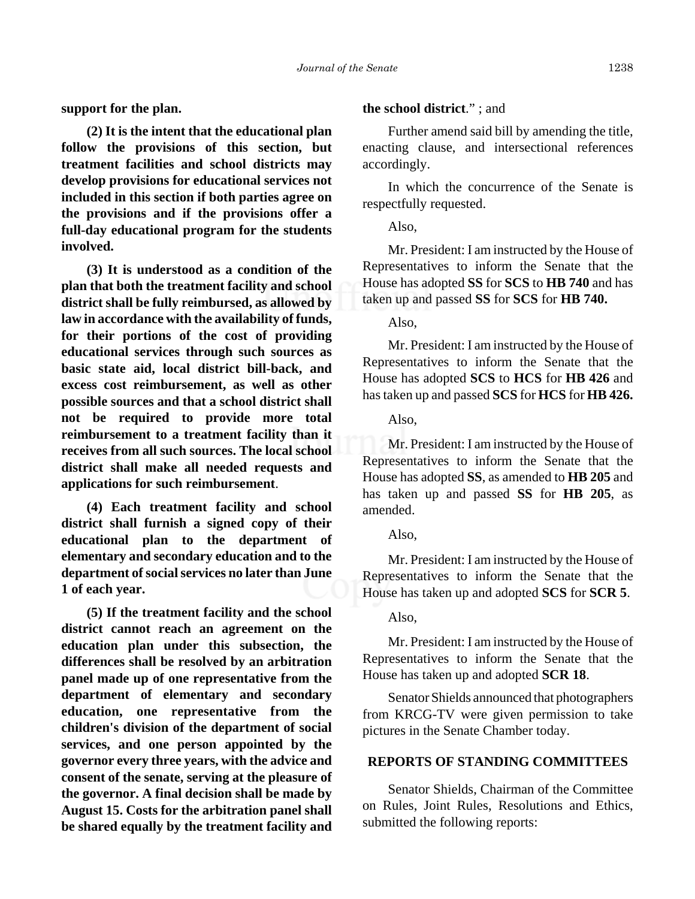**support for the plan.**

**(2) It is the intent that the educational plan follow the provisions of this section, but treatment facilities and school districts may develop provisions for educational services not included in this section if both parties agree on the provisions and if the provisions offer a full-day educational program for the students involved.**

**(3) It is understood as a condition of the plan that both the treatment facility and school district shall be fully reimbursed, as allowed by law in accordance with the availability of funds, for their portions of the cost of providing educational services through such sources as basic state aid, local district bill-back, and excess cost reimbursement, as well as other possible sources and that a school district shall not be required to provide more total reimbursement to a treatment facility than it receives from all such sources. The local school district shall make all needed requests and applications for such reimbursement**.

**(4) Each treatment facility and school district shall furnish a signed copy of their educational plan to the department of elementary and secondary education and to the department of social services no later than June 1 of each year.**

**(5) If the treatment facility and the school district cannot reach an agreement on the education plan under this subsection, the differences shall be resolved by an arbitration panel made up of one representative from the department of elementary and secondary education, one representative from the children's division of the department of social services, and one person appointed by the governor every three years, with the advice and consent of the senate, serving at the pleasure of the governor. A final decision shall be made by August 15. Costs for the arbitration panel shall be shared equally by the treatment facility and the school district**." ; and

Further amend said bill by amending the title, enacting clause, and intersectional references accordingly.

In which the concurrence of the Senate is respectfully requested.

Also,

Mr. President: I am instructed by the House of Representatives to inform the Senate that the House has adopted **SS** for **SCS** to **HB 740** and has taken up and passed **SS** for **SCS** for **HB 740.**

Also,

Mr. President: I am instructed by the House of Representatives to inform the Senate that the House has adopted **SCS** to **HCS** for **HB 426** and has taken up and passed **SCS** for **HCS** for **HB 426.**

Also,

Mr. President: I am instructed by the House of Representatives to inform the Senate that the House has adopted **SS**, as amended to **HB 205** and has taken up and passed **SS** for **HB 205**, as amended.

Also,

Mr. President: I am instructed by the House of Representatives to inform the Senate that the House has taken up and adopted **SCS** for **SCR 5**.

Also,

Mr. President: I am instructed by the House of Representatives to inform the Senate that the House has taken up and adopted **SCR 18**.

Senator Shields announced that photographers from KRCG-TV were given permission to take pictures in the Senate Chamber today.

## REPORTS OF STANDING COMMITTEES

Senator Shields, Chairman of the Committee on Rules, Joint Rules, Resolutions and Ethics, submitted the following reports: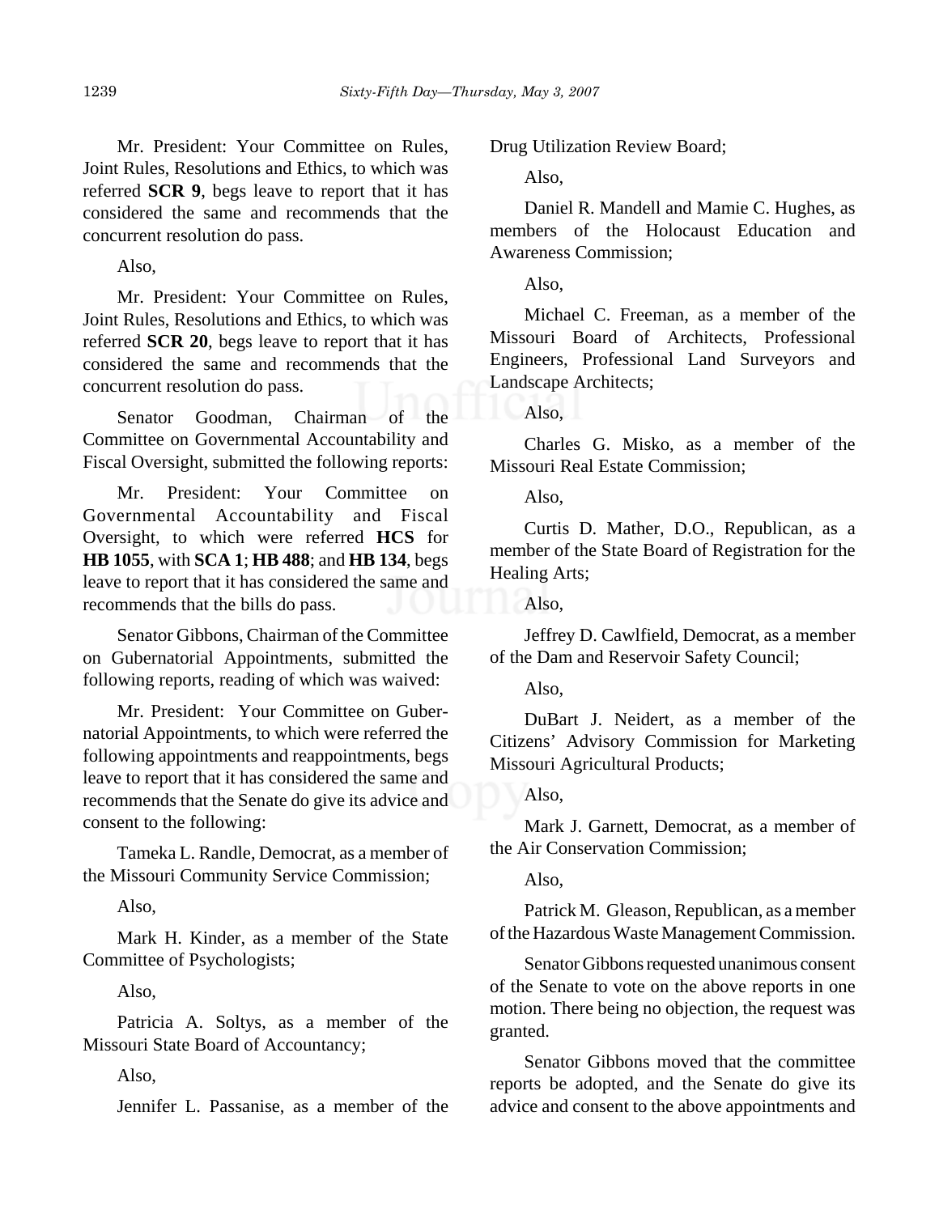Mr. President: Your Committee on Rules, Joint Rules, Resolutions and Ethics, to which was referred **SCR 9**, begs leave to report that it has considered the same and recommends that the concurrent resolution do pass.

Also,

Mr. President: Your Committee on Rules, Joint Rules, Resolutions and Ethics, to which was referred **SCR 20**, begs leave to report that it has considered the same and recommends that the concurrent resolution do pass.

Senator Goodman, Chairman of the Committee on Governmental Accountability and Fiscal Oversight, submitted the following reports:

Mr. President: Your Committee on Governmental Accountability and Fiscal Oversight, to which were referred **HCS** for **HB 1055**, with **SCA 1**; **HB 488**; and **HB 134**, begs leave to report that it has considered the same and recommends that the bills do pass.

Senator Gibbons, Chairman of the Committee on Gubernatorial Appointments, submitted the following reports, reading of which was waived:

Mr. President: Your Committee on Gubernatorial Appointments, to which were referred the following appointments and reappointments, begs leave to report that it has considered the same and recommends that the Senate do give its advice and consent to the following:

Tameka L. Randle, Democrat, as a member of the Missouri Community Service Commission;

Also,

Mark H. Kinder, as a member of the State Committee of Psychologists;

Also,

Patricia A. Soltys, as a member of the Missouri State Board of Accountancy;

Also,

Jennifer L. Passanise, as a member of the Drug Utilization Review Board;

Also,

Daniel R. Mandell and Mamie C. Hughes, as members of the Holocaust Education and Awareness Commission;

Also,

Michael C. Freeman, as a member of the Missouri Board of Architects, Professional Engineers, Professional Land Surveyors and Landscape Architects;

Also,

Charles G. Misko, as a member of the Missouri Real Estate Commission;

Also,

Curtis D. Mather, D.O., Republican, as a member of the State Board of Registration for the Healing Arts;

Also,

Jeffrey D. Cawlfield, Democrat, as a member of the Dam and Reservoir Safety Council;

Also,

DuBart J. Neidert, as a member of the Citizens' Advisory Commission for Marketing Missouri Agricultural Products;

Also,

Mark J. Garnett, Democrat, as a member of the Air Conservation Commission;

Also,

Patrick M. Gleason, Republican, as a member of the Hazardous Waste Management Commission.

Senator Gibbons requested unanimous consent of the Senate to vote on the above reports in one motion. There being no objection, the request was granted.

Senator Gibbons moved that the committee reports be adopted, and the Senate do give its advice and consent to the above appointments and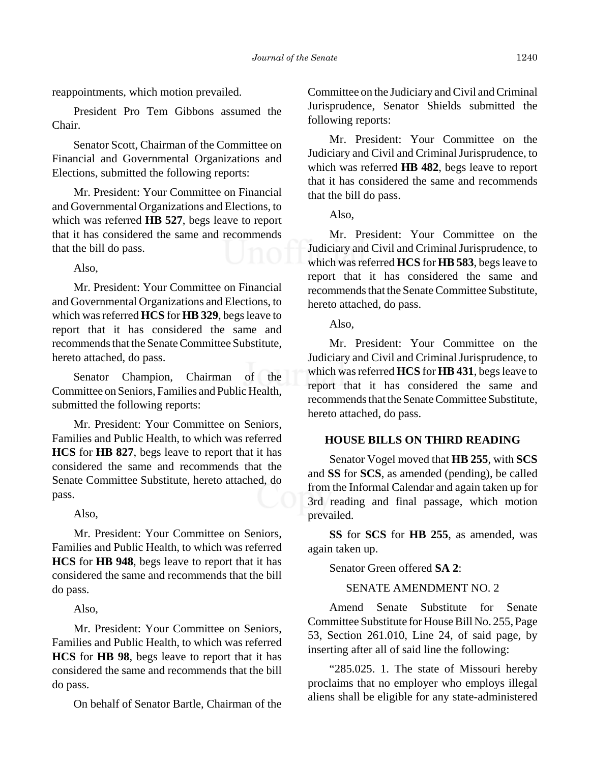reappointments, which motion prevailed.

President Pro Tem Gibbons assumed the Chair.

Senator Scott, Chairman of the Committee on Financial and Governmental Organizations and Elections, submitted the following reports:

Mr. President: Your Committee on Financial and Governmental Organizations and Elections, to which was referred **HB 527**, begs leave to report that it has considered the same and recommends that the bill do pass.

Also,

Mr. President: Your Committee on Financial and Governmental Organizations and Elections, to which was referred **HCS** for **HB 329**, begs leave to report that it has considered the same and recommends that the Senate Committee Substitute, hereto attached, do pass.

Senator Champion, Chairman of the Committee on Seniors, Families and Public Health, submitted the following reports:

Mr. President: Your Committee on Seniors, Families and Public Health, to which was referred **HCS** for **HB 827**, begs leave to report that it has considered the same and recommends that the Senate Committee Substitute, hereto attached, do pass.

Also,

Mr. President: Your Committee on Seniors, Families and Public Health, to which was referred **HCS** for **HB 948**, begs leave to report that it has considered the same and recommends that the bill do pass.

Also,

Mr. President: Your Committee on Seniors, Families and Public Health, to which was referred **HCS** for **HB 98**, begs leave to report that it has considered the same and recommends that the bill do pass.

On behalf of Senator Bartle, Chairman of the Committee on the Judiciary and Civil and Criminal Jurisprudence, Senator Shields submitted the following reports:

Mr. President: Your Committee on the Judiciary and Civil and Criminal Jurisprudence, to which was referred **HB 482**, begs leave to report that it has considered the same and recommends that the bill do pass.

Also,

Mr. President: Your Committee on the Judiciary and Civil and Criminal Jurisprudence, to which was referred **HCS** for **HB 583**, begs leave to report that it has considered the same and recommends that the Senate Committee Substitute, hereto attached, do pass.

Also,

Mr. President: Your Committee on the Judiciary and Civil and Criminal Jurisprudence, to which was referred **HCS** for **HB 431**, begs leave to report that it has considered the same and recommends that the Senate Committee Substitute, hereto attached, do pass.

## HOUSE BILLS ON THIRD READING

Senator Vogel moved that **HB 255**, with **SCS** and **SS** for **SCS**, as amended (pending), be called from the Informal Calendar and again taken up for 3rd reading and final passage, which motion prevailed.

**SS** for **SCS** for **HB 255**, as amended, was again taken up.

Senator Green offered **SA 2**:

SENATE AMENDMENT NO. 2

Amend Senate Substitute for Senate Committee Substitute for House Bill No. 255, Page 53, Section 261.010, Line 24, of said page, by inserting after all of said line the following:

"285.025. 1. The state of Missouri hereby proclaims that no employer who employs illegal aliens shall be eligible for any state-administered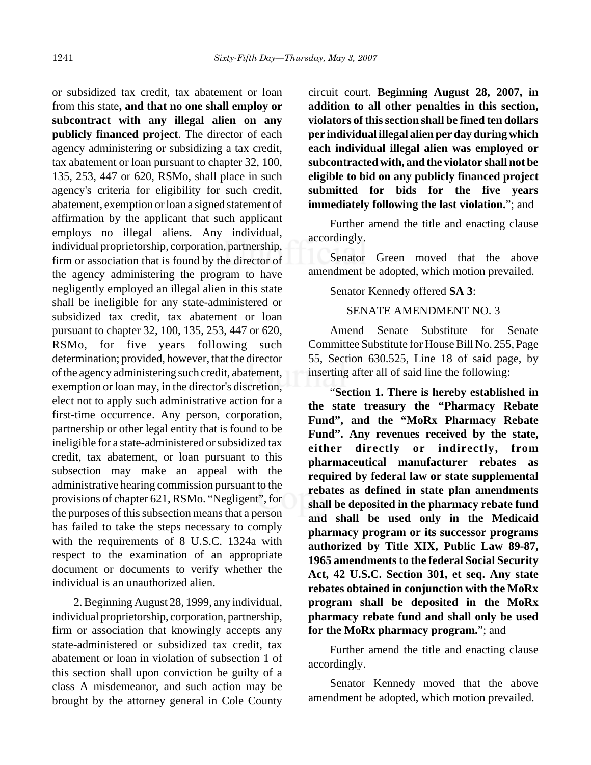or subsidized tax credit, tax abatement or loan from this state**, and that no one shall employ or subcontract with any illegal alien on any publicly financed project**. The director of each agency administering or subsidizing a tax credit, tax abatement or loan pursuant to chapter 32, 100, 135, 253, 447 or 620, RSMo, shall place in such agency's criteria for eligibility for such credit, abatement, exemption or loan a signed statement of affirmation by the applicant that such applicant employs no illegal aliens. Any individual, individual proprietorship, corporation, partnership, firm or association that is found by the director of the agency administering the program to have negligently employed an illegal alien in this state shall be ineligible for any state-administered or subsidized tax credit, tax abatement or loan pursuant to chapter 32, 100, 135, 253, 447 or 620, RSMo, for five years following such determination; provided, however, that the director of the agency administering such credit, abatement, exemption or loan may, in the director's discretion, elect not to apply such administrative action for a first-time occurrence. Any person, corporation, partnership or other legal entity that is found to be ineligible for a state-administered or subsidized tax credit, tax abatement, or loan pursuant to this subsection may make an appeal with the administrative hearing commission pursuant to the provisions of chapter 621, RSMo. "Negligent", for the purposes of this subsection means that a person has failed to take the steps necessary to comply with the requirements of 8 U.S.C. 1324a with respect to the examination of an appropriate document or documents to verify whether the individual is an unauthorized alien.

2. Beginning August 28, 1999, any individual, individual proprietorship, corporation, partnership, firm or association that knowingly accepts any state-administered or subsidized tax credit, tax abatement or loan in violation of subsection 1 of this section shall upon conviction be guilty of a class A misdemeanor, and such action may be brought by the attorney general in Cole County circuit court. **Beginning August 28, 2007, in addition to all other penalties in this section, violators of this section shall be fined ten dollars per individual illegal alien per day during which each individual illegal alien was employed or subcontracted with, and the violator shall not be eligible to bid on any publicly financed project submitted for bids for the five years immediately following the last violation.**"; and

Further amend the title and enacting clause accordingly.

Senator Green moved that the above amendment be adopted, which motion prevailed.

Senator Kennedy offered **SA 3**:

SENATE AMENDMENT NO. 3

Amend Senate Substitute for Senate Committee Substitute for House Bill No. 255, Page 55, Section 630.525, Line 18 of said page, by inserting after all of said line the following:

"**Section 1. There is hereby established in the state treasury the "Pharmacy Rebate Fund", and the "MoRx Pharmacy Rebate Fund". Any revenues received by the state, either directly or indirectly, from pharmaceutical manufacturer rebates as required by federal law or state supplemental rebates as defined in state plan amendments shall be deposited in the pharmacy rebate fund and shall be used only in the Medicaid pharmacy program or its successor programs authorized by Title XIX, Public Law 89-87, 1965 amendments to the federal Social Security Act, 42 U.S.C. Section 301, et seq. Any state rebates obtained in conjunction with the MoRx program shall be deposited in the MoRx pharmacy rebate fund and shall only be used for the MoRx pharmacy program.**"; and

Further amend the title and enacting clause accordingly.

Senator Kennedy moved that the above amendment be adopted, which motion prevailed.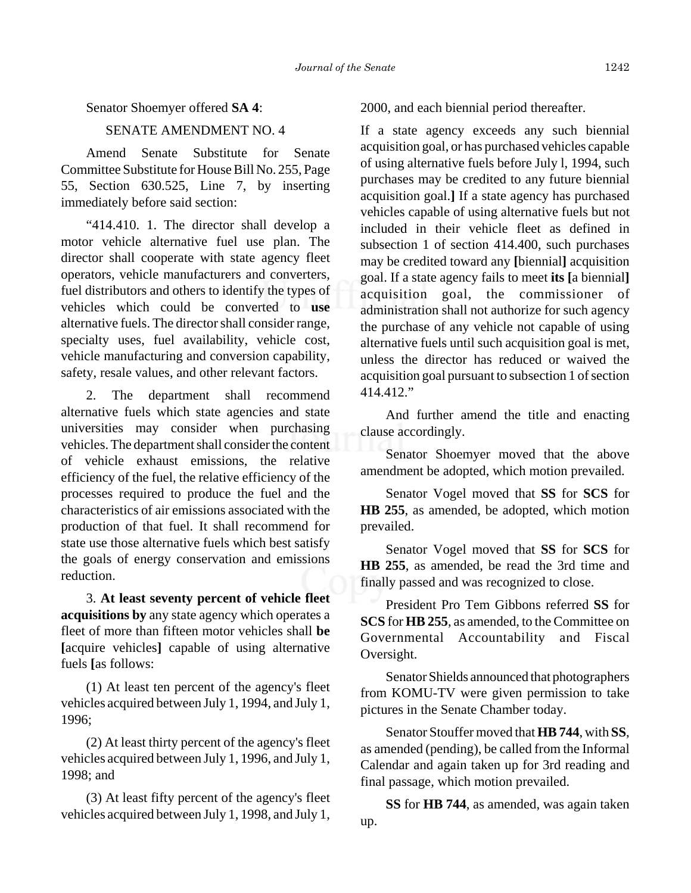Senator Shoemyer offered **SA 4**:

SENATE AMENDMENT NO. 4

Amend Senate Substitute for Senate Committee Substitute for House Bill No. 255, Page 55, Section 630.525, Line 7, by inserting immediately before said section:

"414.410. 1. The director shall develop a motor vehicle alternative fuel use plan. The director shall cooperate with state agency fleet operators, vehicle manufacturers and converters, fuel distributors and others to identify the types of vehicles which could be converted to **use** alternative fuels. The director shall consider range, specialty uses, fuel availability, vehicle cost, vehicle manufacturing and conversion capability, safety, resale values, and other relevant factors.

2. The department shall recommend alternative fuels which state agencies and state universities may consider when purchasing vehicles. The department shall consider the content of vehicle exhaust emissions, the relative efficiency of the fuel, the relative efficiency of the processes required to produce the fuel and the characteristics of air emissions associated with the production of that fuel. It shall recommend for state use those alternative fuels which best satisfy the goals of energy conservation and emissions reduction.

3. **At least seventy percent of vehicle fleet acquisitions by** any state agency which operates a fleet of more than fifteen motor vehicles shall **be [**acquire vehicles**]** capable of using alternative fuels **[**as follows:

(1) At least ten percent of the agency's fleet vehicles acquired between July 1, 1994, and July 1, 1996;

(2) At least thirty percent of the agency's fleet vehicles acquired between July 1, 1996, and July 1, 1998; and

(3) At least fifty percent of the agency's fleet vehicles acquired between July 1, 1998, and July 1, 2000, and each biennial period thereafter.

If a state agency exceeds any such biennial acquisition goal, or has purchased vehicles capable of using alternative fuels before July l, 1994, such purchases may be credited to any future biennial acquisition goal.**]** If a state agency has purchased vehicles capable of using alternative fuels but not included in their vehicle fleet as defined in subsection 1 of section 414.400, such purchases may be credited toward any **[**biennial**]** acquisition goal. If a state agency fails to meet **its [**a biennial**]** acquisition goal, the commissioner of administration shall not authorize for such agency the purchase of any vehicle not capable of using alternative fuels until such acquisition goal is met, unless the director has reduced or waived the acquisition goal pursuant to subsection 1 of section 414.412."

And further amend the title and enacting clause accordingly.

Senator Shoemyer moved that the above amendment be adopted, which motion prevailed.

Senator Vogel moved that **SS** for **SCS** for **HB 255**, as amended, be adopted, which motion prevailed.

Senator Vogel moved that **SS** for **SCS** for **HB 255**, as amended, be read the 3rd time and finally passed and was recognized to close.

President Pro Tem Gibbons referred **SS** for **SCS** for **HB 255**, as amended, to the Committee on Governmental Accountability and Fiscal Oversight.

Senator Shields announced that photographers from KOMU-TV were given permission to take pictures in the Senate Chamber today.

Senator Stouffer moved that **HB 744**, with **SS**, as amended (pending), be called from the Informal Calendar and again taken up for 3rd reading and final passage, which motion prevailed.

**SS** for **HB 744**, as amended, was again taken up.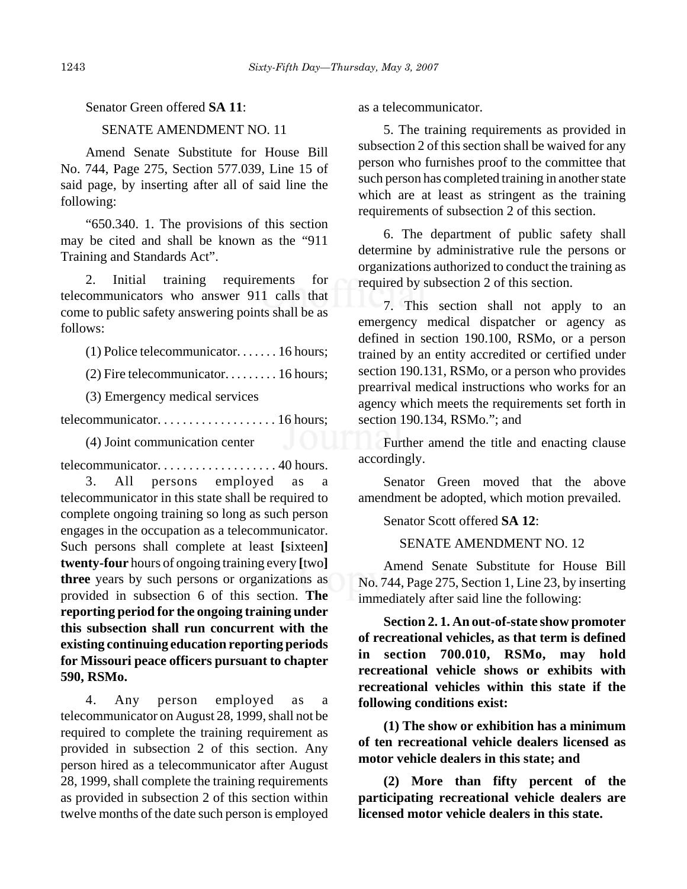Senator Green offered **SA 11**:

SENATE AMENDMENT NO. 11

Amend Senate Substitute for House Bill No. 744, Page 275, Section 577.039, Line 15 of said page, by inserting after all of said line the following:

"650.340. 1. The provisions of this section may be cited and shall be known as the "911 Training and Standards Act".

2. Initial training requirements for telecommunicators who answer 911 calls that come to public safety answering points shall be as follows:

(1) Police telecommunicator. . . . . . . 16 hours;

(2) Fire telecommunicator. . . . . . . . . 16 hours;

(3) Emergency medical services telecommunicator. . . . . . . . . . . . . . . . . . . 16 hours;

(4) Joint communication center telecommunicator. . . . . . . . . . . . . . . . . . . 40 hours.

3. All persons employed as a telecommunicator in this state shall be required to complete ongoing training so long as such person engages in the occupation as a telecommunicator. Such persons shall complete at least **[**sixteen**]** **twenty-four** hours of ongoing training every **[**two**]** **three** years by such persons or organizations as provided in subsection 6 of this section. **The reporting period for the ongoing training under this subsection shall run concurrent with the existing continuing education reporting periods for Missouri peace officers pursuant to chapter 590, RSMo.**

4. Any person employed as a telecommunicator on August 28, 1999, shall not be required to complete the training requirement as provided in subsection 2 of this section. Any person hired as a telecommunicator after August 28, 1999, shall complete the training requirements as provided in subsection 2 of this section within twelve months of the date such person is employed as a telecommunicator.

5. The training requirements as provided in subsection 2 of this section shall be waived for any person who furnishes proof to the committee that such person has completed training in another state which are at least as stringent as the training requirements of subsection 2 of this section.

6. The department of public safety shall determine by administrative rule the persons or organizations authorized to conduct the training as required by subsection 2 of this section.

7. This section shall not apply to an emergency medical dispatcher or agency as defined in section 190.100, RSMo, or a person trained by an entity accredited or certified under section 190.131, RSMo, or a person who provides prearrival medical instructions who works for an agency which meets the requirements set forth in section 190.134, RSMo."; and

Further amend the title and enacting clause accordingly.

Senator Green moved that the above amendment be adopted, which motion prevailed.

Senator Scott offered **SA 12**:

SENATE AMENDMENT NO. 12

Amend Senate Substitute for House Bill No. 744, Page 275, Section 1, Line 23, by inserting immediately after said line the following:

**Section 2. 1. An out-of-state show promoter of recreational vehicles, as that term is defined in section 700.010, RSMo, may hold recreational vehicle shows or exhibits with recreational vehicles within this state if the following conditions exist:**

**(1) The show or exhibition has a minimum of ten recreational vehicle dealers licensed as motor vehicle dealers in this state; and**

**(2) More than fifty percent of the participating recreational vehicle dealers are licensed motor vehicle dealers in this state.**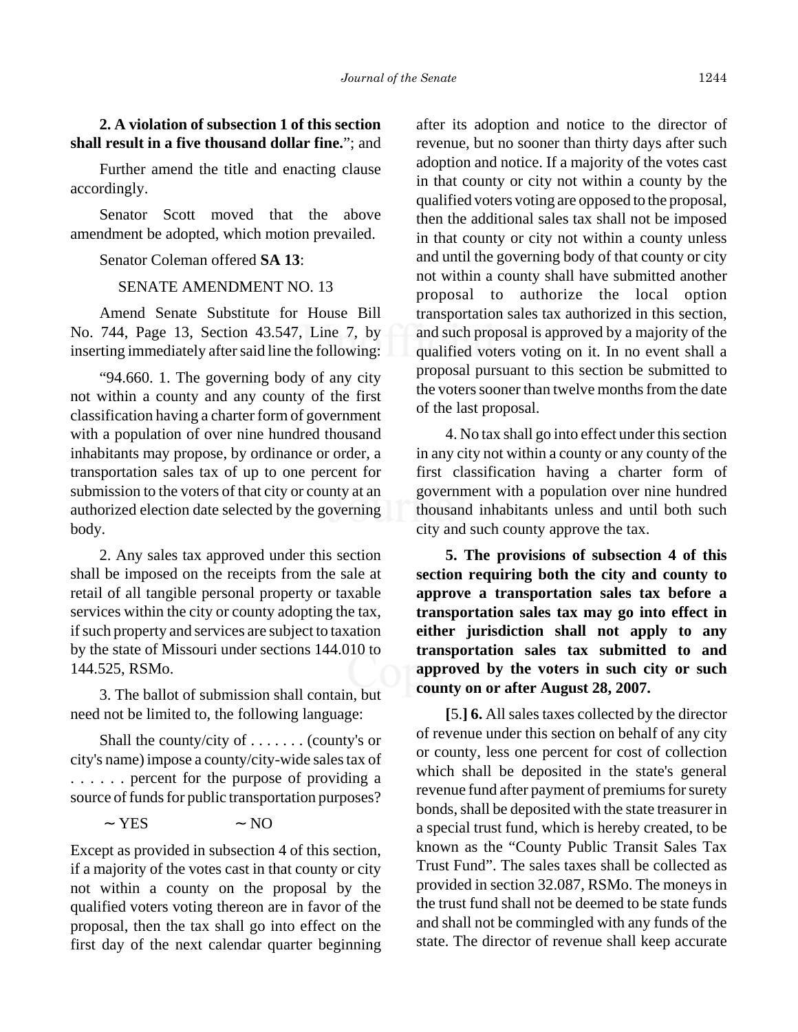**2. A violation of subsection 1 of this section shall result in a five thousand dollar fine.**"; and

Further amend the title and enacting clause accordingly.

Senator Scott moved that the above amendment be adopted, which motion prevailed.

Senator Coleman offered **SA 13**:

SENATE AMENDMENT NO. 13

Amend Senate Substitute for House Bill No. 744, Page 13, Section 43.547, Line 7, by inserting immediately after said line the following:

"94.660. 1. The governing body of any city not within a county and any county of the first classification having a charter form of government with a population of over nine hundred thousand inhabitants may propose, by ordinance or order, a transportation sales tax of up to one percent for submission to the voters of that city or county at an authorized election date selected by the governing body.

2. Any sales tax approved under this section shall be imposed on the receipts from the sale at retail of all tangible personal property or taxable services within the city or county adopting the tax, if such property and services are subject to taxation by the state of Missouri under sections 144.010 to 144.525, RSMo.

3. The ballot of submission shall contain, but need not be limited to, the following language:

Shall the county/city of . . . . . . . (county's or city's name) impose a county/city-wide sales tax of . . . . . . percent for the purpose of providing a source of funds for public transportation purposes?

∼ YES ∼ NO

Except as provided in subsection 4 of this section, if a majority of the votes cast in that county or city not within a county on the proposal by the qualified voters voting thereon are in favor of the proposal, then the tax shall go into effect on the first day of the next calendar quarter beginning after its adoption and notice to the director of revenue, but no sooner than thirty days after such adoption and notice. If a majority of the votes cast in that county or city not within a county by the qualified voters voting are opposed to the proposal, then the additional sales tax shall not be imposed in that county or city not within a county unless and until the governing body of that county or city not within a county shall have submitted another proposal to authorize the local option transportation sales tax authorized in this section, and such proposal is approved by a majority of the qualified voters voting on it. In no event shall a proposal pursuant to this section be submitted to the voters sooner than twelve months from the date of the last proposal.

4. No tax shall go into effect under this section in any city not within a county or any county of the first classification having a charter form of government with a population over nine hundred thousand inhabitants unless and until both such city and such county approve the tax.

**5. The provisions of subsection 4 of this section requiring both the city and county to approve a transportation sales tax before a transportation sales tax may go into effect in either jurisdiction shall not apply to any transportation sales tax submitted to and approved by the voters in such city or such county on or after August 28, 2007.**

**[**5.**] 6.** All sales taxes collected by the director of revenue under this section on behalf of any city or county, less one percent for cost of collection which shall be deposited in the state's general revenue fund after payment of premiums for surety bonds, shall be deposited with the state treasurer in a special trust fund, which is hereby created, to be known as the "County Public Transit Sales Tax Trust Fund". The sales taxes shall be collected as provided in section 32.087, RSMo. The moneys in the trust fund shall not be deemed to be state funds and shall not be commingled with any funds of the state. The director of revenue shall keep accurate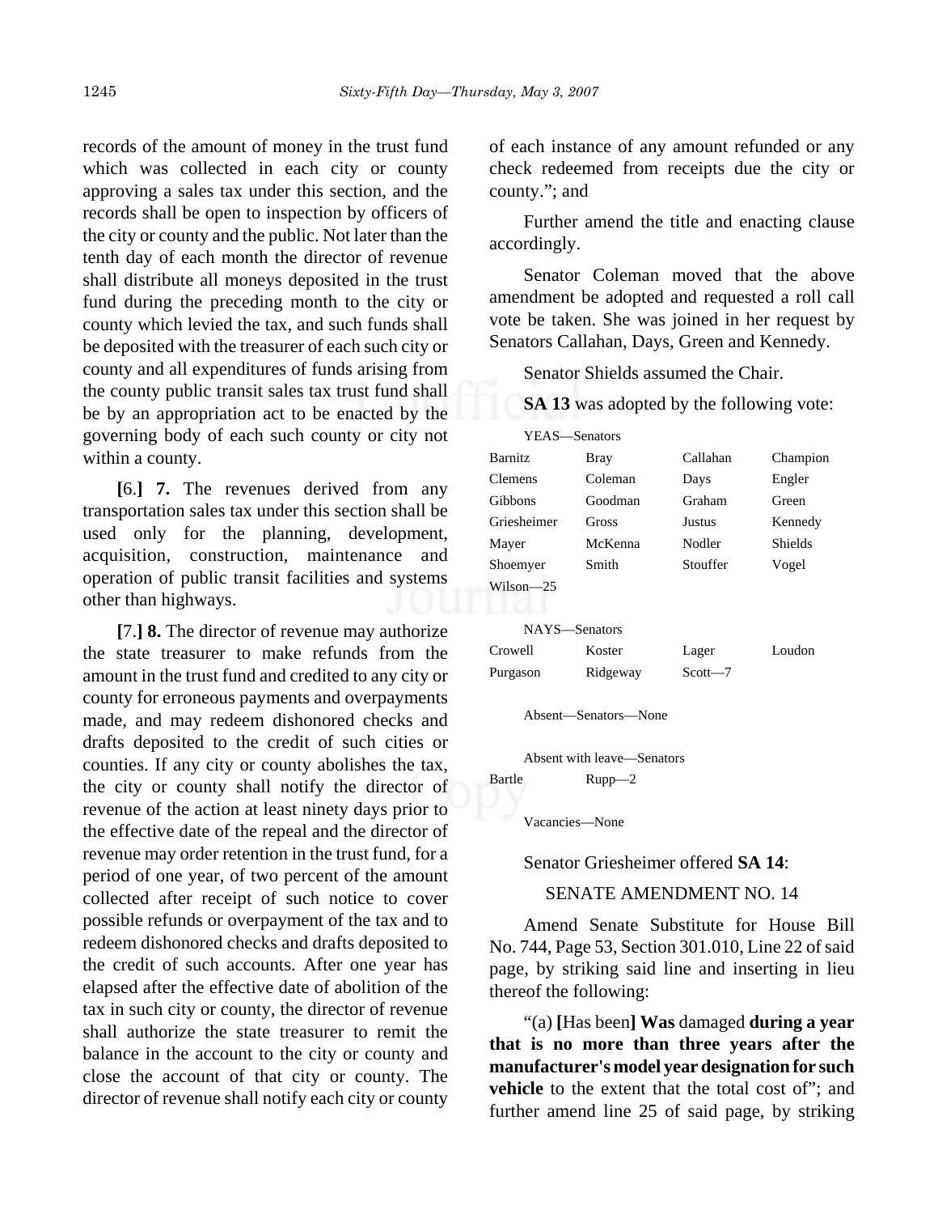records of the amount of money in the trust fund which was collected in each city or county approving a sales tax under this section, and the records shall be open to inspection by officers of the city or county and the public. Not later than the tenth day of each month the director of revenue shall distribute all moneys deposited in the trust fund during the preceding month to the city or county which levied the tax, and such funds shall be deposited with the treasurer of each such city or county and all expenditures of funds arising from the county public transit sales tax trust fund shall be by an appropriation act to be enacted by the governing body of each such county or city not within a county.

**[**6.**] 7.** The revenues derived from any transportation sales tax under this section shall be used only for the planning, development, acquisition, construction, maintenance and operation of public transit facilities and systems other than highways.

**[**7.**] 8.** The director of revenue may authorize the state treasurer to make refunds from the amount in the trust fund and credited to any city or county for erroneous payments and overpayments made, and may redeem dishonored checks and drafts deposited to the credit of such cities or counties. If any city or county abolishes the tax, the city or county shall notify the director of revenue of the action at least ninety days prior to the effective date of the repeal and the director of revenue may order retention in the trust fund, for a period of one year, of two percent of the amount collected after receipt of such notice to cover possible refunds or overpayment of the tax and to redeem dishonored checks and drafts deposited to the credit of such accounts. After one year has elapsed after the effective date of abolition of the tax in such city or county, the director of revenue shall authorize the state treasurer to remit the balance in the account to the city or county and close the account of that city or county. The director of revenue shall notify each city or county of each instance of any amount refunded or any check redeemed from receipts due the city or county."; and

Further amend the title and enacting clause accordingly.

Senator Coleman moved that the above amendment be adopted and requested a roll call vote be taken. She was joined in her request by Senators Callahan, Days, Green and Kennedy.

Senator Shields assumed the Chair.

**SA 13** was adopted by the following vote:

YEAS—Senators

| | | | |
|---|---|---|---|
| Barnitz | Bray | Callahan | Champion |
| Clemens | Coleman | Days | Engler |
| Gibbons | Goodman | Graham | Green |
| Griesheimer | Gross | Justus | Kennedy |
| Mayer | McKenna | Nodler | Shields |
| Shoemyer | Smith | Stouffer | Vogel |
| Wilson—25 | | | |

NAYS—Senators

| | | | |
|---|---|---|---|
| Crowell | Koster | Lager | Loudon |
| Purgason | Ridgeway | Scott—7 | |

Absent—Senators—None

Absent with leave—Senators

| | |
|---|---|
| Bartle | Rupp—2 |

Vacancies—None

Senator Griesheimer offered **SA 14**:

SENATE AMENDMENT NO. 14

Amend Senate Substitute for House Bill No. 744, Page 53, Section 301.010, Line 22 of said page, by striking said line and inserting in lieu thereof the following:

"(a) **[**Has been**] Was** damaged **during a year that is no more than three years after the manufacturer's model year designation for such vehicle** to the extent that the total cost of"; and further amend line 25 of said page, by striking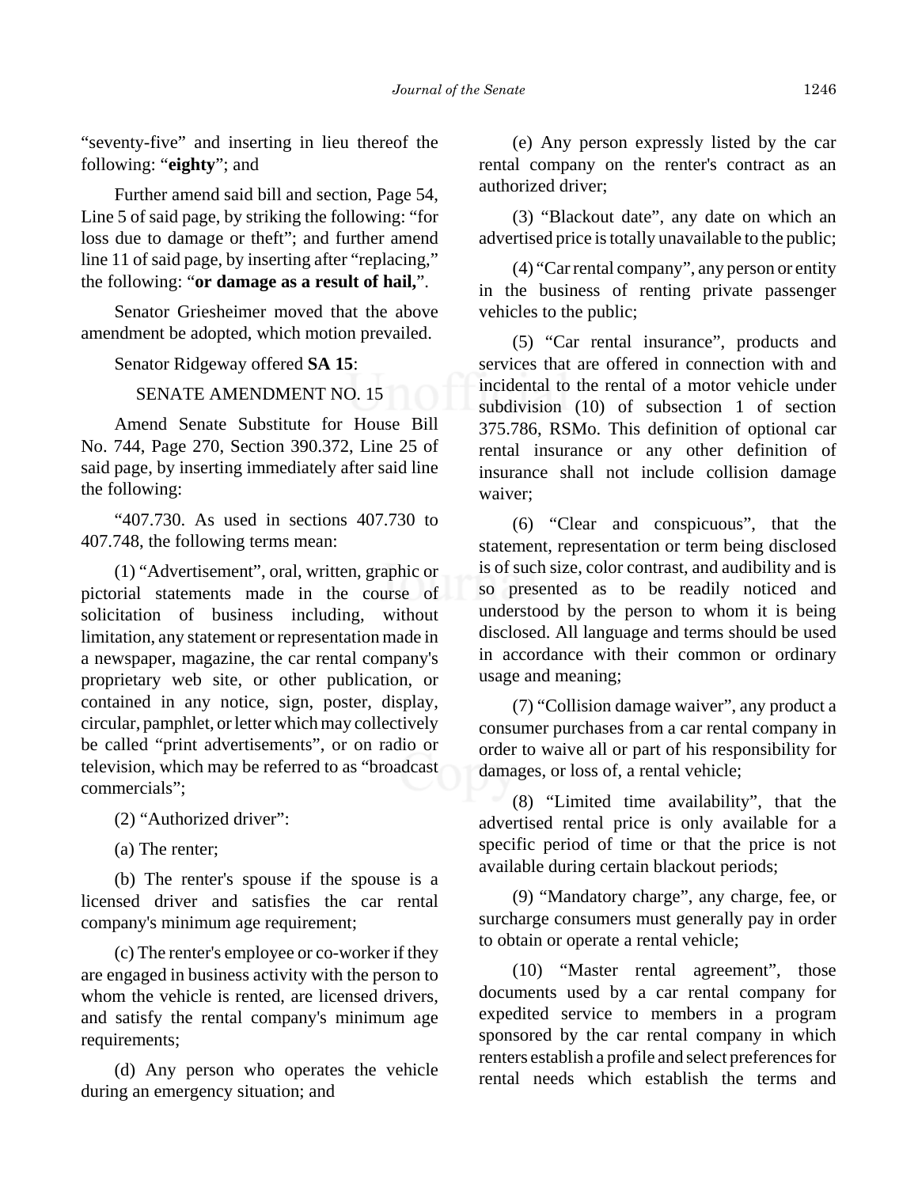"seventy-five" and inserting in lieu thereof the following: "**eighty**"; and

Further amend said bill and section, Page 54, Line 5 of said page, by striking the following: "for loss due to damage or theft"; and further amend line 11 of said page, by inserting after "replacing," the following: "**or damage as a result of hail,**".

Senator Griesheimer moved that the above amendment be adopted, which motion prevailed.

Senator Ridgeway offered **SA 15**:

SENATE AMENDMENT NO. 15

Amend Senate Substitute for House Bill No. 744, Page 270, Section 390.372, Line 25 of said page, by inserting immediately after said line the following:

"407.730. As used in sections 407.730 to 407.748, the following terms mean:

(1) "Advertisement", oral, written, graphic or pictorial statements made in the course of solicitation of business including, without limitation, any statement or representation made in a newspaper, magazine, the car rental company's proprietary web site, or other publication, or contained in any notice, sign, poster, display, circular, pamphlet, or letter which may collectively be called "print advertisements", or on radio or television, which may be referred to as "broadcast commercials";

(2) "Authorized driver":

(a) The renter;

(b) The renter's spouse if the spouse is a licensed driver and satisfies the car rental company's minimum age requirement;

(c) The renter's employee or co-worker if they are engaged in business activity with the person to whom the vehicle is rented, are licensed drivers, and satisfy the rental company's minimum age requirements;

(d) Any person who operates the vehicle during an emergency situation; and

(e) Any person expressly listed by the car rental company on the renter's contract as an authorized driver;

(3) "Blackout date", any date on which an advertised price is totally unavailable to the public;

(4) "Car rental company", any person or entity in the business of renting private passenger vehicles to the public;

(5) "Car rental insurance", products and services that are offered in connection with and incidental to the rental of a motor vehicle under subdivision (10) of subsection 1 of section 375.786, RSMo. This definition of optional car rental insurance or any other definition of insurance shall not include collision damage waiver;

(6) "Clear and conspicuous", that the statement, representation or term being disclosed is of such size, color contrast, and audibility and is so presented as to be readily noticed and understood by the person to whom it is being disclosed. All language and terms should be used in accordance with their common or ordinary usage and meaning;

(7) "Collision damage waiver", any product a consumer purchases from a car rental company in order to waive all or part of his responsibility for damages, or loss of, a rental vehicle;

(8) "Limited time availability", that the advertised rental price is only available for a specific period of time or that the price is not available during certain blackout periods;

(9) "Mandatory charge", any charge, fee, or surcharge consumers must generally pay in order to obtain or operate a rental vehicle;

(10) "Master rental agreement", those documents used by a car rental company for expedited service to members in a program sponsored by the car rental company in which renters establish a profile and select preferences for rental needs which establish the terms and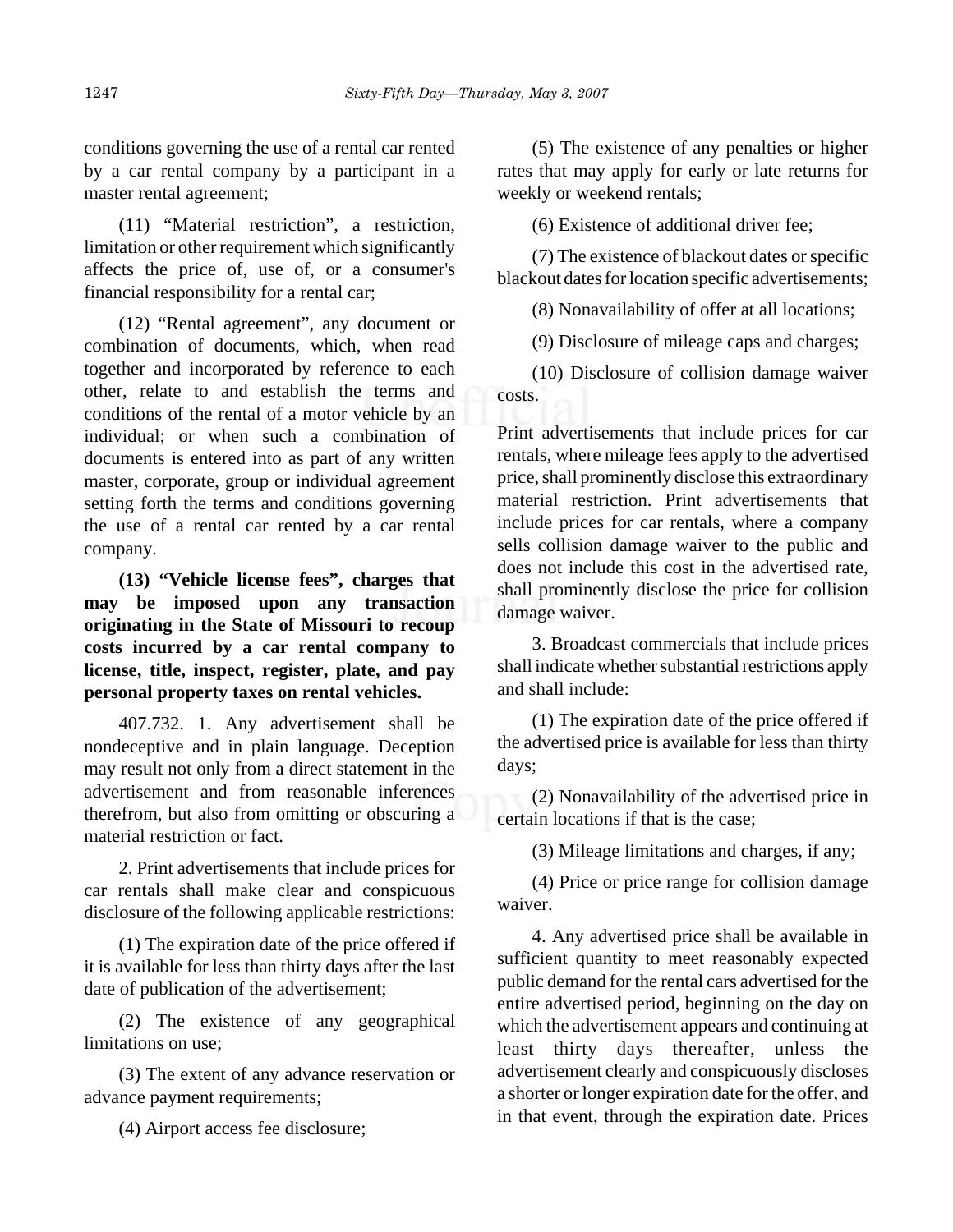conditions governing the use of a rental car rented by a car rental company by a participant in a master rental agreement;

(11) "Material restriction", a restriction, limitation or other requirement which significantly affects the price of, use of, or a consumer's financial responsibility for a rental car;

(12) "Rental agreement", any document or combination of documents, which, when read together and incorporated by reference to each other, relate to and establish the terms and conditions of the rental of a motor vehicle by an individual; or when such a combination of documents is entered into as part of any written master, corporate, group or individual agreement setting forth the terms and conditions governing the use of a rental car rented by a car rental company.

**(13) "Vehicle license fees", charges that may be imposed upon any transaction originating in the State of Missouri to recoup costs incurred by a car rental company to license, title, inspect, register, plate, and pay personal property taxes on rental vehicles.**

407.732. 1. Any advertisement shall be nondeceptive and in plain language. Deception may result not only from a direct statement in the advertisement and from reasonable inferences therefrom, but also from omitting or obscuring a material restriction or fact.

2. Print advertisements that include prices for car rentals shall make clear and conspicuous disclosure of the following applicable restrictions:

(1) The expiration date of the price offered if it is available for less than thirty days after the last date of publication of the advertisement;

(2) The existence of any geographical limitations on use;

(3) The extent of any advance reservation or advance payment requirements;

(4) Airport access fee disclosure;

(5) The existence of any penalties or higher rates that may apply for early or late returns for weekly or weekend rentals;

(6) Existence of additional driver fee;

(7) The existence of blackout dates or specific blackout dates for location specific advertisements;

(8) Nonavailability of offer at all locations;

(9) Disclosure of mileage caps and charges;

(10) Disclosure of collision damage waiver costs.

Print advertisements that include prices for car rentals, where mileage fees apply to the advertised price, shall prominently disclose this extraordinary material restriction. Print advertisements that include prices for car rentals, where a company sells collision damage waiver to the public and does not include this cost in the advertised rate, shall prominently disclose the price for collision damage waiver.

3. Broadcast commercials that include prices shall indicate whether substantial restrictions apply and shall include:

(1) The expiration date of the price offered if the advertised price is available for less than thirty days;

(2) Nonavailability of the advertised price in certain locations if that is the case;

(3) Mileage limitations and charges, if any;

(4) Price or price range for collision damage waiver.

4. Any advertised price shall be available in sufficient quantity to meet reasonably expected public demand for the rental cars advertised for the entire advertised period, beginning on the day on which the advertisement appears and continuing at least thirty days thereafter, unless the advertisement clearly and conspicuously discloses a shorter or longer expiration date for the offer, and in that event, through the expiration date. Prices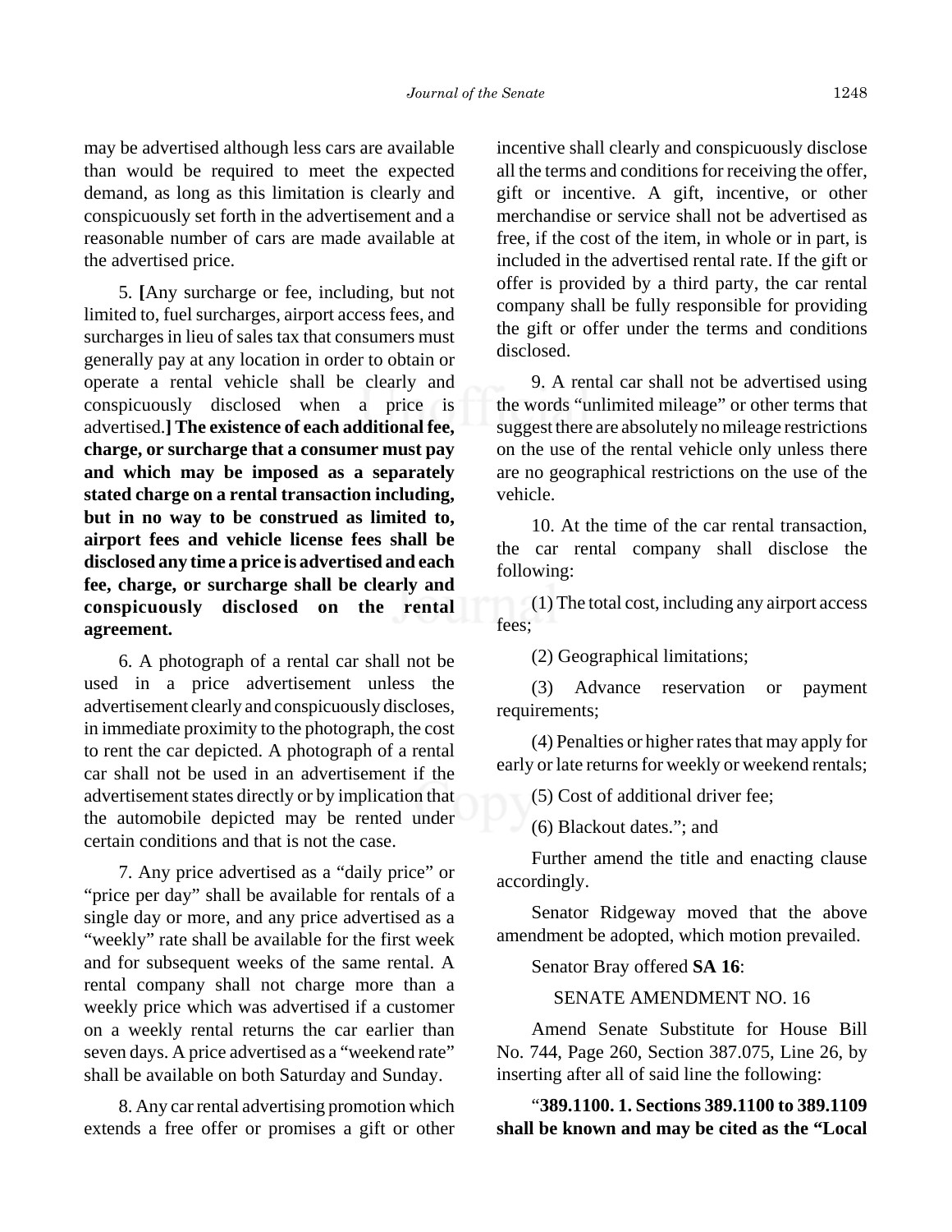may be advertised although less cars are available than would be required to meet the expected demand, as long as this limitation is clearly and conspicuously set forth in the advertisement and a reasonable number of cars are made available at the advertised price.

5. **[**Any surcharge or fee, including, but not limited to, fuel surcharges, airport access fees, and surcharges in lieu of sales tax that consumers must generally pay at any location in order to obtain or operate a rental vehicle shall be clearly and conspicuously disclosed when a price is advertised.**] The existence of each additional fee, charge, or surcharge that a consumer must pay and which may be imposed as a separately stated charge on a rental transaction including, but in no way to be construed as limited to, airport fees and vehicle license fees shall be disclosed any time a price is advertised and each fee, charge, or surcharge shall be clearly and conspicuously disclosed on the rental agreement.**

6. A photograph of a rental car shall not be used in a price advertisement unless the advertisement clearly and conspicuously discloses, in immediate proximity to the photograph, the cost to rent the car depicted. A photograph of a rental car shall not be used in an advertisement if the advertisement states directly or by implication that the automobile depicted may be rented under certain conditions and that is not the case.

7. Any price advertised as a "daily price" or "price per day" shall be available for rentals of a single day or more, and any price advertised as a "weekly" rate shall be available for the first week and for subsequent weeks of the same rental. A rental company shall not charge more than a weekly price which was advertised if a customer on a weekly rental returns the car earlier than seven days. A price advertised as a "weekend rate" shall be available on both Saturday and Sunday.

8. Any car rental advertising promotion which extends a free offer or promises a gift or other incentive shall clearly and conspicuously disclose all the terms and conditions for receiving the offer, gift or incentive. A gift, incentive, or other merchandise or service shall not be advertised as free, if the cost of the item, in whole or in part, is included in the advertised rental rate. If the gift or offer is provided by a third party, the car rental company shall be fully responsible for providing the gift or offer under the terms and conditions disclosed.

9. A rental car shall not be advertised using the words "unlimited mileage" or other terms that suggest there are absolutely no mileage restrictions on the use of the rental vehicle only unless there are no geographical restrictions on the use of the vehicle.

10. At the time of the car rental transaction, the car rental company shall disclose the following:

(1) The total cost, including any airport access fees;

(2) Geographical limitations;

(3) Advance reservation or payment requirements;

(4) Penalties or higher rates that may apply for early or late returns for weekly or weekend rentals;

(5) Cost of additional driver fee;

(6) Blackout dates."; and

Further amend the title and enacting clause accordingly.

Senator Ridgeway moved that the above amendment be adopted, which motion prevailed.

Senator Bray offered **SA 16**:

SENATE AMENDMENT NO. 16

Amend Senate Substitute for House Bill No. 744, Page 260, Section 387.075, Line 26, by inserting after all of said line the following:

"**389.1100. 1. Sections 389.1100 to 389.1109 shall be known and may be cited as the "Local**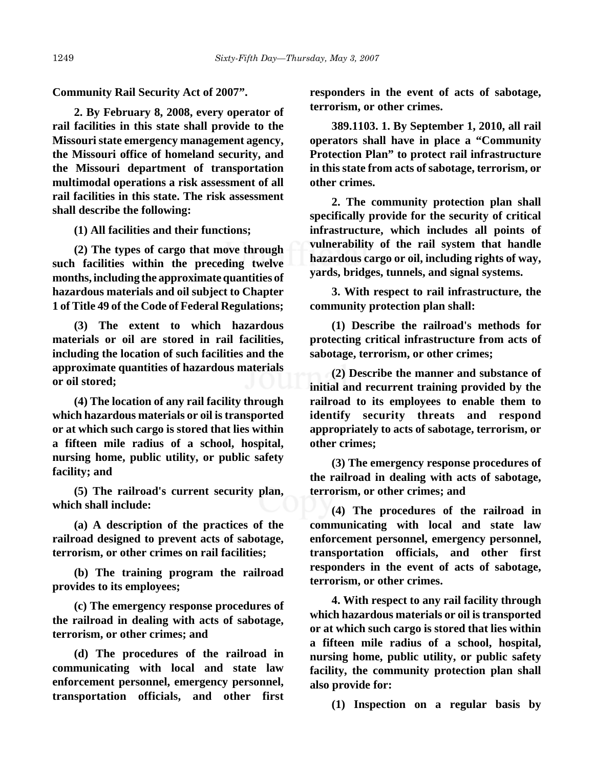**Community Rail Security Act of 2007".**

**2. By February 8, 2008, every operator of rail facilities in this state shall provide to the Missouri state emergency management agency, the Missouri office of homeland security, and the Missouri department of transportation multimodal operations a risk assessment of all rail facilities in this state. The risk assessment shall describe the following:**

**(1) All facilities and their functions;**

**(2) The types of cargo that move through such facilities within the preceding twelve months, including the approximate quantities of hazardous materials and oil subject to Chapter 1 of Title 49 of the Code of Federal Regulations;**

**(3) The extent to which hazardous materials or oil are stored in rail facilities, including the location of such facilities and the approximate quantities of hazardous materials or oil stored;**

**(4) The location of any rail facility through which hazardous materials or oil is transported or at which such cargo is stored that lies within a fifteen mile radius of a school, hospital, nursing home, public utility, or public safety facility; and**

**(5) The railroad's current security plan, which shall include:**

**(a) A description of the practices of the railroad designed to prevent acts of sabotage, terrorism, or other crimes on rail facilities;**

**(b) The training program the railroad provides to its employees;**

**(c) The emergency response procedures of the railroad in dealing with acts of sabotage, terrorism, or other crimes; and**

**(d) The procedures of the railroad in communicating with local and state law enforcement personnel, emergency personnel, transportation officials, and other first responders in the event of acts of sabotage, terrorism, or other crimes.**

**389.1103. 1. By September 1, 2010, all rail operators shall have in place a "Community Protection Plan" to protect rail infrastructure in this state from acts of sabotage, terrorism, or other crimes.**

**2. The community protection plan shall specifically provide for the security of critical infrastructure, which includes all points of vulnerability of the rail system that handle hazardous cargo or oil, including rights of way, yards, bridges, tunnels, and signal systems.**

**3. With respect to rail infrastructure, the community protection plan shall:**

**(1) Describe the railroad's methods for protecting critical infrastructure from acts of sabotage, terrorism, or other crimes;**

**(2) Describe the manner and substance of initial and recurrent training provided by the railroad to its employees to enable them to identify security threats and respond appropriately to acts of sabotage, terrorism, or other crimes;**

**(3) The emergency response procedures of the railroad in dealing with acts of sabotage, terrorism, or other crimes; and**

**(4) The procedures of the railroad in communicating with local and state law enforcement personnel, emergency personnel, transportation officials, and other first responders in the event of acts of sabotage, terrorism, or other crimes.**

**4. With respect to any rail facility through which hazardous materials or oil is transported or at which such cargo is stored that lies within a fifteen mile radius of a school, hospital, nursing home, public utility, or public safety facility, the community protection plan shall also provide for:**

**(1) Inspection on a regular basis by**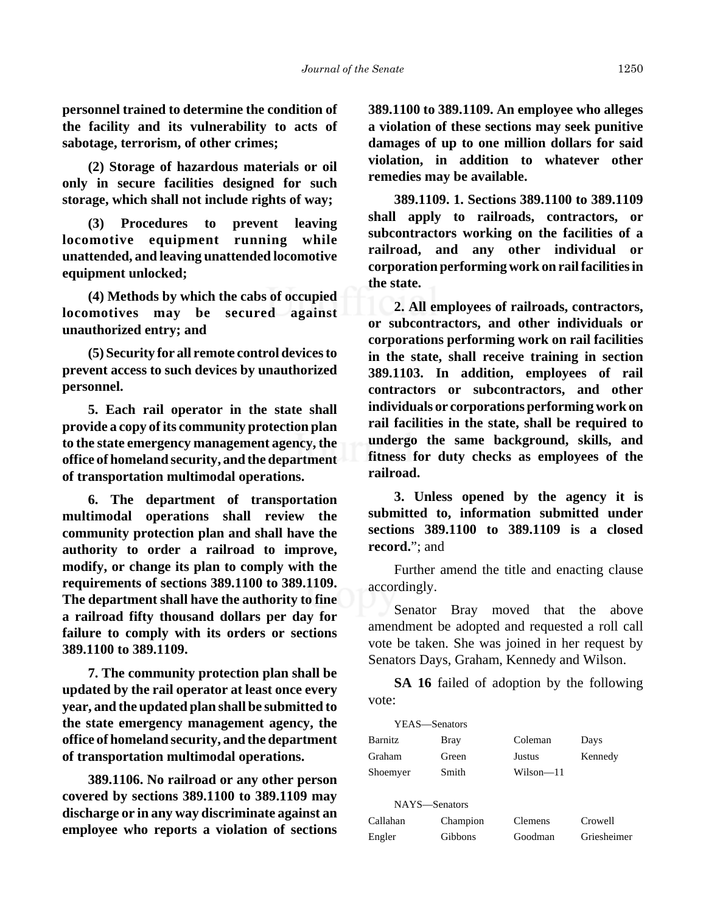**personnel trained to determine the condition of the facility and its vulnerability to acts of sabotage, terrorism, of other crimes;**

**(2) Storage of hazardous materials or oil only in secure facilities designed for such storage, which shall not include rights of way;**

**(3) Procedures to prevent leaving locomotive equipment running while unattended, and leaving unattended locomotive equipment unlocked;**

**(4) Methods by which the cabs of occupied locomotives may be secured against unauthorized entry; and**

**(5) Security for all remote control devices to prevent access to such devices by unauthorized personnel.**

**5. Each rail operator in the state shall provide a copy of its community protection plan to the state emergency management agency, the office of homeland security, and the department of transportation multimodal operations.**

**6. The department of transportation multimodal operations shall review the community protection plan and shall have the authority to order a railroad to improve, modify, or change its plan to comply with the requirements of sections 389.1100 to 389.1109. The department shall have the authority to fine a railroad fifty thousand dollars per day for failure to comply with its orders or sections 389.1100 to 389.1109.**

**7. The community protection plan shall be updated by the rail operator at least once every year, and the updated plan shall be submitted to the state emergency management agency, the office of homeland security, and the department of transportation multimodal operations.**

**389.1106. No railroad or any other person covered by sections 389.1100 to 389.1109 may discharge or in any way discriminate against an employee who reports a violation of sections 389.1100 to 389.1109. An employee who alleges a violation of these sections may seek punitive damages of up to one million dollars for said violation, in addition to whatever other remedies may be available.**

**389.1109. 1. Sections 389.1100 to 389.1109 shall apply to railroads, contractors, or subcontractors working on the facilities of a railroad, and any other individual or corporation performing work on rail facilities in the state.**

**2. All employees of railroads, contractors, or subcontractors, and other individuals or corporations performing work on rail facilities in the state, shall receive training in section 389.1103. In addition, employees of rail contractors or subcontractors, and other individuals or corporations performing work on rail facilities in the state, shall be required to undergo the same backgound, skills, and fitness for duty checks as employees of the railroad.**

**3. Unless opened by the agency it is submitted to, information submitted under sections 389.1100 to 389.1109 is a closed record.**"; and

Further amend the title and enacting clause accordingly.

Senator Bray moved that the above amendment be adopted and requested a roll call vote be taken. She was joined in her request by Senators Days, Graham, Kennedy and Wilson.

**SA 16** failed of adoption by the following vote:

YEAS—Senators

| | | | |
|---|---|---|---|
| Barnitz | Bray | Coleman | Days |
| Graham | Green | Justus | Kennedy |
| Shoemyer | Smith | Wilson—11 | |

NAYS—Senators

| | | | |
|---|---|---|---|
| Callahan | Champion | Clemens | Crowell |
| Engler | Gibbons | Goodman | Griesheimer |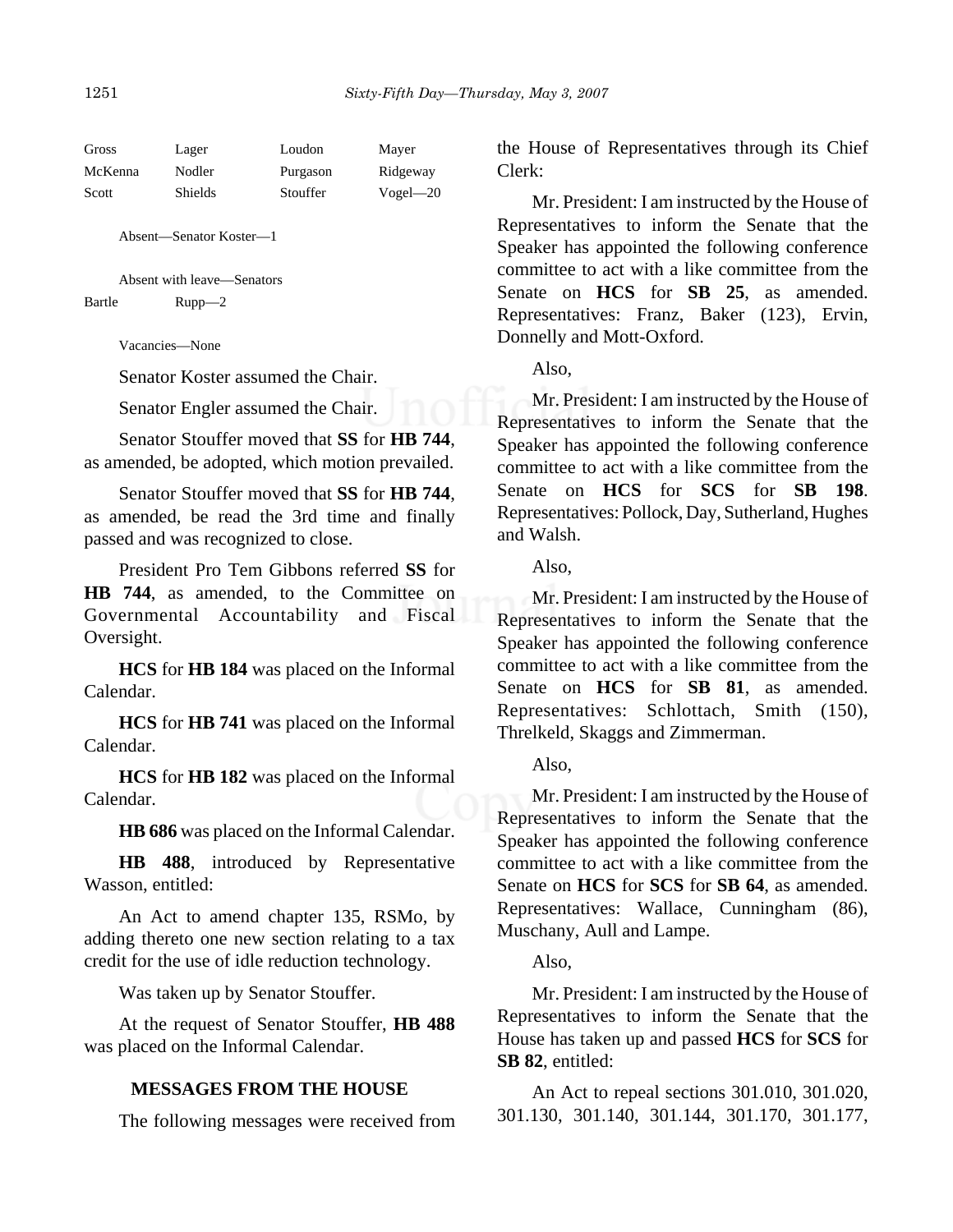| Gross | Lager | Loudon | Mayer |
|---|---|---|---|
| McKenna | Nodler | Purgason | Ridgeway |
| Scott | Shields | Stouffer | Vogel—20 |

Absent—Senator Koster—1

Absent with leave—Senators

| Bartle | Rupp—2 |
|---|---|

Vacancies—None

Senator Koster assumed the Chair.

Senator Engler assumed the Chair.

Senator Stouffer moved that **SS** for **HB 744**, as amended, be adopted, which motion prevailed.

Senator Stouffer moved that **SS** for **HB 744**, as amended, be read the 3rd time and finally passed and was recognized to close.

President Pro Tem Gibbons referred **SS** for **HB 744**, as amended, to the Committee on Governmental Accountability and Fiscal Oversight.

**HCS** for **HB 184** was placed on the Informal Calendar.

**HCS** for **HB 741** was placed on the Informal Calendar.

**HCS** for **HB 182** was placed on the Informal Calendar.

**HB 686** was placed on the Informal Calendar.

**HB 488**, introduced by Representative Wasson, entitled:

An Act to amend chapter 135, RSMo, by adding thereto one new section relating to a tax credit for the use of idle reduction technology.

Was taken up by Senator Stouffer.

At the request of Senator Stouffer, **HB 488** was placed on the Informal Calendar.

## MESSAGES FROM THE HOUSE

The following messages were received from the House of Representatives through its Chief Clerk:

Mr. President: I am instructed by the House of Representatives to inform the Senate that the Speaker has appointed the following conference committee to act with a like committee from the Senate on **HCS** for **SB 25**, as amended. Representatives: Franz, Baker (123), Ervin, Donnelly and Mott-Oxford.

Also,

Mr. President: I am instructed by the House of Representatives to inform the Senate that the Speaker has appointed the following conference committee to act with a like committee from the Senate on **HCS** for **SCS** for **SB 198**. Representatives: Pollock, Day, Sutherland, Hughes and Walsh.

Also,

Mr. President: I am instructed by the House of Representatives to inform the Senate that the Speaker has appointed the following conference committee to act with a like committee from the Senate on **HCS** for **SB 81**, as amended. Representatives: Schlottach, Smith (150), Threlkeld, Skaggs and Zimmerman.

Also,

Mr. President: I am instructed by the House of Representatives to inform the Senate that the Speaker has appointed the following conference committee to act with a like committee from the Senate on **HCS** for **SCS** for **SB 64**, as amended. Representatives: Wallace, Cunningham (86), Muschany, Aull and Lampe.

Also,

Mr. President: I am instructed by the House of Representatives to inform the Senate that the House has taken up and passed **HCS** for **SCS** for **SB 82**, entitled:

An Act to repeal sections 301.010, 301.020, 301.130, 301.140, 301.144, 301.170, 301.177,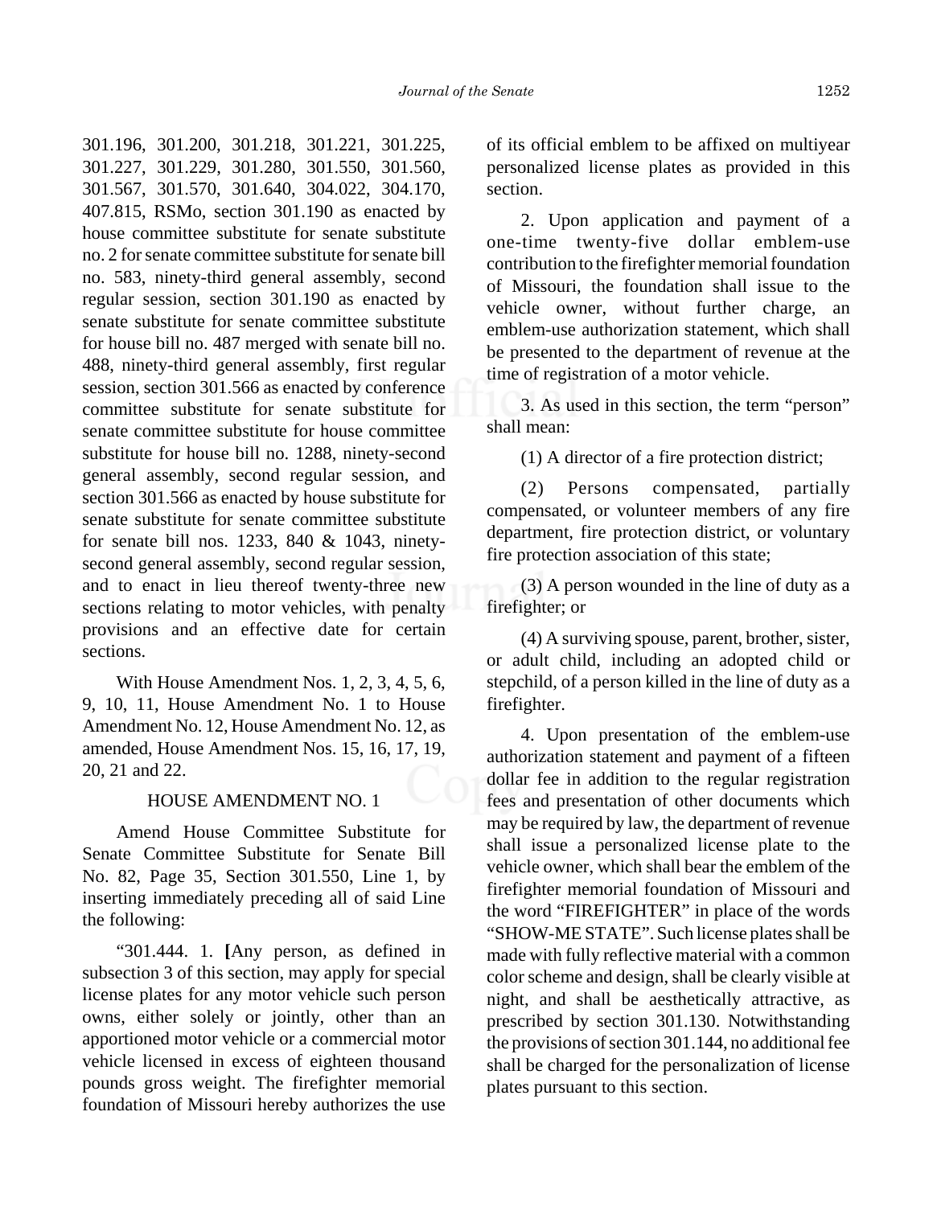301.196, 301.200, 301.218, 301.221, 301.225, 301.227, 301.229, 301.280, 301.550, 301.560, 301.567, 301.570, 301.640, 304.022, 304.170, 407.815, RSMo, section 301.190 as enacted by house committee substitute for senate substitute no. 2 for senate committee substitute for senate bill no. 583, ninety-third general assembly, second regular session, section 301.190 as enacted by senate substitute for senate committee substitute for house bill no. 487 merged with senate bill no. 488, ninety-third general assembly, first regular session, section 301.566 as enacted by conference committee substitute for senate substitute for senate committee substitute for house committee substitute for house bill no. 1288, ninety-second general assembly, second regular session, and section 301.566 as enacted by house substitute for senate substitute for senate committee substitute for senate bill nos. 1233, 840 & 1043, ninety-second general assembly, second regular session, and to enact in lieu thereof twenty-three new sections relating to motor vehicles, with penalty provisions and an effective date for certain sections.

With House Amendment Nos. 1, 2, 3, 4, 5, 6, 9, 10, 11, House Amendment No. 1 to House Amendment No. 12, House Amendment No. 12, as amended, House Amendment Nos. 15, 16, 17, 19, 20, 21 and 22.

HOUSE AMENDMENT NO. 1

Amend House Committee Substitute for Senate Committee Substitute for Senate Bill No. 82, Page 35, Section 301.550, Line 1, by inserting immediately preceding all of said Line the following:

"301.444. 1. **[**Any person, as defined in subsection 3 of this section, may apply for special license plates for any motor vehicle such person owns, either solely or jointly, other than an apportioned motor vehicle or a commercial motor vehicle licensed in excess of eighteen thousand pounds gross weight. The firefighter memorial foundation of Missouri hereby authorizes the use of its official emblem to be affixed on multiyear personalized license plates as provided in this section.

2. Upon application and payment of a one-time twenty-five dollar emblem-use contribution to the firefighter memorial foundation of Missouri, the foundation shall issue to the vehicle owner, without further charge, an emblem-use authorization statement, which shall be presented to the department of revenue at the time of registration of a motor vehicle.

3. As used in this section, the term "person" shall mean:

(1) A director of a fire protection district;

(2) Persons compensated, partially compensated, or volunteer members of any fire department, fire protection district, or voluntary fire protection association of this state;

(3) A person wounded in the line of duty as a firefighter; or

(4) A surviving spouse, parent, brother, sister, or adult child, including an adopted child or stepchild, of a person killed in the line of duty as a firefighter.

4. Upon presentation of the emblem-use authorization statement and payment of a fifteen dollar fee in addition to the regular registration fees and presentation of other documents which may be required by law, the department of revenue shall issue a personalized license plate to the vehicle owner, which shall bear the emblem of the firefighter memorial foundation of Missouri and the word "FIREFIGHTER" in place of the words "SHOW-ME STATE". Such license plates shall be made with fully reflective material with a common color scheme and design, shall be clearly visible at night, and shall be aesthetically attractive, as prescribed by section 301.130. Notwithstanding the provisions of section 301.144, no additional fee shall be charged for the personalization of license plates pursuant to this section.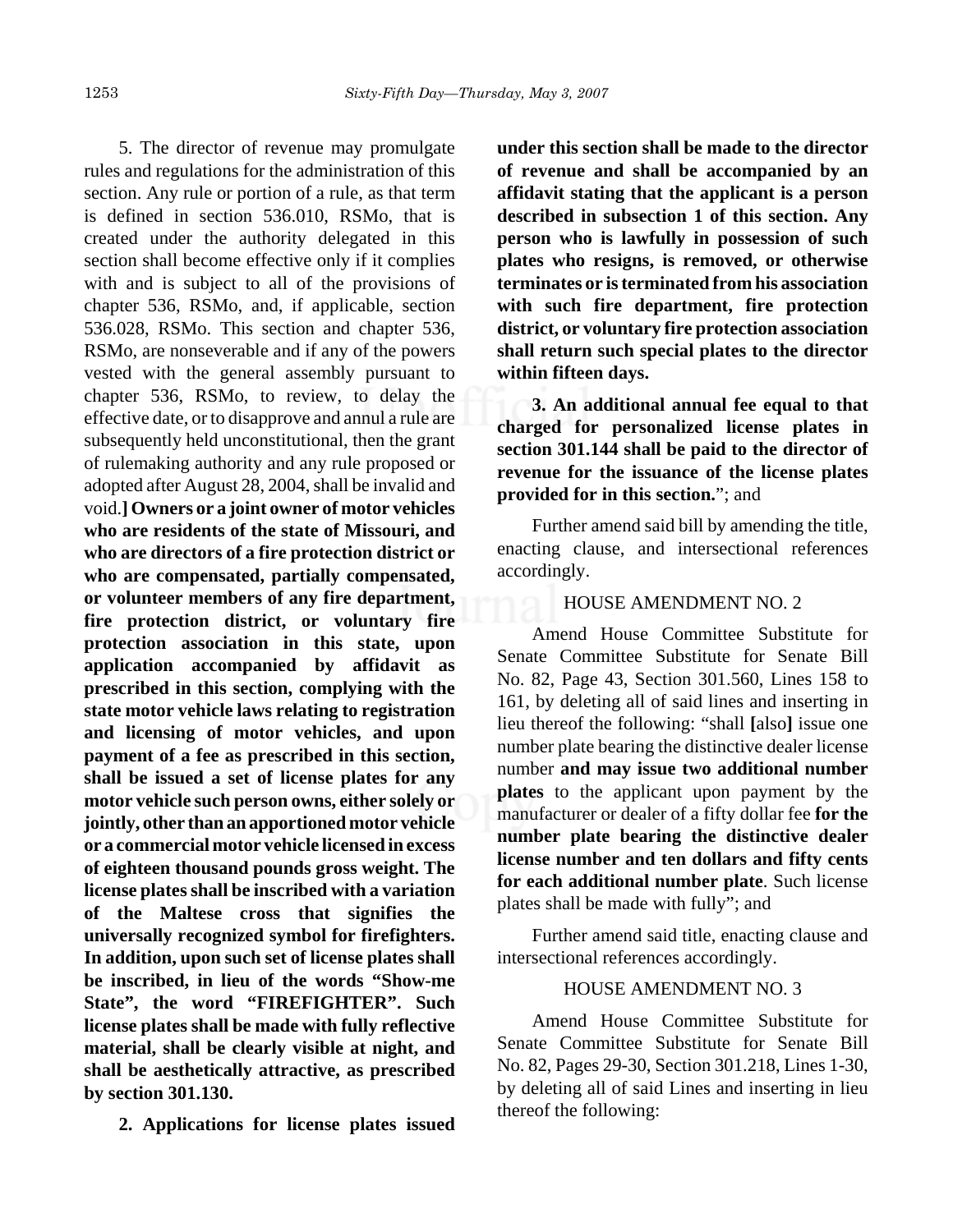5. The director of revenue may promulgate rules and regulations for the administration of this section. Any rule or portion of a rule, as that term is defined in section 536.010, RSMo, that is created under the authority delegated in this section shall become effective only if it complies with and is subject to all of the provisions of chapter 536, RSMo, and, if applicable, section 536.028, RSMo. This section and chapter 536, RSMo, are nonseverable and if any of the powers vested with the general assembly pursuant to chapter 536, RSMo, to review, to delay the effective date, or to disapprove and annul a rule are subsequently held unconstitutional, then the grant of rulemaking authority and any rule proposed or adopted after August 28, 2004, shall be invalid and void.**] Owners or a joint owner of motor vehicles who are residents of the state of Missouri, and who are directors of a fire protection district or who are compensated, partially compensated, or volunteer members of any fire department, fire protection district, or voluntary fire protection association in this state, upon application accompanied by affidavit as prescribed in this section, complying with the state motor vehicle laws relating to registration and licensing of motor vehicles, and upon payment of a fee as prescribed in this section, shall be issued a set of license plates for any motor vehicle such person owns, either solely or jointly, other than an apportioned motor vehicle or a commercial motor vehicle licensed in excess of eighteen thousand pounds gross weight. The license plates shall be inscribed with a variation of the Maltese cross that signifies the universally recognized symbol for firefighters. In addition, upon such set of license plates shall be inscribed, in lieu of the words "Show-me State", the word "FIREFIGHTER". Such license plates shall be made with fully reflective material, shall be clearly visible at night, and shall be aesthetically attractive, as prescribed by section 301.130.**

**2. Applications for license plates issued under this section shall be made to the director of revenue and shall be accompanied by an affidavit stating that the applicant is a person described in subsection 1 of this section. Any person who is lawfully in possession of such plates who resigns, is removed, or otherwise terminates or is terminated from his association with such fire department, fire protection district, or voluntary fire protection association shall return such special plates to the director within fifteen days.**

**3. An additional annual fee equal to that charged for personalized license plates in section 301.144 shall be paid to the director of revenue for the issuance of the license plates provided for in this section.**"; and

Further amend said bill by amending the title, enacting clause, and intersectional references accordingly.

HOUSE AMENDMENT NO. 2

Amend House Committee Substitute for Senate Committee Substitute for Senate Bill No. 82, Page 43, Section 301.560, Lines 158 to 161, by deleting all of said lines and inserting in lieu thereof the following: "shall **[**also**]** issue one number plate bearing the distinctive dealer license number **and may issue two additional number plates** to the applicant upon payment by the manufacturer or dealer of a fifty dollar fee **for the number plate bearing the distinctive dealer license number and ten dollars and fifty cents for each additional number plate**. Such license plates shall be made with fully"; and

Further amend said title, enacting clause and intersectional references accordingly.

HOUSE AMENDMENT NO. 3

Amend House Committee Substitute for Senate Committee Substitute for Senate Bill No. 82, Pages 29-30, Section 301.218, Lines 1-30, by deleting all of said Lines and inserting in lieu thereof the following: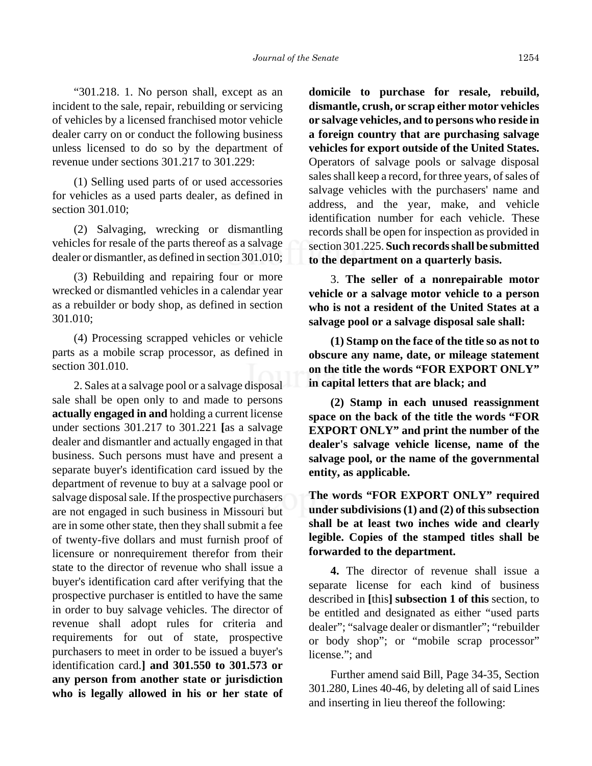"301.218. 1. No person shall, except as an incident to the sale, repair, rebuilding or servicing of vehicles by a licensed franchised motor vehicle dealer carry on or conduct the following business unless licensed to do so by the department of revenue under sections 301.217 to 301.229:

(1) Selling used parts of or used accessories for vehicles as a used parts dealer, as defined in section 301.010;

(2) Salvaging, wrecking or dismantling vehicles for resale of the parts thereof as a salvage dealer or dismantler, as defined in section 301.010;

(3) Rebuilding and repairing four or more wrecked or dismantled vehicles in a calendar year as a rebuilder or body shop, as defined in section 301.010;

(4) Processing scrapped vehicles or vehicle parts as a mobile scrap processor, as defined in section 301.010.

2. Sales at a salvage pool or a salvage disposal sale shall be open only to and made to persons **actually engaged in and** holding a current license under sections 301.217 to 301.221 **[**as a salvage dealer and dismantler and actually engaged in that business. Such persons must have and present a separate buyer's identification card issued by the department of revenue to buy at a salvage pool or salvage disposal sale. If the prospective purchasers are not engaged in such business in Missouri but are in some other state, then they shall submit a fee of twenty-five dollars and must furnish proof of licensure or nonrequirement therefor from their state to the director of revenue who shall issue a buyer's identification card after verifying that the prospective purchaser is entitled to have the same in order to buy salvage vehicles. The director of revenue shall adopt rules for criteria and requirements for out of state, prospective purchasers to meet in order to be issued a buyer's identification card.**] and 301.550 to 301.573 or any person from another state or jurisdiction who is legally allowed in his or her state of domicile to purchase for resale, rebuild, dismantle, crush, or scrap either motor vehicles or salvage vehicles, and to persons who reside in a foreign country that are purchasing salvage vehicles for export outside of the United States.** Operators of salvage pools or salvage disposal sales shall keep a record, for three years, of sales of salvage vehicles with the purchasers' name and address, and the year, make, and vehicle identification number for each vehicle. These records shall be open for inspection as provided in section 301.225. **Such records shall be submitted to the department on a quarterly basis.**

3. **The seller of a nonrepairable motor vehicle or a salvage motor vehicle to a person who is not a resident of the United States at a salvage pool or a salvage disposal sale shall:**

**(1) Stamp on the face of the title so as not to obscure any name, date, or mileage statement on the title the words "FOR EXPORT ONLY" in capital letters that are black; and**

**(2) Stamp in each unused reassignment space on the back of the title the words "FOR EXPORT ONLY" and print the number of the dealer's salvage vehicle license, name of the salvage pool, or the name of the governmental entity, as applicable.**

**The words "FOR EXPORT ONLY" required under subdivisions (1) and (2) of this subsection shall be at least two inches wide and clearly legible. Copies of the stamped titles shall be forwarded to the department.**

**4.** The director of revenue shall issue a separate license for each kind of business described in **[**this**] subsection 1 of this** section, to be entitled and designated as either "used parts dealer"; "salvage dealer or dismantler"; "rebuilder or body shop"; or "mobile scrap processor" license."; and

Further amend said Bill, Page 34-35, Section 301.280, Lines 40-46, by deleting all of said Lines and inserting in lieu thereof the following: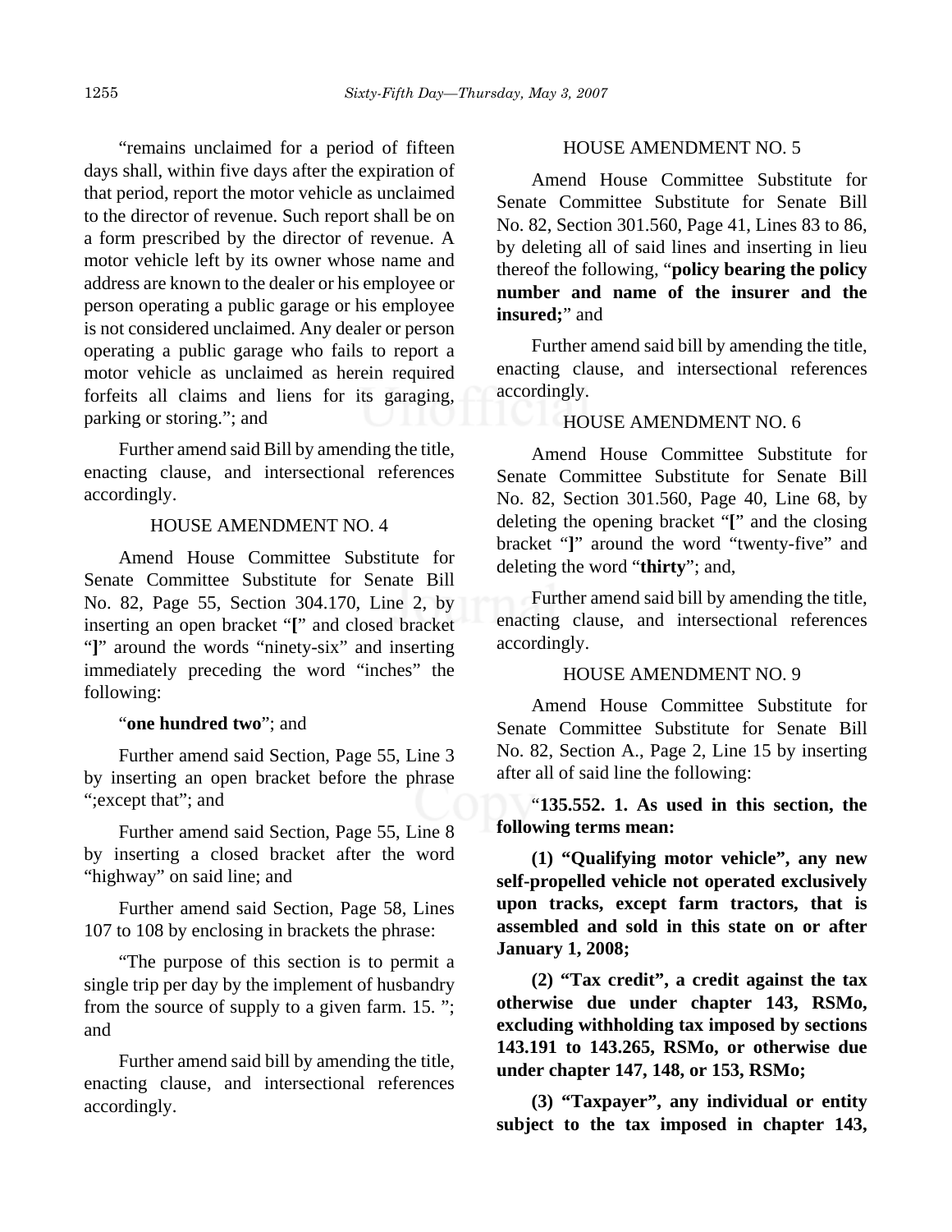"remains unclaimed for a period of fifteen days shall, within five days after the expiration of that period, report the motor vehicle as unclaimed to the director of revenue. Such report shall be on a form prescribed by the director of revenue. A motor vehicle left by its owner whose name and address are known to the dealer or his employee or person operating a public garage or his employee is not considered unclaimed. Any dealer or person operating a public garage who fails to report a motor vehicle as unclaimed as herein required forfeits all claims and liens for its garaging, parking or storing."; and

Further amend said Bill by amending the title, enacting clause, and intersectional references accordingly.

HOUSE AMENDMENT NO. 4

Amend House Committee Substitute for Senate Committee Substitute for Senate Bill No. 82, Page 55, Section 304.170, Line 2, by inserting an open bracket "**[**" and closed bracket "**]**" around the words "ninety-six" and inserting immediately preceding the word "inches" the following:

"**one hundred two**"; and

Further amend said Section, Page 55, Line 3 by inserting an open bracket before the phrase ";except that"; and

Further amend said Section, Page 55, Line 8 by inserting a closed bracket after the word "highway" on said line; and

Further amend said Section, Page 58, Lines 107 to 108 by enclosing in brackets the phrase:

"The purpose of this section is to permit a single trip per day by the implement of husbandry from the source of supply to a given farm. 15. "; and

Further amend said bill by amending the title, enacting clause, and intersectional references accordingly.

HOUSE AMENDMENT NO. 5

Amend House Committee Substitute for Senate Committee Substitute for Senate Bill No. 82, Section 301.560, Page 41, Lines 83 to 86, by deleting all of said lines and inserting in lieu thereof the following, "**policy bearing the policy number and name of the insurer and the insured;**" and

Further amend said bill by amending the title, enacting clause, and intersectional references accordingly.

HOUSE AMENDMENT NO. 6

Amend House Committee Substitute for Senate Committee Substitute for Senate Bill No. 82, Section 301.560, Page 40, Line 68, by deleting the opening bracket "**[**" and the closing bracket "**]**" around the word "twenty-five" and deleting the word "**thirty**"; and,

Further amend said bill by amending the title, enacting clause, and intersectional references accordingly.

HOUSE AMENDMENT NO. 9

Amend House Committee Substitute for Senate Committee Substitute for Senate Bill No. 82, Section A., Page 2, Line 15 by inserting after all of said line the following:

"**135.552. 1. As used in this section, the following terms mean:**

**(1) "Qualifying motor vehicle", any new self-propelled vehicle not operated exclusively upon tracks, except farm tractors, that is assembled and sold in this state on or after January 1, 2008;**

**(2) "Tax credit", a credit against the tax otherwise due under chapter 143, RSMo, excluding withholding tax imposed by sections 143.191 to 143.265, RSMo, or otherwise due under chapter 147, 148, or 153, RSMo;**

**(3) "Taxpayer", any individual or entity subject to the tax imposed in chapter 143,**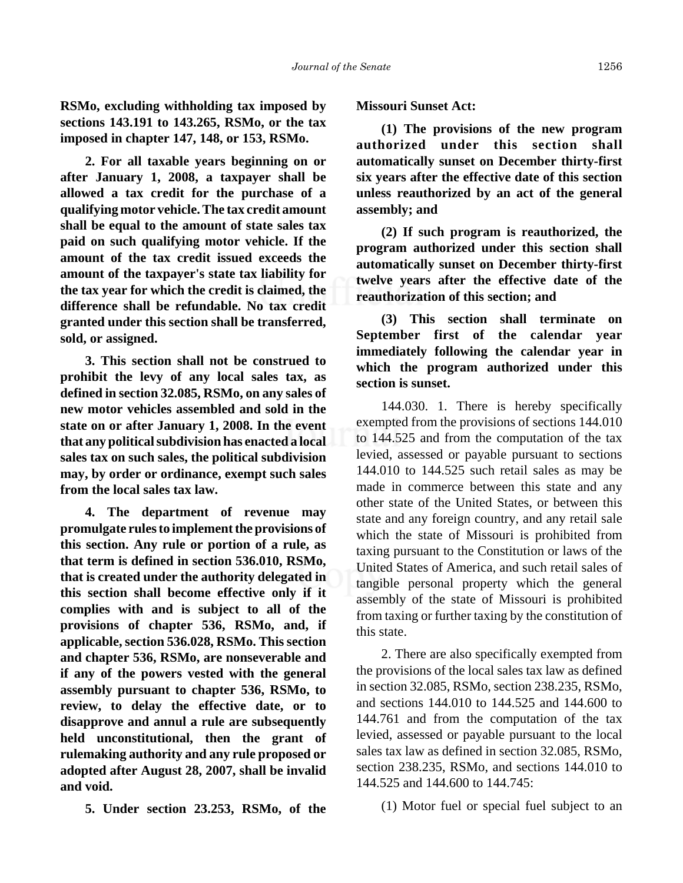**RSMo, excluding withholding tax imposed by sections 143.191 to 143.265, RSMo, or the tax imposed in chapter 147, 148, or 153, RSMo.**

**2. For all taxable years beginning on or after January 1, 2008, a taxpayer shall be allowed a tax credit for the purchase of a qualifying motor vehicle. The tax credit amount shall be equal to the amount of state sales tax paid on such qualifying motor vehicle. If the amount of the tax credit issued exceeds the amount of the taxpayer's state tax liability for the tax year for which the credit is claimed, the difference shall be refundable. No tax credit granted under this section shall be transferred, sold, or assigned.**

**3. This section shall not be construed to prohibit the levy of any local sales tax, as defined in section 32.085, RSMo, on any sales of new motor vehicles assembled and sold in the state on or after January 1, 2008. In the event that any political subdivision has enacted a local sales tax on such sales, the political subdivision may, by order or ordinance, exempt such sales from the local sales tax law.**

**4. The department of revenue may promulgate rules to implement the provisions of this section. Any rule or portion of a rule, as that term is defined in section 536.010, RSMo, that is created under the authority delegated in this section shall become effective only if it complies with and is subject to all of the provisions of chapter 536, RSMo, and, if applicable, section 536.028, RSMo. This section and chapter 536, RSMo, are nonseverable and if any of the powers vested with the general assembly pursuant to chapter 536, RSMo, to review, to delay the effective date, or to disapprove and annul a rule are subsequently held unconstitutional, then the grant of rulemaking authority and any rule proposed or adopted after August 28, 2007, shall be invalid and void.**

**5. Under section 23.253, RSMo, of the Missouri Sunset Act:**

**(1) The provisions of the new program authorized under this section shall automatically sunset on December thirty-first six years after the effective date of this section unless reauthorized by an act of the general assembly; and**

**(2) If such program is reauthorized, the program authorized under this section shall automatically sunset on December thirty-first twelve years after the effective date of the reauthorization of this section; and**

**(3) This section shall terminate on September first of the calendar year immediately following the calendar year in which the program authorized under this section is sunset.**

144.030. 1. There is hereby specifically exempted from the provisions of sections 144.010 to 144.525 and from the computation of the tax levied, assessed or payable pursuant to sections 144.010 to 144.525 such retail sales as may be made in commerce between this state and any other state of the United States, or between this state and any foreign country, and any retail sale which the state of Missouri is prohibited from taxing pursuant to the Constitution or laws of the United States of America, and such retail sales of tangible personal property which the general assembly of the state of Missouri is prohibited from taxing or further taxing by the constitution of this state.

2. There are also specifically exempted from the provisions of the local sales tax law as defined in section 32.085, RSMo, section 238.235, RSMo, and sections 144.010 to 144.525 and 144.600 to 144.761 and from the computation of the tax levied, assessed or payable pursuant to the local sales tax law as defined in section 32.085, RSMo, section 238.235, RSMo, and sections 144.010 to 144.525 and 144.600 to 144.745:

(1) Motor fuel or special fuel subject to an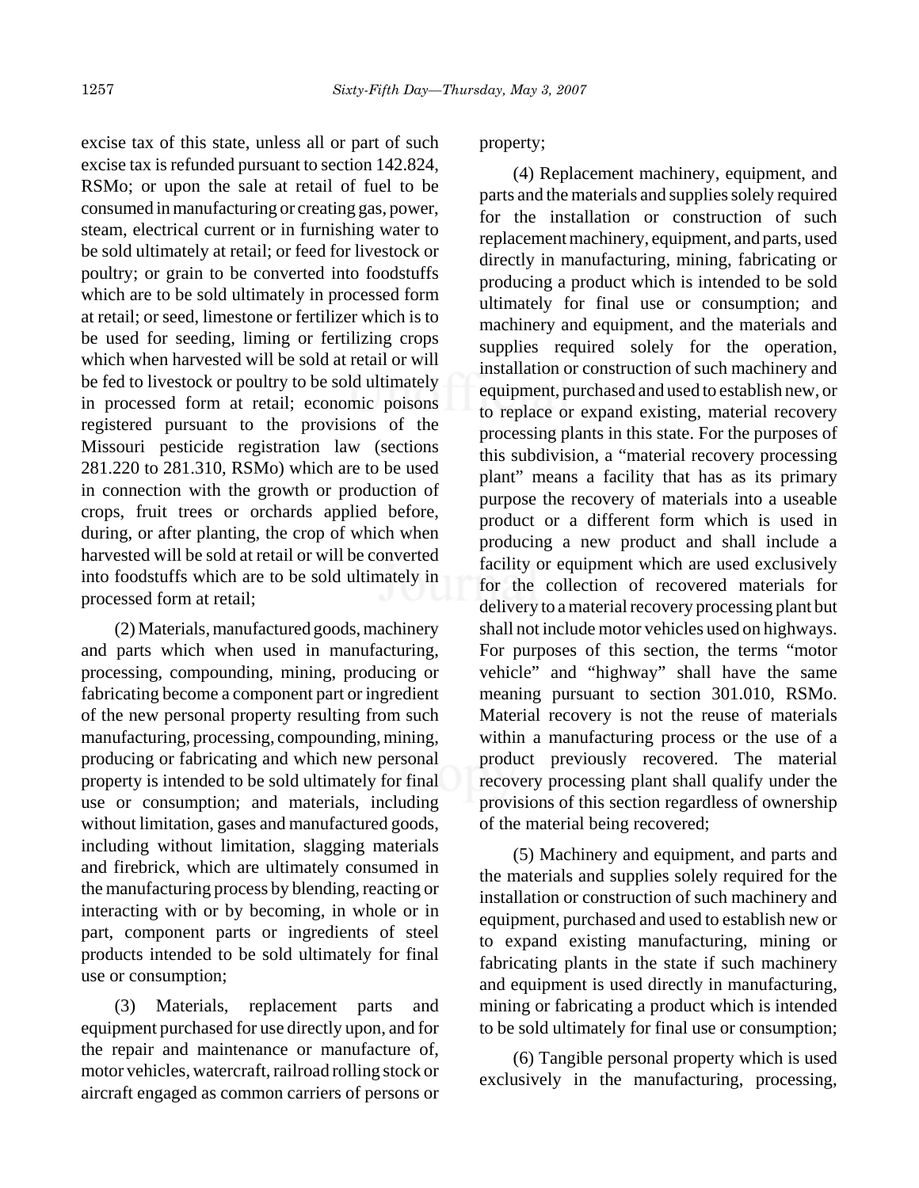excise tax of this state, unless all or part of such excise tax is refunded pursuant to section 142.824, RSMo; or upon the sale at retail of fuel to be consumed in manufacturing or creating gas, power, steam, electrical current or in furnishing water to be sold ultimately at retail; or feed for livestock or poultry; or grain to be converted into foodstuffs which are to be sold ultimately in processed form at retail; or seed, limestone or fertilizer which is to be used for seeding, liming or fertilizing crops which when harvested will be sold at retail or will be fed to livestock or poultry to be sold ultimately in processed form at retail; economic poisons registered pursuant to the provisions of the Missouri pesticide registration law (sections 281.220 to 281.310, RSMo) which are to be used in connection with the growth or production of crops, fruit trees or orchards applied before, during, or after planting, the crop of which when harvested will be sold at retail or will be converted into foodstuffs which are to be sold ultimately in processed form at retail;

(2) Materials, manufactured goods, machinery and parts which when used in manufacturing, processing, compounding, mining, producing or fabricating become a component part or ingredient of the new personal property resulting from such manufacturing, processing, compounding, mining, producing or fabricating and which new personal property is intended to be sold ultimately for final use or consumption; and materials, including without limitation, gases and manufactured goods, including without limitation, slagging materials and firebrick, which are ultimately consumed in the manufacturing process by blending, reacting or interacting with or by becoming, in whole or in part, component parts or ingredients of steel products intended to be sold ultimately for final use or consumption;

(3) Materials, replacement parts and equipment purchased for use directly upon, and for the repair and maintenance or manufacture of, motor vehicles, watercraft, railroad rolling stock or aircraft engaged as common carriers of persons or property;

(4) Replacement machinery, equipment, and parts and the materials and supplies solely required for the installation or construction of such replacement machinery, equipment, and parts, used directly in manufacturing, mining, fabricating or producing a product which is intended to be sold ultimately for final use or consumption; and machinery and equipment, and the materials and supplies required solely for the operation, installation or construction of such machinery and equipment, purchased and used to establish new, or to replace or expand existing, material recovery processing plants in this state. For the purposes of this subdivision, a "material recovery processing plant" means a facility that has as its primary purpose the recovery of materials into a useable product or a different form which is used in producing a new product and shall include a facility or equipment which are used exclusively for the collection of recovered materials for delivery to a material recovery processing plant but shall not include motor vehicles used on highways. For purposes of this section, the terms "motor vehicle" and "highway" shall have the same meaning pursuant to section 301.010, RSMo. Material recovery is not the reuse of materials within a manufacturing process or the use of a product previously recovered. The material recovery processing plant shall qualify under the provisions of this section regardless of ownership of the material being recovered;

(5) Machinery and equipment, and parts and the materials and supplies solely required for the installation or construction of such machinery and equipment, purchased and used to establish new or to expand existing manufacturing, mining or fabricating plants in the state if such machinery and equipment is used directly in manufacturing, mining or fabricating a product which is intended to be sold ultimately for final use or consumption;

(6) Tangible personal property which is used exclusively in the manufacturing, processing,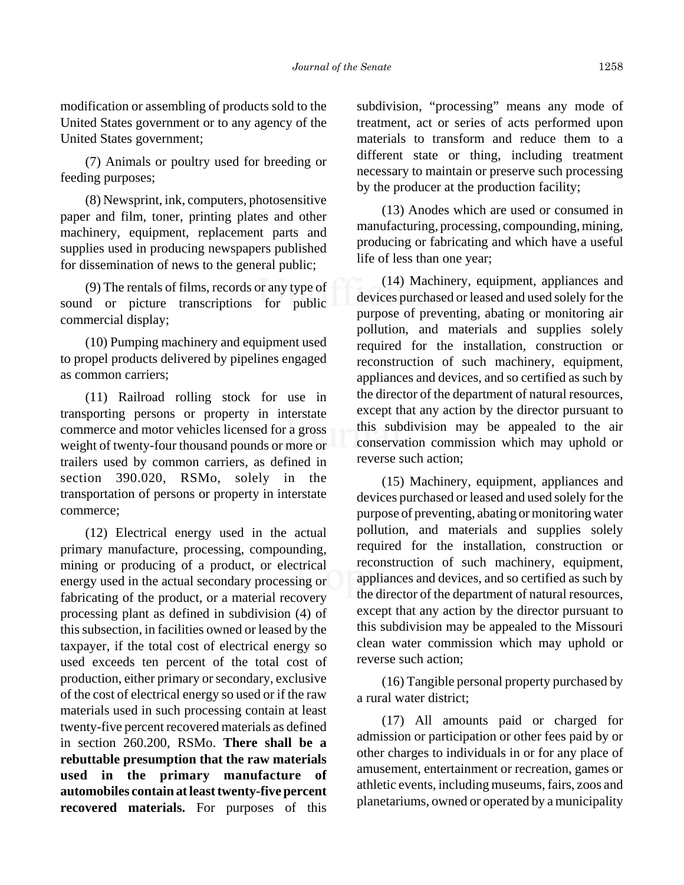modification or assembling of products sold to the United States government or to any agency of the United States government;

(7) Animals or poultry used for breeding or feeding purposes;

(8) Newsprint, ink, computers, photosensitive paper and film, toner, printing plates and other machinery, equipment, replacement parts and supplies used in producing newspapers published for dissemination of news to the general public;

(9) The rentals of films, records or any type of sound or picture transcriptions for public commercial display;

(10) Pumping machinery and equipment used to propel products delivered by pipelines engaged as common carriers;

(11) Railroad rolling stock for use in transporting persons or property in interstate commerce and motor vehicles licensed for a gross weight of twenty-four thousand pounds or more or trailers used by common carriers, as defined in section 390.020, RSMo, solely in the transportation of persons or property in interstate commerce;

(12) Electrical energy used in the actual primary manufacture, processing, compounding, mining or producing of a product, or electrical energy used in the actual secondary processing or fabricating of the product, or a material recovery processing plant as defined in subdivision (4) of this subsection, in facilities owned or leased by the taxpayer, if the total cost of electrical energy so used exceeds ten percent of the total cost of production, either primary or secondary, exclusive of the cost of electrical energy so used or if the raw materials used in such processing contain at least twenty-five percent recovered materials as defined in section 260.200, RSMo. **There shall be a rebuttable presumption that the raw materials used in the primary manufacture of automobiles contain at least twenty-five percent recovered materials.** For purposes of this subdivision, "processing" means any mode of treatment, act or series of acts performed upon materials to transform and reduce them to a different state or thing, including treatment necessary to maintain or preserve such processing by the producer at the production facility;

(13) Anodes which are used or consumed in manufacturing, processing, compounding, mining, producing or fabricating and which have a useful life of less than one year;

(14) Machinery, equipment, appliances and devices purchased or leased and used solely for the purpose of preventing, abating or monitoring air pollution, and materials and supplies solely required for the installation, construction or reconstruction of such machinery, equipment, appliances and devices, and so certified as such by the director of the department of natural resources, except that any action by the director pursuant to this subdivision may be appealed to the air conservation commission which may uphold or reverse such action;

(15) Machinery, equipment, appliances and devices purchased or leased and used solely for the purpose of preventing, abating or monitoring water pollution, and materials and supplies solely required for the installation, construction or reconstruction of such machinery, equipment, appliances and devices, and so certified as such by the director of the department of natural resources, except that any action by the director pursuant to this subdivision may be appealed to the Missouri clean water commission which may uphold or reverse such action;

(16) Tangible personal property purchased by a rural water district;

(17) All amounts paid or charged for admission or participation or other fees paid by or other charges to individuals in or for any place of amusement, entertainment or recreation, games or athletic events, including museums, fairs, zoos and planetariums, owned or operated by a municipality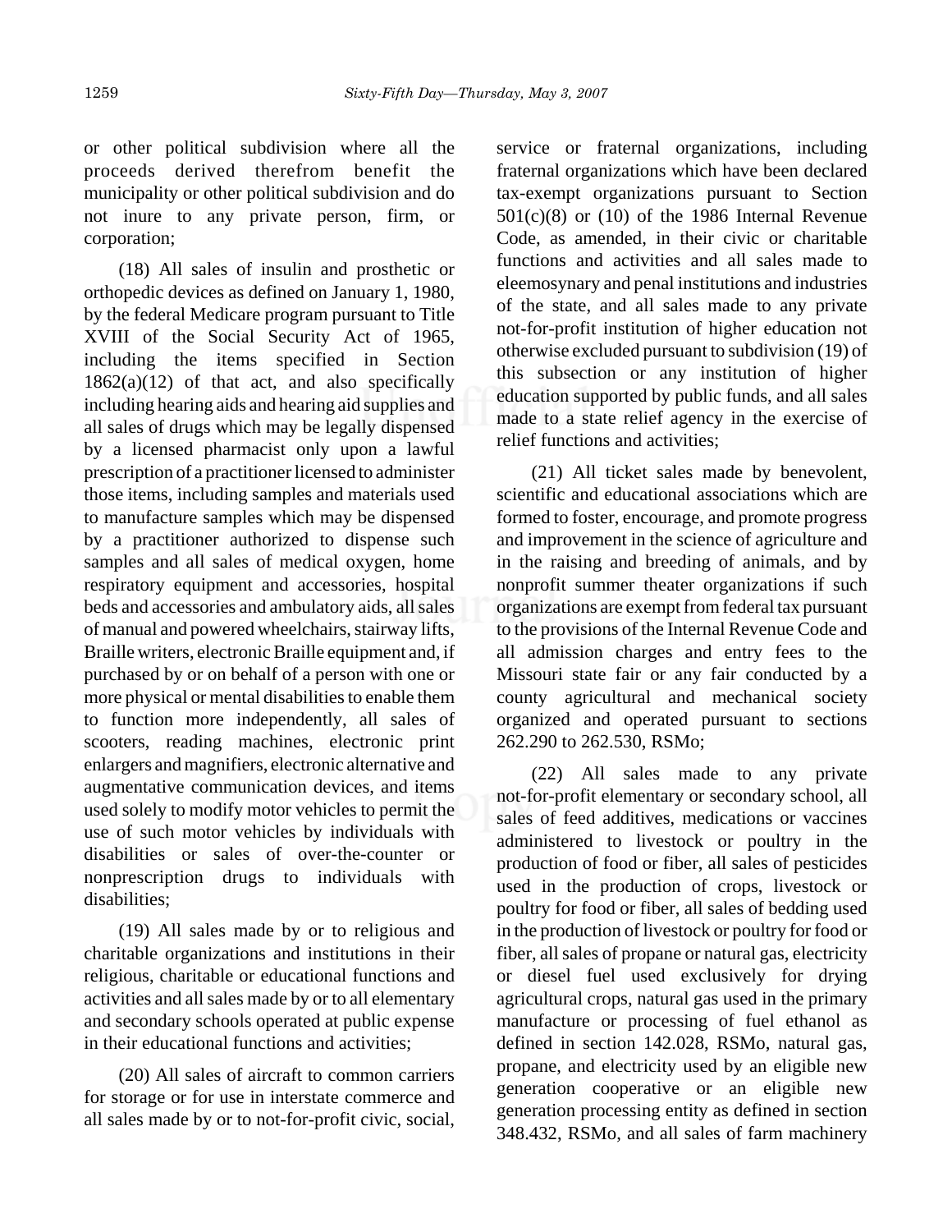or other political subdivision where all the proceeds derived therefrom benefit the municipality or other political subdivision and do not inure to any private person, firm, or corporation;

(18) All sales of insulin and prosthetic or orthopedic devices as defined on January 1, 1980, by the federal Medicare program pursuant to Title XVIII of the Social Security Act of 1965, including the items specified in Section 1862(a)(12) of that act, and also specifically including hearing aids and hearing aid supplies and all sales of drugs which may be legally dispensed by a licensed pharmacist only upon a lawful prescription of a practitioner licensed to administer those items, including samples and materials used to manufacture samples which may be dispensed by a practitioner authorized to dispense such samples and all sales of medical oxygen, home respiratory equipment and accessories, hospital beds and accessories and ambulatory aids, all sales of manual and powered wheelchairs, stairway lifts, Braille writers, electronic Braille equipment and, if purchased by or on behalf of a person with one or more physical or mental disabilities to enable them to function more independently, all sales of scooters, reading machines, electronic print enlargers and magnifiers, electronic alternative and augmentative communication devices, and items used solely to modify motor vehicles to permit the use of such motor vehicles by individuals with disabilities or sales of over-the-counter or nonprescription drugs to individuals with disabilities;

(19) All sales made by or to religious and charitable organizations and institutions in their religious, charitable or educational functions and activities and all sales made by or to all elementary and secondary schools operated at public expense in their educational functions and activities;

(20) All sales of aircraft to common carriers for storage or for use in interstate commerce and all sales made by or to not-for-profit civic, social, service or fraternal organizations, including fraternal organizations which have been declared tax-exempt organizations pursuant to Section 501(c)(8) or (10) of the 1986 Internal Revenue Code, as amended, in their civic or charitable functions and activities and all sales made to eleemosynary and penal institutions and industries of the state, and all sales made to any private not-for-profit institution of higher education not otherwise excluded pursuant to subdivision (19) of this subsection or any institution of higher education supported by public funds, and all sales made to a state relief agency in the exercise of relief functions and activities;

(21) All ticket sales made by benevolent, scientific and educational associations which are formed to foster, encourage, and promote progress and improvement in the science of agriculture and in the raising and breeding of animals, and by nonprofit summer theater organizations if such organizations are exempt from federal tax pursuant to the provisions of the Internal Revenue Code and all admission charges and entry fees to the Missouri state fair or any fair conducted by a county agricultural and mechanical society organized and operated pursuant to sections 262.290 to 262.530, RSMo;

(22) All sales made to any private not-for-profit elementary or secondary school, all sales of feed additives, medications or vaccines administered to livestock or poultry in the production of food or fiber, all sales of pesticides used in the production of crops, livestock or poultry for food or fiber, all sales of bedding used in the production of livestock or poultry for food or fiber, all sales of propane or natural gas, electricity or diesel fuel used exclusively for drying agricultural crops, natural gas used in the primary manufacture or processing of fuel ethanol as defined in section 142.028, RSMo, natural gas, propane, and electricity used by an eligible new generation cooperative or an eligible new generation processing entity as defined in section 348.432, RSMo, and all sales of farm machinery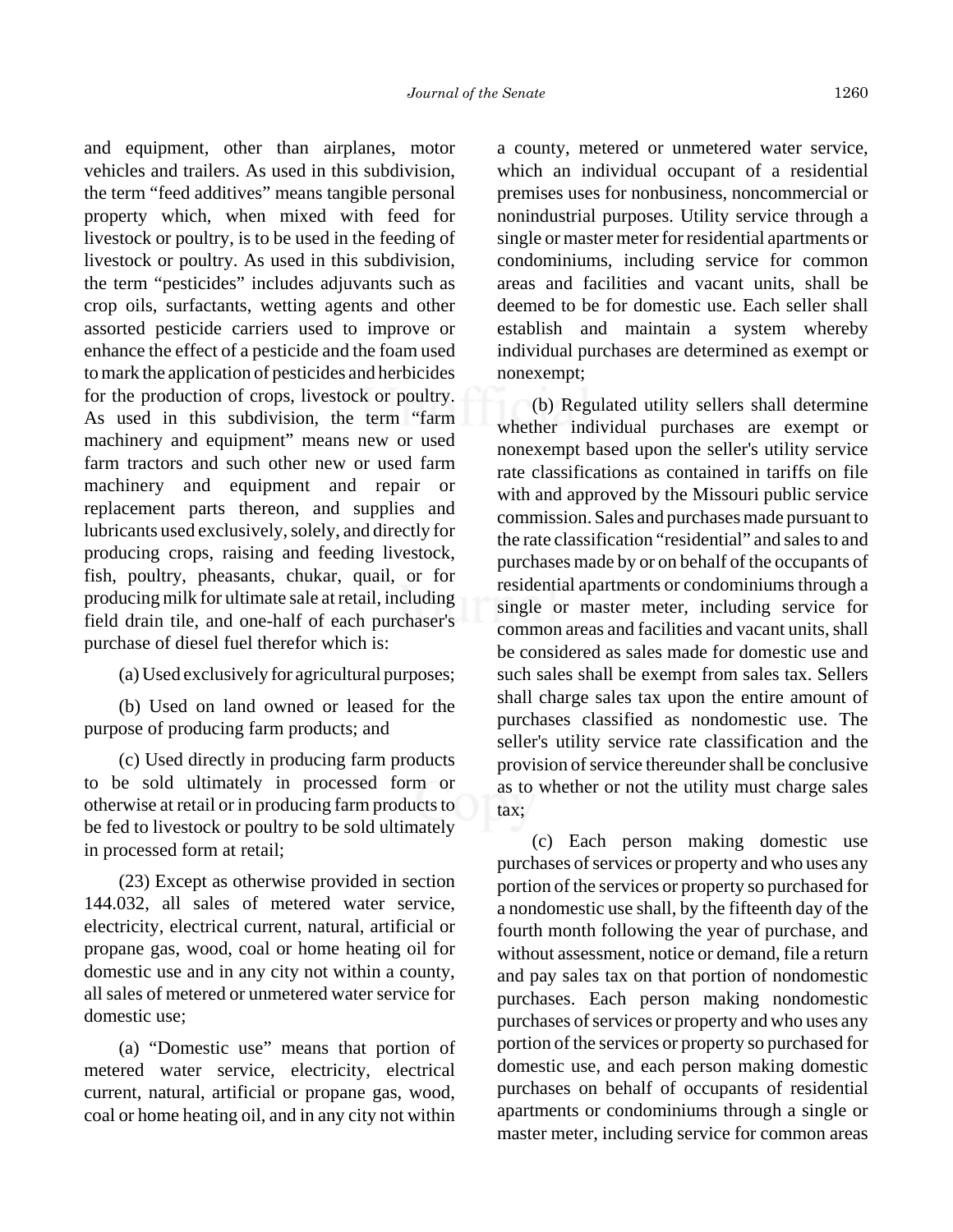and equipment, other than airplanes, motor vehicles and trailers. As used in this subdivision, the term “feed additives” means tangible personal property which, when mixed with feed for livestock or poultry, is to be used in the feeding of livestock or poultry. As used in this subdivision, the term “pesticides” includes adjuvants such as crop oils, surfactants, wetting agents and other assorted pesticide carriers used to improve or enhance the effect of a pesticide and the foam used to mark the application of pesticides and herbicides for the production of crops, livestock or poultry. As used in this subdivision, the term “farm machinery and equipment” means new or used farm tractors and such other new or used farm machinery and equipment and repair or replacement parts thereon, and supplies and lubricants used exclusively, solely, and directly for producing crops, raising and feeding livestock, fish, poultry, pheasants, chukar, quail, or for producing milk for ultimate sale at retail, including field drain tile, and one-half of each purchaser's purchase of diesel fuel therefor which is:

(a) Used exclusively for agricultural purposes;

(b) Used on land owned or leased for the purpose of producing farm products; and

(c) Used directly in producing farm products to be sold ultimately in processed form or otherwise at retail or in producing farm products to be fed to livestock or poultry to be sold ultimately in processed form at retail;

(23) Except as otherwise provided in section 144.032, all sales of metered water service, electricity, electrical current, natural, artificial or propane gas, wood, coal or home heating oil for domestic use and in any city not within a county, all sales of metered or unmetered water service for domestic use;

(a) “Domestic use” means that portion of metered water service, electricity, electrical current, natural, artificial or propane gas, wood, coal or home heating oil, and in any city not within a county, metered or unmetered water service, which an individual occupant of a residential premises uses for nonbusiness, noncommercial or nonindustrial purposes. Utility service through a single or master meter for residential apartments or condominiums, including service for common areas and facilities and vacant units, shall be deemed to be for domestic use. Each seller shall establish and maintain a system whereby individual purchases are determined as exempt or nonexempt;

(b) Regulated utility sellers shall determine whether individual purchases are exempt or nonexempt based upon the seller's utility service rate classifications as contained in tariffs on file with and approved by the Missouri public service commission. Sales and purchases made pursuant to the rate classification “residential” and sales to and purchases made by or on behalf of the occupants of residential apartments or condominiums through a single or master meter, including service for common areas and facilities and vacant units, shall be considered as sales made for domestic use and such sales shall be exempt from sales tax. Sellers shall charge sales tax upon the entire amount of purchases classified as nondomestic use. The seller's utility service rate classification and the provision of service thereunder shall be conclusive as to whether or not the utility must charge sales tax;

(c) Each person making domestic use purchases of services or property and who uses any portion of the services or property so purchased for a nondomestic use shall, by the fifteenth day of the fourth month following the year of purchase, and without assessment, notice or demand, file a return and pay sales tax on that portion of nondomestic purchases. Each person making nondomestic purchases of services or property and who uses any portion of the services or property so purchased for domestic use, and each person making domestic purchases on behalf of occupants of residential apartments or condominiums through a single or master meter, including service for common areas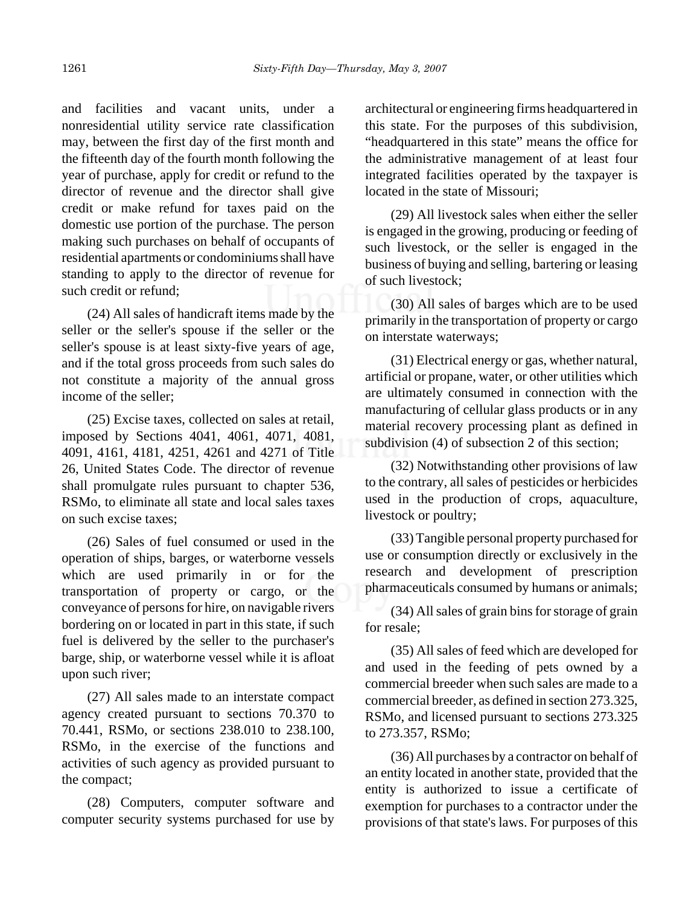and facilities and vacant units, under a nonresidential utility service rate classification may, between the first day of the first month and the fifteenth day of the fourth month following the year of purchase, apply for credit or refund to the director of revenue and the director shall give credit or make refund for taxes paid on the domestic use portion of the purchase. The person making such purchases on behalf of occupants of residential apartments or condominiums shall have standing to apply to the director of revenue for such credit or refund;

(24) All sales of handicraft items made by the seller or the seller's spouse if the seller or the seller's spouse is at least sixty-five years of age, and if the total gross proceeds from such sales do not constitute a majority of the annual gross income of the seller;

(25) Excise taxes, collected on sales at retail, imposed by Sections 4041, 4061, 4071, 4081, 4091, 4161, 4181, 4251, 4261 and 4271 of Title 26, United States Code. The director of revenue shall promulgate rules pursuant to chapter 536, RSMo, to eliminate all state and local sales taxes on such excise taxes;

(26) Sales of fuel consumed or used in the operation of ships, barges, or waterborne vessels which are used primarily in or for the transportation of property or cargo, or the conveyance of persons for hire, on navigable rivers bordering on or located in part in this state, if such fuel is delivered by the seller to the purchaser's barge, ship, or waterborne vessel while it is afloat upon such river;

(27) All sales made to an interstate compact agency created pursuant to sections 70.370 to 70.441, RSMo, or sections 238.010 to 238.100, RSMo, in the exercise of the functions and activities of such agency as provided pursuant to the compact;

(28) Computers, computer software and computer security systems purchased for use by architectural or engineering firms headquartered in this state. For the purposes of this subdivision, "headquartered in this state" means the office for the administrative management of at least four integrated facilities operated by the taxpayer is located in the state of Missouri;

(29) All livestock sales when either the seller is engaged in the growing, producing or feeding of such livestock, or the seller is engaged in the business of buying and selling, bartering or leasing of such livestock;

(30) All sales of barges which are to be used primarily in the transportation of property or cargo on interstate waterways;

(31) Electrical energy or gas, whether natural, artificial or propane, water, or other utilities which are ultimately consumed in connection with the manufacturing of cellular glass products or in any material recovery processing plant as defined in subdivision (4) of subsection 2 of this section;

(32) Notwithstanding other provisions of law to the contrary, all sales of pesticides or herbicides used in the production of crops, aquaculture, livestock or poultry;

(33) Tangible personal property purchased for use or consumption directly or exclusively in the research and development of prescription pharmaceuticals consumed by humans or animals;

(34) All sales of grain bins for storage of grain for resale;

(35) All sales of feed which are developed for and used in the feeding of pets owned by a commercial breeder when such sales are made to a commercial breeder, as defined in section 273.325, RSMo, and licensed pursuant to sections 273.325 to 273.357, RSMo;

(36) All purchases by a contractor on behalf of an entity located in another state, provided that the entity is authorized to issue a certificate of exemption for purchases to a contractor under the provisions of that state's laws. For purposes of this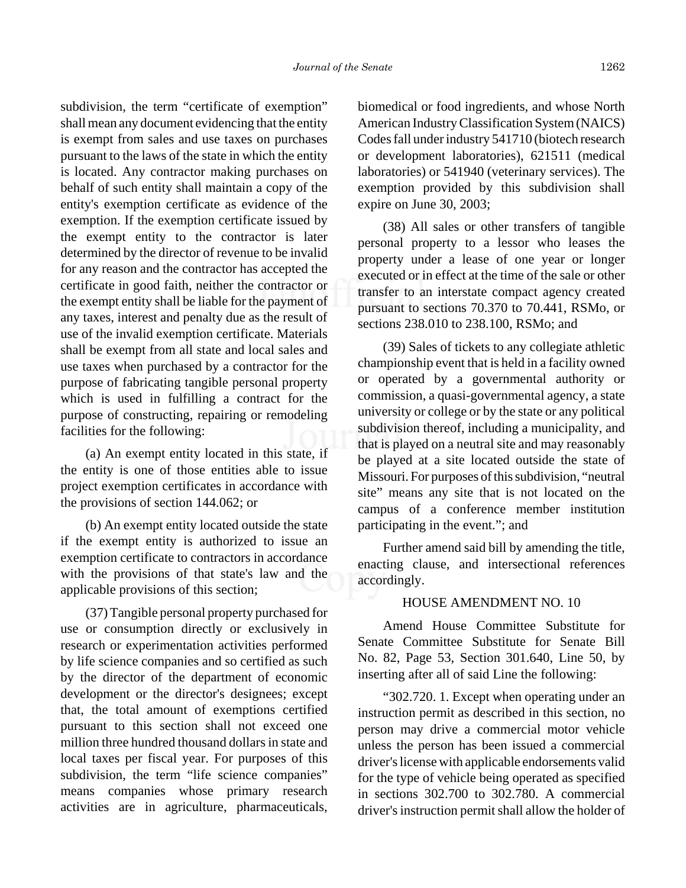subdivision, the term “certificate of exemption” shall mean any document evidencing that the entity is exempt from sales and use taxes on purchases pursuant to the laws of the state in which the entity is located. Any contractor making purchases on behalf of such entity shall maintain a copy of the entity's exemption certificate as evidence of the exemption. If the exemption certificate issued by the exempt entity to the contractor is later determined by the director of revenue to be invalid for any reason and the contractor has accepted the certificate in good faith, neither the contractor or the exempt entity shall be liable for the payment of any taxes, interest and penalty due as the result of use of the invalid exemption certificate. Materials shall be exempt from all state and local sales and use taxes when purchased by a contractor for the purpose of fabricating tangible personal property which is used in fulfilling a contract for the purpose of constructing, repairing or remodeling facilities for the following:

(a) An exempt entity located in this state, if the entity is one of those entities able to issue project exemption certificates in accordance with the provisions of section 144.062; or

(b) An exempt entity located outside the state if the exempt entity is authorized to issue an exemption certificate to contractors in accordance with the provisions of that state's law and the applicable provisions of this section;

(37) Tangible personal property purchased for use or consumption directly or exclusively in research or experimentation activities performed by life science companies and so certified as such by the director of the department of economic development or the director's designees; except that, the total amount of exemptions certified pursuant to this section shall not exceed one million three hundred thousand dollars in state and local taxes per fiscal year. For purposes of this subdivision, the term “life science companies” means companies whose primary research activities are in agriculture, pharmaceuticals, biomedical or food ingredients, and whose North American Industry Classification System (NAICS) Codes fall under industry 541710 (biotech research or development laboratories), 621511 (medical laboratories) or 541940 (veterinary services). The exemption provided by this subdivision shall expire on June 30, 2003;

(38) All sales or other transfers of tangible personal property to a lessor who leases the property under a lease of one year or longer executed or in effect at the time of the sale or other transfer to an interstate compact agency created pursuant to sections 70.370 to 70.441, RSMo, or sections 238.010 to 238.100, RSMo; and

(39) Sales of tickets to any collegiate athletic championship event that is held in a facility owned or operated by a governmental authority or commission, a quasi-governmental agency, a state university or college or by the state or any political subdivision thereof, including a municipality, and that is played on a neutral site and may reasonably be played at a site located outside the state of Missouri. For purposes of this subdivision, “neutral site” means any site that is not located on the campus of a conference member institution participating in the event.”; and

Further amend said bill by amending the title, enacting clause, and intersectional references accordingly.

HOUSE AMENDMENT NO. 10

Amend House Committee Substitute for Senate Committee Substitute for Senate Bill No. 82, Page 53, Section 301.640, Line 50, by inserting after all of said Line the following:

“302.720. 1. Except when operating under an instruction permit as described in this section, no person may drive a commercial motor vehicle unless the person has been issued a commercial driver's license with applicable endorsements valid for the type of vehicle being operated as specified in sections 302.700 to 302.780. A commercial driver's instruction permit shall allow the holder of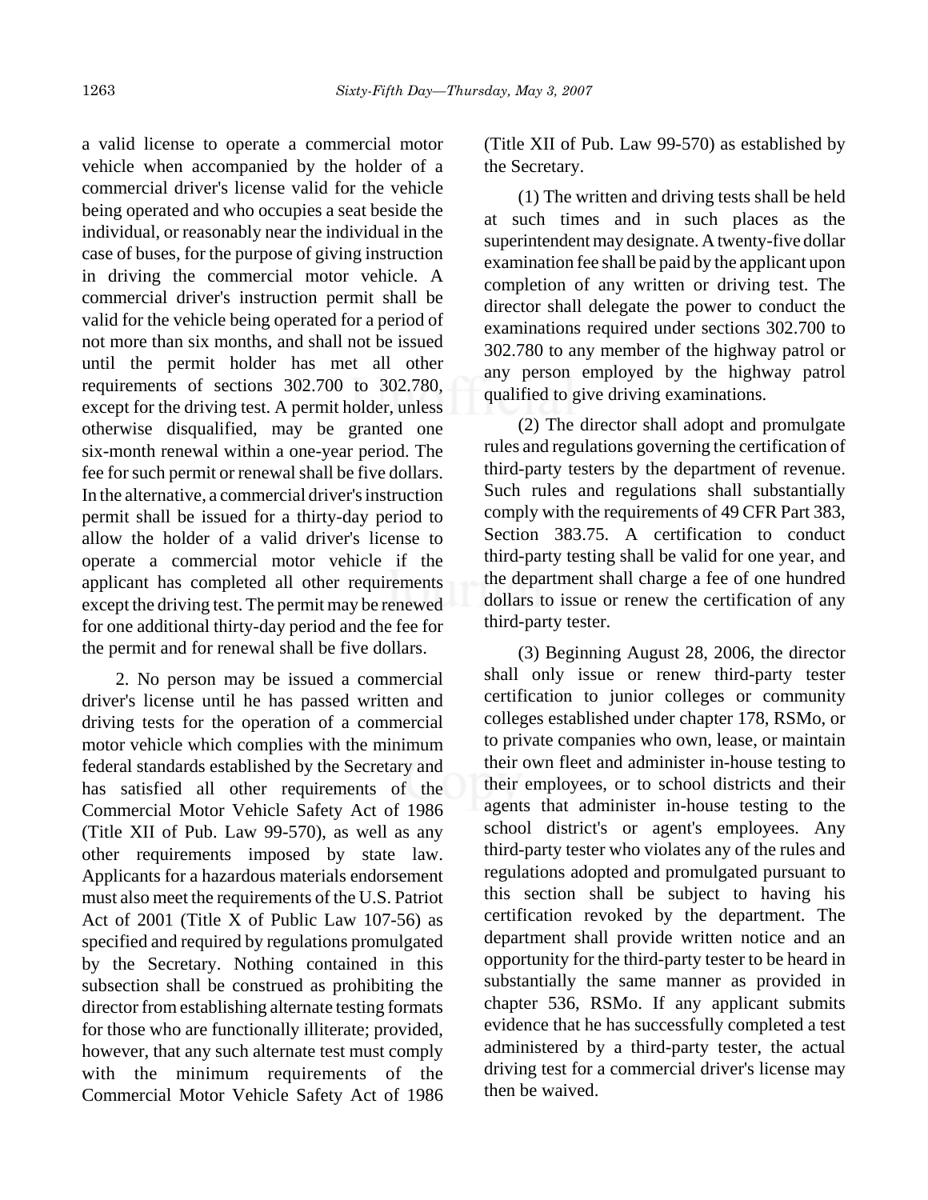a valid license to operate a commercial motor vehicle when accompanied by the holder of a commercial driver's license valid for the vehicle being operated and who occupies a seat beside the individual, or reasonably near the individual in the case of buses, for the purpose of giving instruction in driving the commercial motor vehicle. A commercial driver's instruction permit shall be valid for the vehicle being operated for a period of not more than six months, and shall not be issued until the permit holder has met all other requirements of sections 302.700 to 302.780, except for the driving test. A permit holder, unless otherwise disqualified, may be granted one six-month renewal within a one-year period. The fee for such permit or renewal shall be five dollars. In the alternative, a commercial driver's instruction permit shall be issued for a thirty-day period to allow the holder of a valid driver's license to operate a commercial motor vehicle if the applicant has completed all other requirements except the driving test. The permit may be renewed for one additional thirty-day period and the fee for the permit and for renewal shall be five dollars.

2. No person may be issued a commercial driver's license until he has passed written and driving tests for the operation of a commercial motor vehicle which complies with the minimum federal standards established by the Secretary and has satisfied all other requirements of the Commercial Motor Vehicle Safety Act of 1986 (Title XII of Pub. Law 99-570), as well as any other requirements imposed by state law. Applicants for a hazardous materials endorsement must also meet the requirements of the U.S. Patriot Act of 2001 (Title X of Public Law 107-56) as specified and required by regulations promulgated by the Secretary. Nothing contained in this subsection shall be construed as prohibiting the director from establishing alternate testing formats for those who are functionally illiterate; provided, however, that any such alternate test must comply with the minimum requirements of the Commercial Motor Vehicle Safety Act of 1986 (Title XII of Pub. Law 99-570) as established by the Secretary.

(1) The written and driving tests shall be held at such times and in such places as the superintendent may designate. A twenty-five dollar examination fee shall be paid by the applicant upon completion of any written or driving test. The director shall delegate the power to conduct the examinations required under sections 302.700 to 302.780 to any member of the highway patrol or any person employed by the highway patrol qualified to give driving examinations.

(2) The director shall adopt and promulgate rules and regulations governing the certification of third-party testers by the department of revenue. Such rules and regulations shall substantially comply with the requirements of 49 CFR Part 383, Section 383.75. A certification to conduct third-party testing shall be valid for one year, and the department shall charge a fee of one hundred dollars to issue or renew the certification of any third-party tester.

(3) Beginning August 28, 2006, the director shall only issue or renew third-party tester certification to junior colleges or community colleges established under chapter 178, RSMo, or to private companies who own, lease, or maintain their own fleet and administer in-house testing to their employees, or to school districts and their agents that administer in-house testing to the school district's or agent's employees. Any third-party tester who violates any of the rules and regulations adopted and promulgated pursuant to this section shall be subject to having his certification revoked by the department. The department shall provide written notice and an opportunity for the third-party tester to be heard in substantially the same manner as provided in chapter 536, RSMo. If any applicant submits evidence that he has successfully completed a test administered by a third-party tester, the actual driving test for a commercial driver's license may then be waived.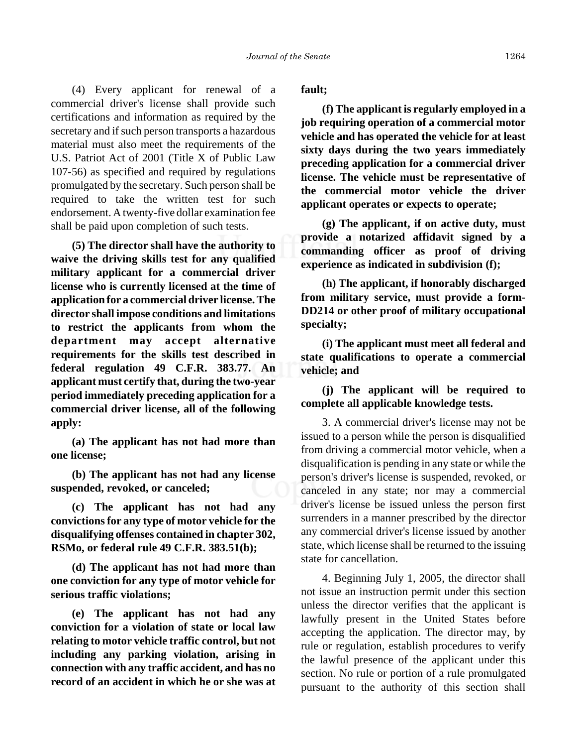(4) Every applicant for renewal of a commercial driver's license shall provide such certifications and information as required by the secretary and if such person transports a hazardous material must also meet the requirements of the U.S. Patriot Act of 2001 (Title X of Public Law 107-56) as specified and required by regulations promulgated by the secretary. Such person shall be required to take the written test for such endorsement. A twenty-five dollar examination fee shall be paid upon completion of such tests.

**(5) The director shall have the authority to waive the driving skills test for any qualified military applicant for a commercial driver license who is currently licensed at the time of application for a commercial driver license. The director shall impose conditions and limitations to restrict the applicants from whom the department may accept alternative requirements for the skills test described in federal regulation 49 C.F.R. 383.77. An applicant must certify that, during the two-year period immediately preceding application for a commercial driver license, all of the following apply:**

**(a) The applicant has not had more than one license;**

**(b) The applicant has not had any license suspended, revoked, or canceled;**

**(c) The applicant has not had any convictions for any type of motor vehicle for the disqualifying offenses contained in chapter 302, RSMo, or federal rule 49 C.F.R. 383.51(b);**

**(d) The applicant has not had more than one conviction for any type of motor vehicle for serious traffic violations;**

**(e) The applicant has not had any conviction for a violation of state or local law relating to motor vehicle traffic control, but not including any parking violation, arising in connection with any traffic accident, and has no record of an accident in which he or she was at fault;**

**(f) The applicant is regularly employed in a job requiring operation of a commercial motor vehicle and has operated the vehicle for at least sixty days during the two years immediately preceding application for a commercial driver license. The vehicle must be representative of the commercial motor vehicle the driver applicant operates or expects to operate;**

**(g) The applicant, if on active duty, must provide a notarized affidavit signed by a commanding officer as proof of driving experience as indicated in subdivision (f);**

**(h) The applicant, if honorably discharged from military service, must provide a form-DD214 or other proof of military occupational specialty;**

**(i) The applicant must meet all federal and state qualifications to operate a commercial vehicle; and**

**(j) The applicant will be required to complete all applicable knowledge tests.**

3. A commercial driver's license may not be issued to a person while the person is disqualified from driving a commercial motor vehicle, when a disqualification is pending in any state or while the person's driver's license is suspended, revoked, or canceled in any state; nor may a commercial driver's license be issued unless the person first surrenders in a manner prescribed by the director any commercial driver's license issued by another state, which license shall be returned to the issuing state for cancellation.

4. Beginning July 1, 2005, the director shall not issue an instruction permit under this section unless the director verifies that the applicant is lawfully present in the United States before accepting the application. The director may, by rule or regulation, establish procedures to verify the lawful presence of the applicant under this section. No rule or portion of a rule promulgated pursuant to the authority of this section shall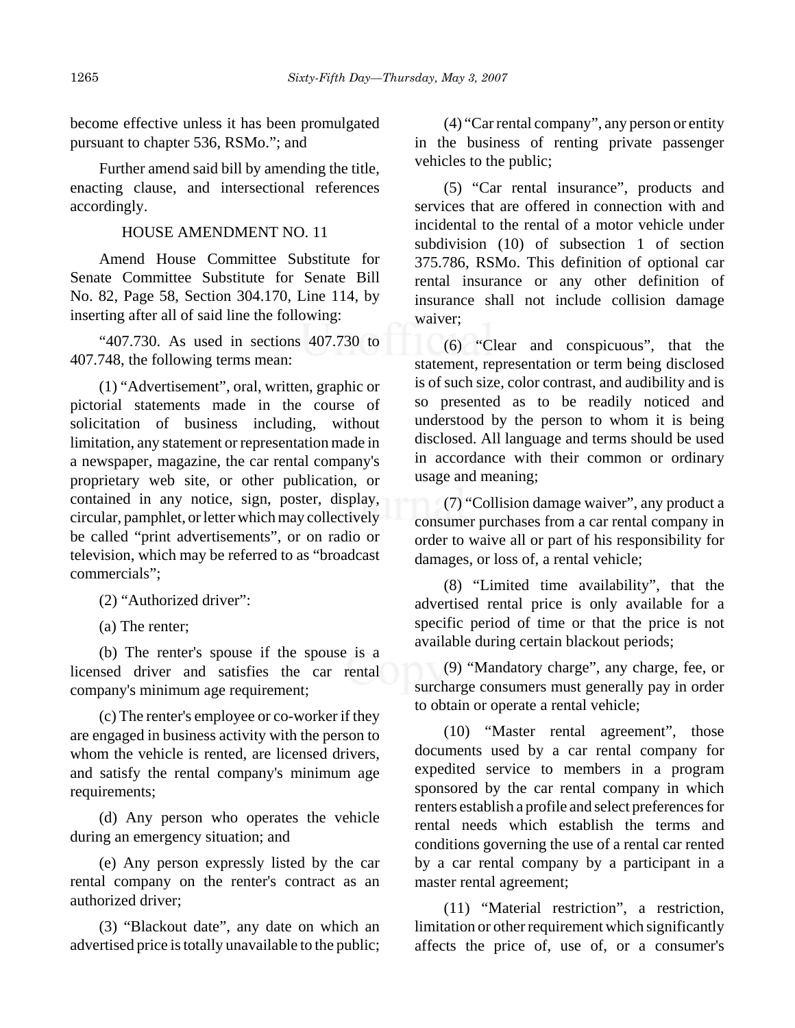become effective unless it has been promulgated pursuant to chapter 536, RSMo."; and

Further amend said bill by amending the title, enacting clause, and intersectional references accordingly.

HOUSE AMENDMENT NO. 11

Amend House Committee Substitute for Senate Committee Substitute for Senate Bill No. 82, Page 58, Section 304.170, Line 114, by inserting after all of said line the following:

"407.730. As used in sections 407.730 to 407.748, the following terms mean:

(1) "Advertisement", oral, written, graphic or pictorial statements made in the course of solicitation of business including, without limitation, any statement or representation made in a newspaper, magazine, the car rental company's proprietary web site, or other publication, or contained in any notice, sign, poster, display, circular, pamphlet, or letter which may collectively be called "print advertisements", or on radio or television, which may be referred to as "broadcast commercials";

(2) "Authorized driver":

(a) The renter;

(b) The renter's spouse if the spouse is a licensed driver and satisfies the car rental company's minimum age requirement;

(c) The renter's employee or co-worker if they are engaged in business activity with the person to whom the vehicle is rented, are licensed drivers, and satisfy the rental company's minimum age requirements;

(d) Any person who operates the vehicle during an emergency situation; and

(e) Any person expressly listed by the car rental company on the renter's contract as an authorized driver;

(3) "Blackout date", any date on which an advertised price is totally unavailable to the public;

(4) "Car rental company", any person or entity in the business of renting private passenger vehicles to the public;

(5) "Car rental insurance", products and services that are offered in connection with and incidental to the rental of a motor vehicle under subdivision (10) of subsection 1 of section 375.786, RSMo. This definition of optional car rental insurance or any other definition of insurance shall not include collision damage waiver;

(6) "Clear and conspicuous", that the statement, representation or term being disclosed is of such size, color contrast, and audibility and is so presented as to be readily noticed and understood by the person to whom it is being disclosed. All language and terms should be used in accordance with their common or ordinary usage and meaning;

(7) "Collision damage waiver", any product a consumer purchases from a car rental company in order to waive all or part of his responsibility for damages, or loss of, a rental vehicle;

(8) "Limited time availability", that the advertised rental price is only available for a specific period of time or that the price is not available during certain blackout periods;

(9) "Mandatory charge", any charge, fee, or surcharge consumers must generally pay in order to obtain or operate a rental vehicle;

(10) "Master rental agreement", those documents used by a car rental company for expedited service to members in a program sponsored by the car rental company in which renters establish a profile and select preferences for rental needs which establish the terms and conditions governing the use of a rental car rented by a car rental company by a participant in a master rental agreement;

(11) "Material restriction", a restriction, limitation or other requirement which significantly affects the price of, use of, or a consumer's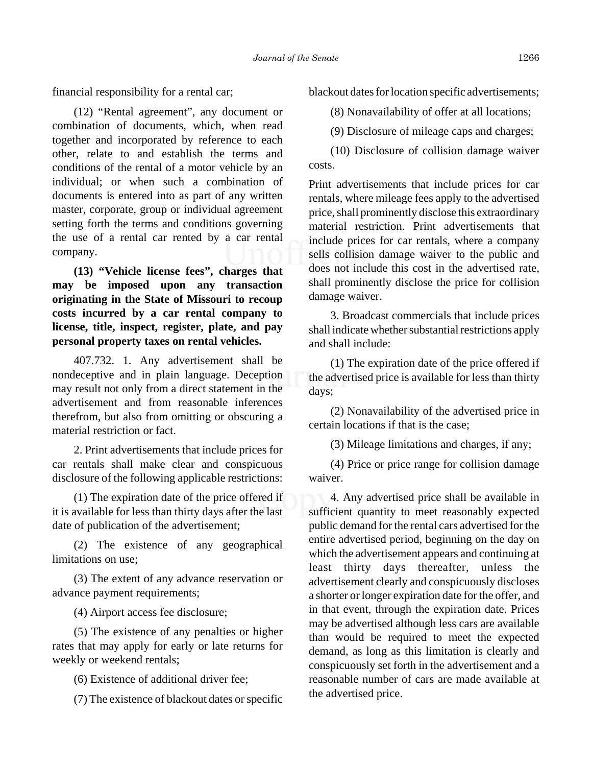financial responsibility for a rental car;

(12) "Rental agreement", any document or combination of documents, which, when read together and incorporated by reference to each other, relate to and establish the terms and conditions of the rental of a motor vehicle by an individual; or when such a combination of documents is entered into as part of any written master, corporate, group or individual agreement setting forth the terms and conditions governing the use of a rental car rented by a car rental company.

**(13) "Vehicle license fees", charges that may be imposed upon any transaction originating in the State of Missouri to recoup costs incurred by a car rental company to license, title, inspect, register, plate, and pay personal property taxes on rental vehicles.**

407.732. 1. Any advertisement shall be nondeceptive and in plain language. Deception may result not only from a direct statement in the advertisement and from reasonable inferences therefrom, but also from omitting or obscuring a material restriction or fact.

2. Print advertisements that include prices for car rentals shall make clear and conspicuous disclosure of the following applicable restrictions:

(1) The expiration date of the price offered if it is available for less than thirty days after the last date of publication of the advertisement;

(2) The existence of any geographical limitations on use;

(3) The extent of any advance reservation or advance payment requirements;

(4) Airport access fee disclosure;

(5) The existence of any penalties or higher rates that may apply for early or late returns for weekly or weekend rentals;

(6) Existence of additional driver fee;

(7) The existence of blackout dates or specific blackout dates for location specific advertisements;

(8) Nonavailability of offer at all locations;

(9) Disclosure of mileage caps and charges;

(10) Disclosure of collision damage waiver costs.

Print advertisements that include prices for car rentals, where mileage fees apply to the advertised price, shall prominently disclose this extraordinary material restriction. Print advertisements that include prices for car rentals, where a company sells collision damage waiver to the public and does not include this cost in the advertised rate, shall prominently disclose the price for collision damage waiver.

3. Broadcast commercials that include prices shall indicate whether substantial restrictions apply and shall include:

(1) The expiration date of the price offered if the advertised price is available for less than thirty days;

(2) Nonavailability of the advertised price in certain locations if that is the case;

(3) Mileage limitations and charges, if any;

(4) Price or price range for collision damage waiver.

4. Any advertised price shall be available in sufficient quantity to meet reasonably expected public demand for the rental cars advertised for the entire advertised period, beginning on the day on which the advertisement appears and continuing at least thirty days thereafter, unless the advertisement clearly and conspicuously discloses a shorter or longer expiration date for the offer, and in that event, through the expiration date. Prices may be advertised although less cars are available than would be required to meet the expected demand, as long as this limitation is clearly and conspicuously set forth in the advertisement and a reasonable number of cars are made available at the advertised price.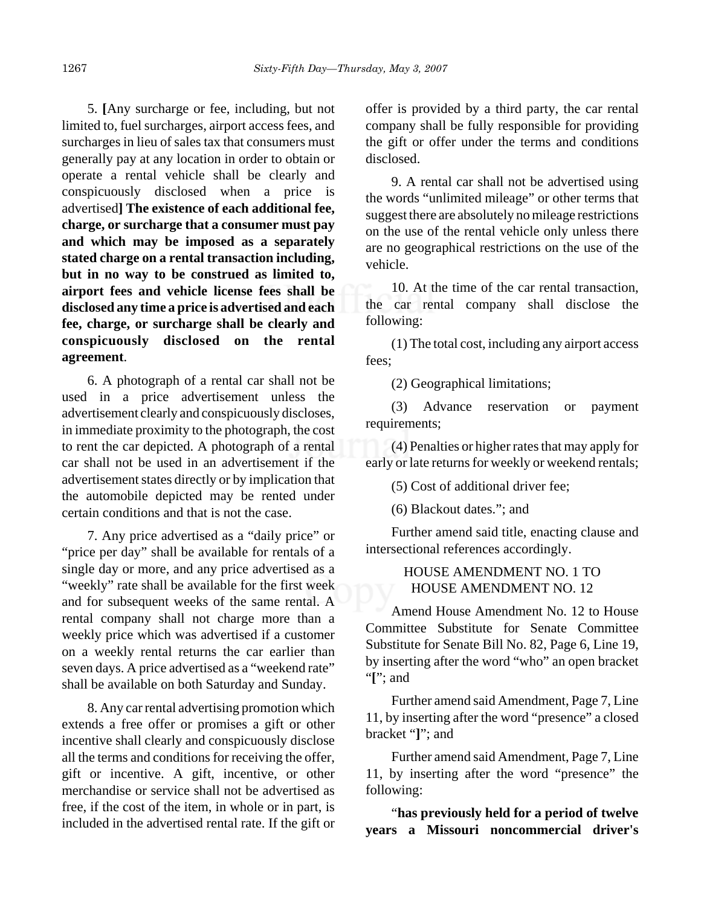5. [Any surcharge or fee, including, but not limited to, fuel surcharges, airport access fees, and surcharges in lieu of sales tax that consumers must generally pay at any location in order to obtain or operate a rental vehicle shall be clearly and conspicuously disclosed when a price is advertised**] The existence of each additional fee, charge, or surcharge that a consumer must pay and which may be imposed as a separately stated charge on a rental transaction including, but in no way to be construed as limited to, airport fees and vehicle license fees shall be disclosed any time a price is advertised and each fee, charge, or surcharge shall be clearly and conspicuously disclosed on the rental agreement**.

6. A photograph of a rental car shall not be used in a price advertisement unless the advertisement clearly and conspicuously discloses, in immediate proximity to the photograph, the cost to rent the car depicted. A photograph of a rental car shall not be used in an advertisement if the advertisement states directly or by implication that the automobile depicted may be rented under certain conditions and that is not the case.

7. Any price advertised as a "daily price" or "price per day" shall be available for rentals of a single day or more, and any price advertised as a "weekly" rate shall be available for the first week and for subsequent weeks of the same rental. A rental company shall not charge more than a weekly price which was advertised if a customer on a weekly rental returns the car earlier than seven days. A price advertised as a "weekend rate" shall be available on both Saturday and Sunday.

8. Any car rental advertising promotion which extends a free offer or promises a gift or other incentive shall clearly and conspicuously disclose all the terms and conditions for receiving the offer, gift or incentive. A gift, incentive, or other merchandise or service shall not be advertised as free, if the cost of the item, in whole or in part, is included in the advertised rental rate. If the gift or offer is provided by a third party, the car rental company shall be fully responsible for providing the gift or offer under the terms and conditions disclosed.

9. A rental car shall not be advertised using the words "unlimited mileage" or other terms that suggest there are absolutely no mileage restrictions on the use of the rental vehicle only unless there are no geographical restrictions on the use of the vehicle.

10. At the time of the car rental transaction, the car rental company shall disclose the following:

(1) The total cost, including any airport access fees;

(2) Geographical limitations;

(3) Advance reservation or payment requirements;

(4) Penalties or higher rates that may apply for early or late returns for weekly or weekend rentals;

(5) Cost of additional driver fee;

(6) Blackout dates."; and

Further amend said title, enacting clause and intersectional references accordingly.

HOUSE AMENDMENT NO. 1 TO
HOUSE AMENDMENT NO. 12

Amend House Amendment No. 12 to House Committee Substitute for Senate Committee Substitute for Senate Bill No. 82, Page 6, Line 19, by inserting after the word "who" an open bracket "**[**"; and

Further amend said Amendment, Page 7, Line 11, by inserting after the word "presence" a closed bracket "**]**"; and

Further amend said Amendment, Page 7, Line 11, by inserting after the word "presence" the following:

"**has previously held for a period of twelve years a Missouri noncommercial driver's**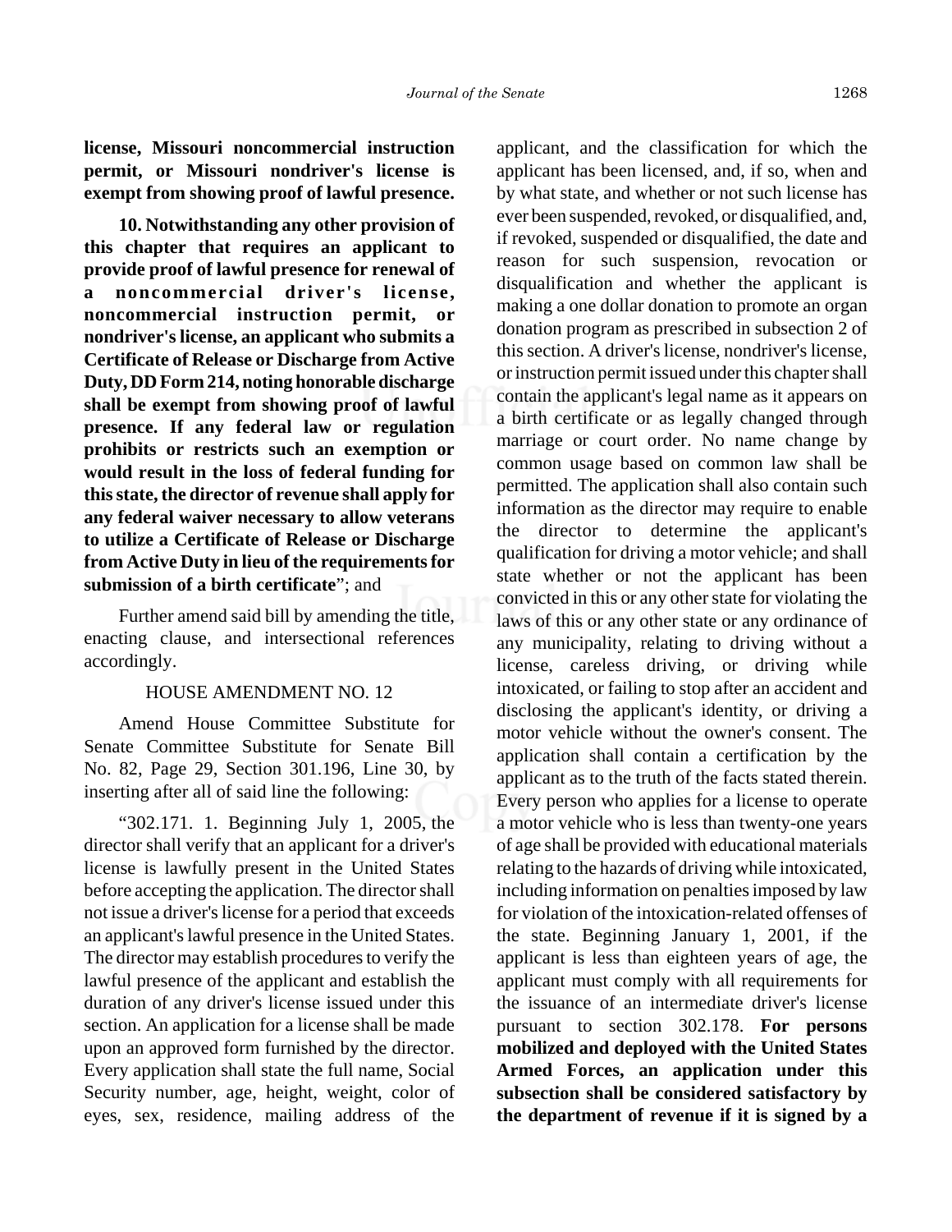**license, Missouri noncommercial instruction permit, or Missouri nondriver's license is exempt from showing proof of lawful presence.**

**10. Notwithstanding any other provision of this chapter that requires an applicant to provide proof of lawful presence for renewal of a noncommercial driver's license, noncommercial instruction permit, or nondriver's license, an applicant who submits a Certificate of Release or Discharge from Active Duty, DD Form 214, noting honorable discharge shall be exempt from showing proof of lawful presence. If any federal law or regulation prohibits or restricts such an exemption or would result in the loss of federal funding for this state, the director of revenue shall apply for any federal waiver necessary to allow veterans to utilize a Certificate of Release or Discharge from Active Duty in lieu of the requirements for submission of a birth certificate**"; and

Further amend said bill by amending the title, enacting clause, and intersectional references accordingly.

HOUSE AMENDMENT NO. 12

Amend House Committee Substitute for Senate Committee Substitute for Senate Bill No. 82, Page 29, Section 301.196, Line 30, by inserting after all of said line the following:

"302.171. 1. Beginning July 1, 2005, the director shall verify that an applicant for a driver's license is lawfully present in the United States before accepting the application. The director shall not issue a driver's license for a period that exceeds an applicant's lawful presence in the United States. The director may establish procedures to verify the lawful presence of the applicant and establish the duration of any driver's license issued under this section. An application for a license shall be made upon an approved form furnished by the director. Every application shall state the full name, Social Security number, age, height, weight, color of eyes, sex, residence, mailing address of the applicant, and the classification for which the applicant has been licensed, and, if so, when and by what state, and whether or not such license has ever been suspended, revoked, or disqualified, and, if revoked, suspended or disqualified, the date and reason for such suspension, revocation or disqualification and whether the applicant is making a one dollar donation to promote an organ donation program as prescribed in subsection 2 of this section. A driver's license, nondriver's license, or instruction permit issued under this chapter shall contain the applicant's legal name as it appears on a birth certificate or as legally changed through marriage or court order. No name change by common usage based on common law shall be permitted. The application shall also contain such information as the director may require to enable the director to determine the applicant's qualification for driving a motor vehicle; and shall state whether or not the applicant has been convicted in this or any other state for violating the laws of this or any other state or any ordinance of any municipality, relating to driving without a license, careless driving, or driving while intoxicated, or failing to stop after an accident and disclosing the applicant's identity, or driving a motor vehicle without the owner's consent. The application shall contain a certification by the applicant as to the truth of the facts stated therein. Every person who applies for a license to operate a motor vehicle who is less than twenty-one years of age shall be provided with educational materials relating to the hazards of driving while intoxicated, including information on penalties imposed by law for violation of the intoxication-related offenses of the state. Beginning January 1, 2001, if the applicant is less than eighteen years of age, the applicant must comply with all requirements for the issuance of an intermediate driver's license pursuant to section 302.178. **For persons mobilized and deployed with the United States Armed Forces, an application under this subsection shall be considered satisfactory by the department of revenue if it is signed by a**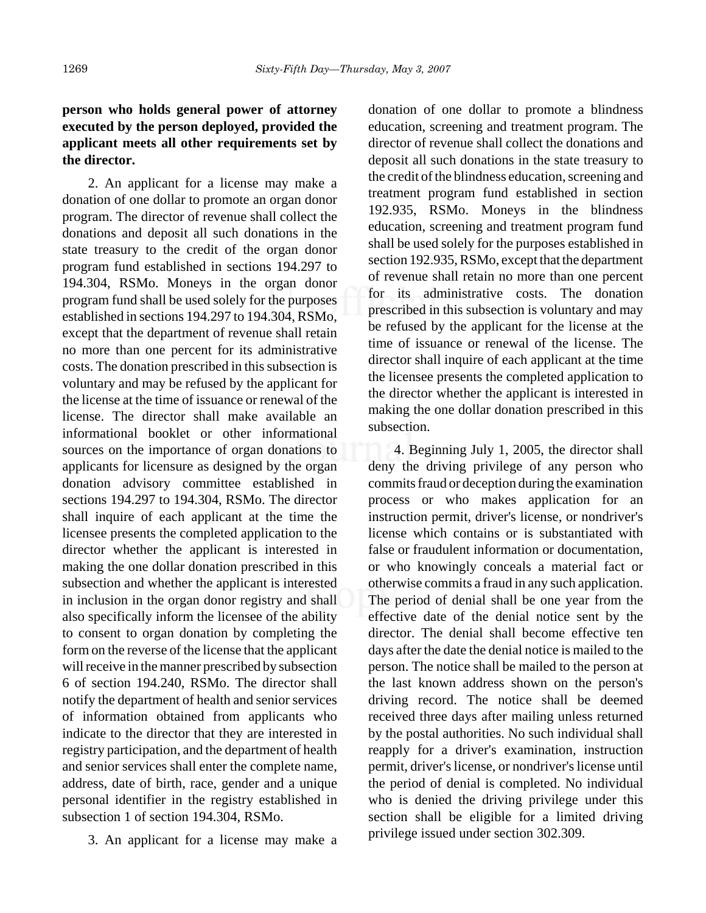**person who holds general power of attorney executed by the person deployed, provided the applicant meets all other requirements set by the director.**

2. An applicant for a license may make a donation of one dollar to promote an organ donor program. The director of revenue shall collect the donations and deposit all such donations in the state treasury to the credit of the organ donor program fund established in sections 194.297 to 194.304, RSMo. Moneys in the organ donor program fund shall be used solely for the purposes established in sections 194.297 to 194.304, RSMo, except that the department of revenue shall retain no more than one percent for its administrative costs. The donation prescribed in this subsection is voluntary and may be refused by the applicant for the license at the time of issuance or renewal of the license. The director shall make available an informational booklet or other informational sources on the importance of organ donations to applicants for licensure as designed by the organ donation advisory committee established in sections 194.297 to 194.304, RSMo. The director shall inquire of each applicant at the time the licensee presents the completed application to the director whether the applicant is interested in making the one dollar donation prescribed in this subsection and whether the applicant is interested in inclusion in the organ donor registry and shall also specifically inform the licensee of the ability to consent to organ donation by completing the form on the reverse of the license that the applicant will receive in the manner prescribed by subsection 6 of section 194.240, RSMo. The director shall notify the department of health and senior services of information obtained from applicants who indicate to the director that they are interested in registry participation, and the department of health and senior services shall enter the complete name, address, date of birth, race, gender and a unique personal identifier in the registry established in subsection 1 of section 194.304, RSMo.

3. An applicant for a license may make a donation of one dollar to promote a blindness education, screening and treatment program. The director of revenue shall collect the donations and deposit all such donations in the state treasury to the credit of the blindness education, screening and treatment program fund established in section 192.935, RSMo. Moneys in the blindness education, screening and treatment program fund shall be used solely for the purposes established in section 192.935, RSMo, except that the department of revenue shall retain no more than one percent for its administrative costs. The donation prescribed in this subsection is voluntary and may be refused by the applicant for the license at the time of issuance or renewal of the license. The director shall inquire of each applicant at the time the licensee presents the completed application to the director whether the applicant is interested in making the one dollar donation prescribed in this subsection.

4. Beginning July 1, 2005, the director shall deny the driving privilege of any person who commits fraud or deception during the examination process or who makes application for an instruction permit, driver's license, or nondriver's license which contains or is substantiated with false or fraudulent information or documentation, or who knowingly conceals a material fact or otherwise commits a fraud in any such application. The period of denial shall be one year from the effective date of the denial notice sent by the director. The denial shall become effective ten days after the date the denial notice is mailed to the person. The notice shall be mailed to the person at the last known address shown on the person's driving record. The notice shall be deemed received three days after mailing unless returned by the postal authorities. No such individual shall reapply for a driver's examination, instruction permit, driver's license, or nondriver's license until the period of denial is completed. No individual who is denied the driving privilege under this section shall be eligible for a limited driving privilege issued under section 302.309.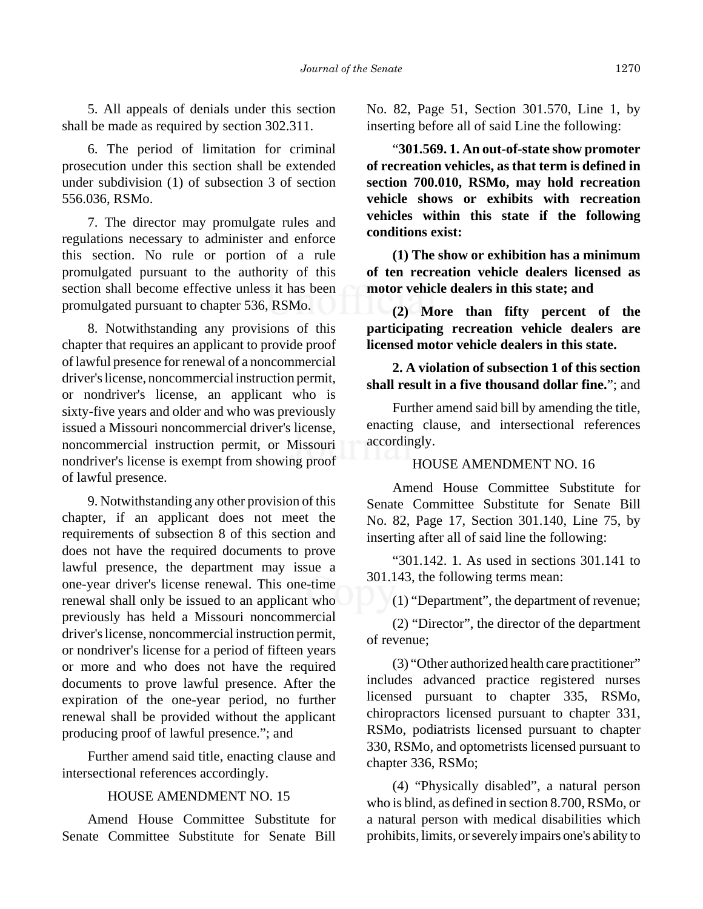5. All appeals of denials under this section shall be made as required by section 302.311.

6. The period of limitation for criminal prosecution under this section shall be extended under subdivision (1) of subsection 3 of section 556.036, RSMo.

7. The director may promulgate rules and regulations necessary to administer and enforce this section. No rule or portion of a rule promulgated pursuant to the authority of this section shall become effective unless it has been promulgated pursuant to chapter 536, RSMo.

8. Notwithstanding any provisions of this chapter that requires an applicant to provide proof of lawful presence for renewal of a noncommercial driver's license, noncommercial instruction permit, or nondriver's license, an applicant who is sixty-five years and older and who was previously issued a Missouri noncommercial driver's license, noncommercial instruction permit, or Missouri nondriver's license is exempt from showing proof of lawful presence.

9. Notwithstanding any other provision of this chapter, if an applicant does not meet the requirements of subsection 8 of this section and does not have the required documents to prove lawful presence, the department may issue a one-year driver's license renewal. This one-time renewal shall only be issued to an applicant who previously has held a Missouri noncommercial driver's license, noncommercial instruction permit, or nondriver's license for a period of fifteen years or more and who does not have the required documents to prove lawful presence. After the expiration of the one-year period, no further renewal shall be provided without the applicant producing proof of lawful presence."; and

Further amend said title, enacting clause and intersectional references accordingly.

HOUSE AMENDMENT NO. 15

Amend House Committee Substitute for Senate Committee Substitute for Senate Bill No. 82, Page 51, Section 301.570, Line 1, by inserting before all of said Line the following:

"**301.569. 1. An out-of-state show promoter of recreation vehicles, as that term is defined in section 700.010, RSMo, may hold recreation vehicle shows or exhibits with recreation vehicles within this state if the following conditions exist:**

**(1) The show or exhibition has a minimum of ten recreation vehicle dealers licensed as motor vehicle dealers in this state; and**

**(2) More than fifty percent of the participating recreation vehicle dealers are licensed motor vehicle dealers in this state.**

**2. A violation of subsection 1 of this section shall result in a five thousand dollar fine.**"; and

Further amend said bill by amending the title, enacting clause, and intersectional references accordingly.

HOUSE AMENDMENT NO. 16

Amend House Committee Substitute for Senate Committee Substitute for Senate Bill No. 82, Page 17, Section 301.140, Line 75, by inserting after all of said line the following:

"301.142. 1. As used in sections 301.141 to 301.143, the following terms mean:

(1) "Department", the department of revenue;

(2) "Director", the director of the department of revenue;

(3) "Other authorized health care practitioner" includes advanced practice registered nurses licensed pursuant to chapter 335, RSMo, chiropractors licensed pursuant to chapter 331, RSMo, podiatrists licensed pursuant to chapter 330, RSMo, and optometrists licensed pursuant to chapter 336, RSMo;

(4) "Physically disabled", a natural person who is blind, as defined in section 8.700, RSMo, or a natural person with medical disabilities which prohibits, limits, or severely impairs one's ability to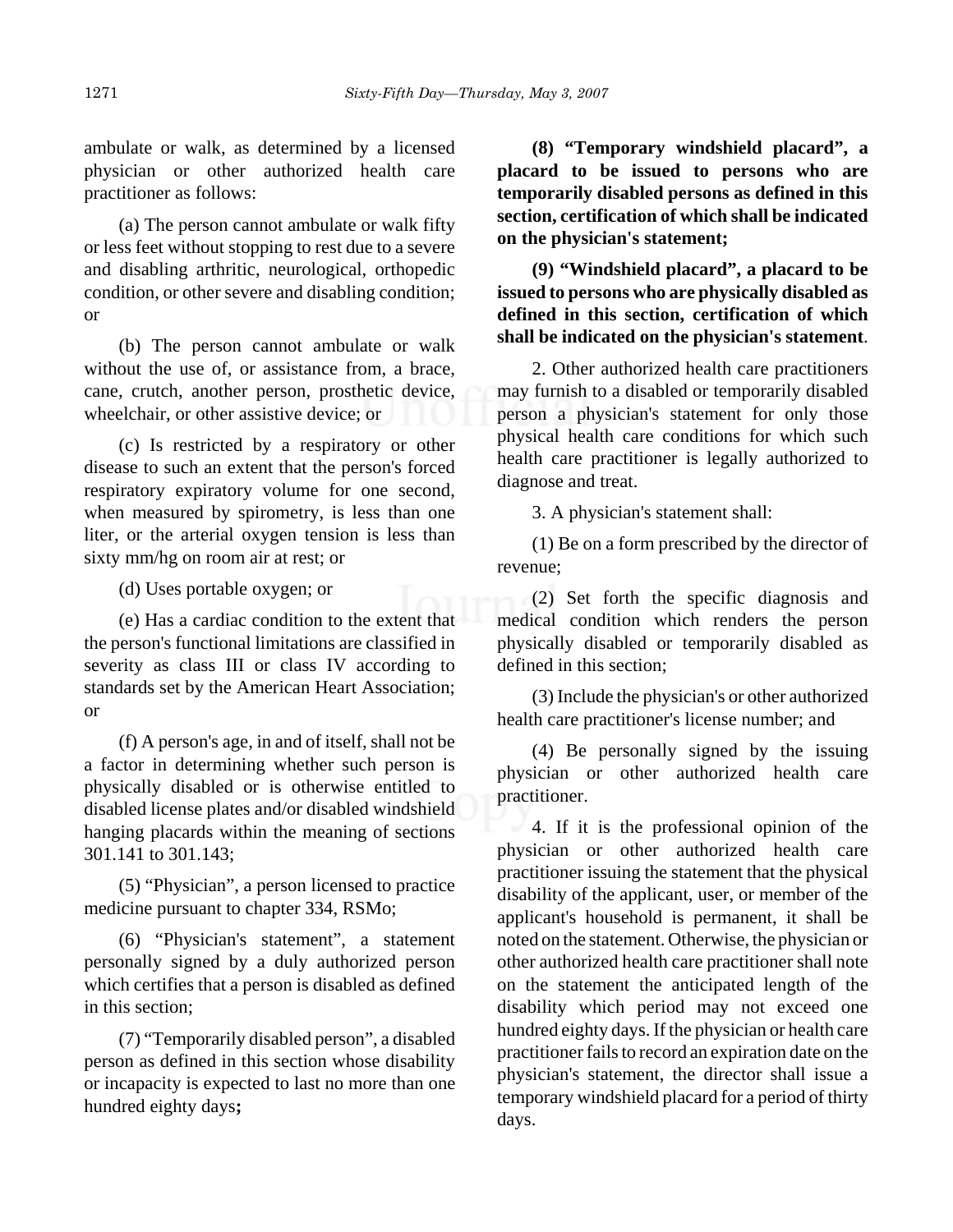ambulate or walk, as determined by a licensed physician or other authorized health care practitioner as follows:

(a) The person cannot ambulate or walk fifty or less feet without stopping to rest due to a severe and disabling arthritic, neurological, orthopedic condition, or other severe and disabling condition; or

(b) The person cannot ambulate or walk without the use of, or assistance from, a brace, cane, crutch, another person, prosthetic device, wheelchair, or other assistive device; or

(c) Is restricted by a respiratory or other disease to such an extent that the person's forced respiratory expiratory volume for one second, when measured by spirometry, is less than one liter, or the arterial oxygen tension is less than sixty mm/hg on room air at rest; or

(d) Uses portable oxygen; or

(e) Has a cardiac condition to the extent that the person's functional limitations are classified in severity as class III or class IV according to standards set by the American Heart Association; or

(f) A person's age, in and of itself, shall not be a factor in determining whether such person is physically disabled or is otherwise entitled to disabled license plates and/or disabled windshield hanging placards within the meaning of sections 301.141 to 301.143;

(5) "Physician", a person licensed to practice medicine pursuant to chapter 334, RSMo;

(6) "Physician's statement", a statement personally signed by a duly authorized person which certifies that a person is disabled as defined in this section;

(7) "Temporarily disabled person", a disabled person as defined in this section whose disability or incapacity is expected to last no more than one hundred eighty days**;**

**(8) "Temporary windshield placard", a placard to be issued to persons who are temporarily disabled persons as defined in this section, certification of which shall be indicated on the physician's statement;**

**(9) "Windshield placard", a placard to be issued to persons who are physically disabled as defined in this section, certification of which shall be indicated on the physician's statement**.

2. Other authorized health care practitioners may furnish to a disabled or temporarily disabled person a physician's statement for only those physical health care conditions for which such health care practitioner is legally authorized to diagnose and treat.

3. A physician's statement shall:

(1) Be on a form prescribed by the director of revenue;

(2) Set forth the specific diagnosis and medical condition which renders the person physically disabled or temporarily disabled as defined in this section;

(3) Include the physician's or other authorized health care practitioner's license number; and

(4) Be personally signed by the issuing physician or other authorized health care practitioner.

4. If it is the professional opinion of the physician or other authorized health care practitioner issuing the statement that the physical disability of the applicant, user, or member of the applicant's household is permanent, it shall be noted on the statement. Otherwise, the physician or other authorized health care practitioner shall note on the statement the anticipated length of the disability which period may not exceed one hundred eighty days. If the physician or health care practitioner fails to record an expiration date on the physician's statement, the director shall issue a temporary windshield placard for a period of thirty days.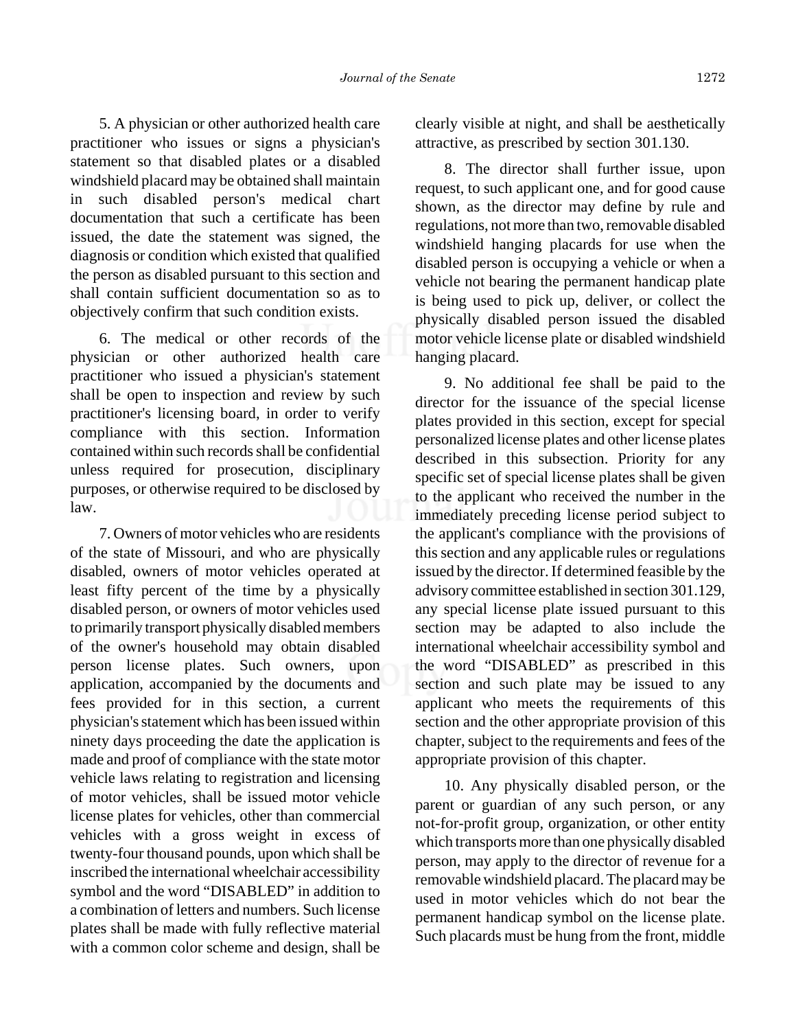5. A physician or other authorized health care practitioner who issues or signs a physician's statement so that disabled plates or a disabled windshield placard may be obtained shall maintain in such disabled person's medical chart documentation that such a certificate has been issued, the date the statement was signed, the diagnosis or condition which existed that qualified the person as disabled pursuant to this section and shall contain sufficient documentation so as to objectively confirm that such condition exists.

6. The medical or other records of the physician or other authorized health care practitioner who issued a physician's statement shall be open to inspection and review by such practitioner's licensing board, in order to verify compliance with this section. Information contained within such records shall be confidential unless required for prosecution, disciplinary purposes, or otherwise required to be disclosed by law.

7. Owners of motor vehicles who are residents of the state of Missouri, and who are physically disabled, owners of motor vehicles operated at least fifty percent of the time by a physically disabled person, or owners of motor vehicles used to primarily transport physically disabled members of the owner's household may obtain disabled person license plates. Such owners, upon application, accompanied by the documents and fees provided for in this section, a current physician's statement which has been issued within ninety days proceeding the date the application is made and proof of compliance with the state motor vehicle laws relating to registration and licensing of motor vehicles, shall be issued motor vehicle license plates for vehicles, other than commercial vehicles with a gross weight in excess of twenty-four thousand pounds, upon which shall be inscribed the international wheelchair accessibility symbol and the word "DISABLED" in addition to a combination of letters and numbers. Such license plates shall be made with fully reflective material with a common color scheme and design, shall be clearly visible at night, and shall be aesthetically attractive, as prescribed by section 301.130.

8. The director shall further issue, upon request, to such applicant one, and for good cause shown, as the director may define by rule and regulations, not more than two, removable disabled windshield hanging placards for use when the disabled person is occupying a vehicle or when a vehicle not bearing the permanent handicap plate is being used to pick up, deliver, or collect the physically disabled person issued the disabled motor vehicle license plate or disabled windshield hanging placard.

9. No additional fee shall be paid to the director for the issuance of the special license plates provided in this section, except for special personalized license plates and other license plates described in this subsection. Priority for any specific set of special license plates shall be given to the applicant who received the number in the immediately preceding license period subject to the applicant's compliance with the provisions of this section and any applicable rules or regulations issued by the director. If determined feasible by the advisory committee established in section 301.129, any special license plate issued pursuant to this section may be adapted to also include the international wheelchair accessibility symbol and the word "DISABLED" as prescribed in this section and such plate may be issued to any applicant who meets the requirements of this section and the other appropriate provision of this chapter, subject to the requirements and fees of the appropriate provision of this chapter.

10. Any physically disabled person, or the parent or guardian of any such person, or any not-for-profit group, organization, or other entity which transports more than one physically disabled person, may apply to the director of revenue for a removable windshield placard. The placard may be used in motor vehicles which do not bear the permanent handicap symbol on the license plate. Such placards must be hung from the front, middle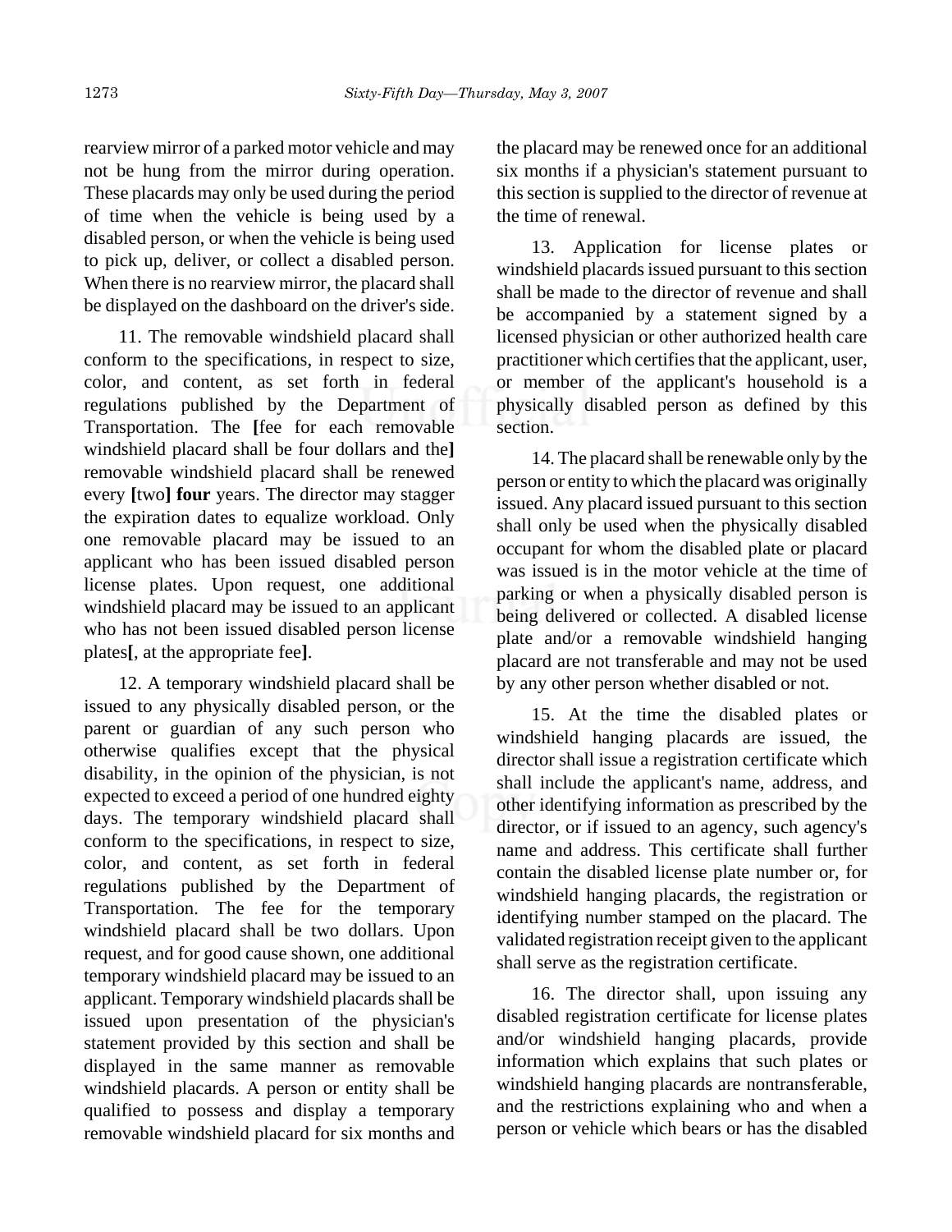rearview mirror of a parked motor vehicle and may not be hung from the mirror during operation. These placards may only be used during the period of time when the vehicle is being used by a disabled person, or when the vehicle is being used to pick up, deliver, or collect a disabled person. When there is no rearview mirror, the placard shall be displayed on the dashboard on the driver's side.

11. The removable windshield placard shall conform to the specifications, in respect to size, color, and content, as set forth in federal regulations published by the Department of Transportation. The **[**fee for each removable windshield placard shall be four dollars and the**]** removable windshield placard shall be renewed every **[**two**]** **four** years. The director may stagger the expiration dates to equalize workload. Only one removable placard may be issued to an applicant who has been issued disabled person license plates. Upon request, one additional windshield placard may be issued to an applicant who has not been issued disabled person license plates**[**, at the appropriate fee**]**.

12. A temporary windshield placard shall be issued to any physically disabled person, or the parent or guardian of any such person who otherwise qualifies except that the physical disability, in the opinion of the physician, is not expected to exceed a period of one hundred eighty days. The temporary windshield placard shall conform to the specifications, in respect to size, color, and content, as set forth in federal regulations published by the Department of Transportation. The fee for the temporary windshield placard shall be two dollars. Upon request, and for good cause shown, one additional temporary windshield placard may be issued to an applicant. Temporary windshield placards shall be issued upon presentation of the physician's statement provided by this section and shall be displayed in the same manner as removable windshield placards. A person or entity shall be qualified to possess and display a temporary removable windshield placard for six months and the placard may be renewed once for an additional six months if a physician's statement pursuant to this section is supplied to the director of revenue at the time of renewal.

13. Application for license plates or windshield placards issued pursuant to this section shall be made to the director of revenue and shall be accompanied by a statement signed by a licensed physician or other authorized health care practitioner which certifies that the applicant, user, or member of the applicant's household is a physically disabled person as defined by this section.

14. The placard shall be renewable only by the person or entity to which the placard was originally issued. Any placard issued pursuant to this section shall only be used when the physically disabled occupant for whom the disabled plate or placard was issued is in the motor vehicle at the time of parking or when a physically disabled person is being delivered or collected. A disabled license plate and/or a removable windshield hanging placard are not transferable and may not be used by any other person whether disabled or not.

15. At the time the disabled plates or windshield hanging placards are issued, the director shall issue a registration certificate which shall include the applicant's name, address, and other identifying information as prescribed by the director, or if issued to an agency, such agency's name and address. This certificate shall further contain the disabled license plate number or, for windshield hanging placards, the registration or identifying number stamped on the placard. The validated registration receipt given to the applicant shall serve as the registration certificate.

16. The director shall, upon issuing any disabled registration certificate for license plates and/or windshield hanging placards, provide information which explains that such plates or windshield hanging placards are nontransferable, and the restrictions explaining who and when a person or vehicle which bears or has the disabled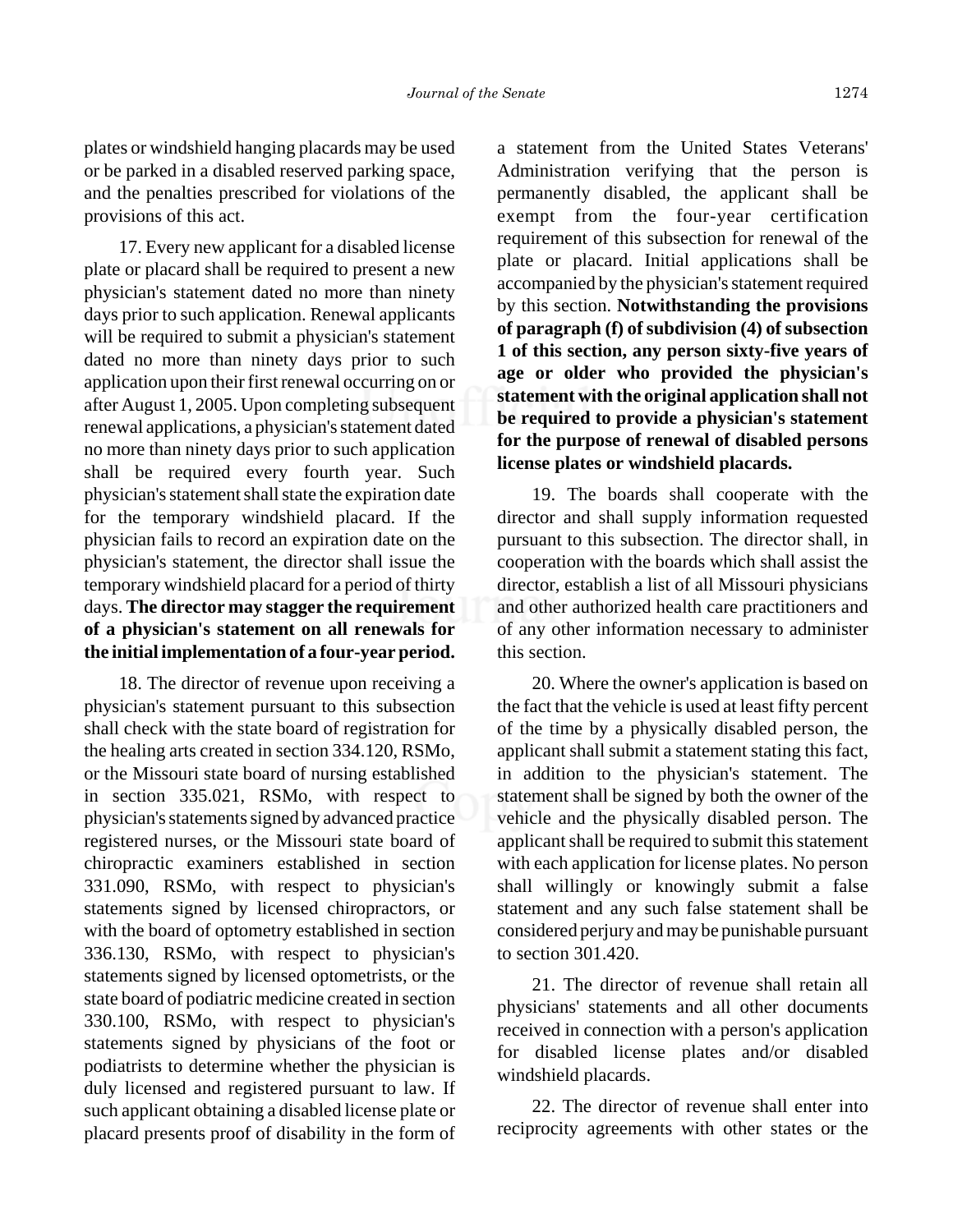plates or windshield hanging placards may be used or be parked in a disabled reserved parking space, and the penalties prescribed for violations of the provisions of this act.

17. Every new applicant for a disabled license plate or placard shall be required to present a new physician's statement dated no more than ninety days prior to such application. Renewal applicants will be required to submit a physician's statement dated no more than ninety days prior to such application upon their first renewal occurring on or after August 1, 2005. Upon completing subsequent renewal applications, a physician's statement dated no more than ninety days prior to such application shall be required every fourth year. Such physician's statement shall state the expiration date for the temporary windshield placard. If the physician fails to record an expiration date on the physician's statement, the director shall issue the temporary windshield placard for a period of thirty days. **The director may stagger the requirement of a physician's statement on all renewals for the initial implementation of a four-year period.**

18. The director of revenue upon receiving a physician's statement pursuant to this subsection shall check with the state board of registration for the healing arts created in section 334.120, RSMo, or the Missouri state board of nursing established in section 335.021, RSMo, with respect to physician's statements signed by advanced practice registered nurses, or the Missouri state board of chiropractic examiners established in section 331.090, RSMo, with respect to physician's statements signed by licensed chiropractors, or with the board of optometry established in section 336.130, RSMo, with respect to physician's statements signed by licensed optometrists, or the state board of podiatric medicine created in section 330.100, RSMo, with respect to physician's statements signed by physicians of the foot or podiatrists to determine whether the physician is duly licensed and registered pursuant to law. If such applicant obtaining a disabled license plate or placard presents proof of disability in the form of a statement from the United States Veterans' Administration verifying that the person is permanently disabled, the applicant shall be exempt from the four-year certification requirement of this subsection for renewal of the plate or placard. Initial applications shall be accompanied by the physician's statement required by this section. **Notwithstanding the provisions of paragraph (f) of subdivision (4) of subsection 1 of this section, any person sixty-five years of age or older who provided the physician's statement with the original application shall not be required to provide a physician's statement for the purpose of renewal of disabled persons license plates or windshield placards.**

19. The boards shall cooperate with the director and shall supply information requested pursuant to this subsection. The director shall, in cooperation with the boards which shall assist the director, establish a list of all Missouri physicians and other authorized health care practitioners and of any other information necessary to administer this section.

20. Where the owner's application is based on the fact that the vehicle is used at least fifty percent of the time by a physically disabled person, the applicant shall submit a statement stating this fact, in addition to the physician's statement. The statement shall be signed by both the owner of the vehicle and the physically disabled person. The applicant shall be required to submit this statement with each application for license plates. No person shall willingly or knowingly submit a false statement and any such false statement shall be considered perjury and may be punishable pursuant to section 301.420.

21. The director of revenue shall retain all physicians' statements and all other documents received in connection with a person's application for disabled license plates and/or disabled windshield placards.

22. The director of revenue shall enter into reciprocity agreements with other states or the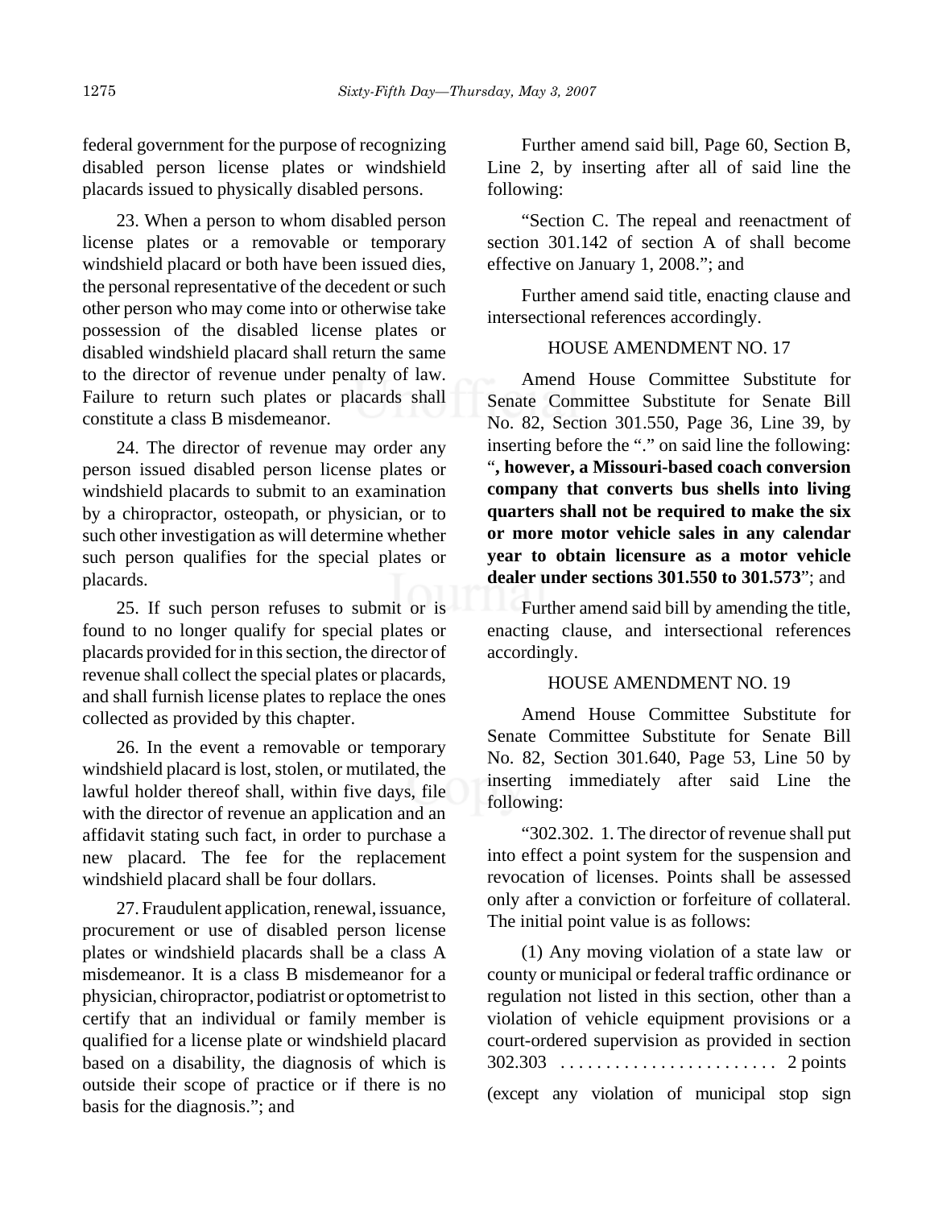federal government for the purpose of recognizing disabled person license plates or windshield placards issued to physically disabled persons.

23. When a person to whom disabled person license plates or a removable or temporary windshield placard or both have been issued dies, the personal representative of the decedent or such other person who may come into or otherwise take possession of the disabled license plates or disabled windshield placard shall return the same to the director of revenue under penalty of law. Failure to return such plates or placards shall constitute a class B misdemeanor.

24. The director of revenue may order any person issued disabled person license plates or windshield placards to submit to an examination by a chiropractor, osteopath, or physician, or to such other investigation as will determine whether such person qualifies for the special plates or placards.

25. If such person refuses to submit or is found to no longer qualify for special plates or placards provided for in this section, the director of revenue shall collect the special plates or placards, and shall furnish license plates to replace the ones collected as provided by this chapter.

26. In the event a removable or temporary windshield placard is lost, stolen, or mutilated, the lawful holder thereof shall, within five days, file with the director of revenue an application and an affidavit stating such fact, in order to purchase a new placard. The fee for the replacement windshield placard shall be four dollars.

27. Fraudulent application, renewal, issuance, procurement or use of disabled person license plates or windshield placards shall be a class A misdemeanor. It is a class B misdemeanor for a physician, chiropractor, podiatrist or optometrist to certify that an individual or family member is qualified for a license plate or windshield placard based on a disability, the diagnosis of which is outside their scope of practice or if there is no basis for the diagnosis."; and

Further amend said bill, Page 60, Section B, Line 2, by inserting after all of said line the following:

"Section C. The repeal and reenactment of section 301.142 of section A of shall become effective on January 1, 2008."; and

Further amend said title, enacting clause and intersectional references accordingly.

HOUSE AMENDMENT NO. 17

Amend House Committee Substitute for Senate Committee Substitute for Senate Bill No. 82, Section 301.550, Page 36, Line 39, by inserting before the "." on said line the following: "**, however, a Missouri-based coach conversion company that converts bus shells into living quarters shall not be required to make the six or more motor vehicle sales in any calendar year to obtain licensure as a motor vehicle dealer under sections 301.550 to 301.573**"; and

Further amend said bill by amending the title, enacting clause, and intersectional references accordingly.

HOUSE AMENDMENT NO. 19

Amend House Committee Substitute for Senate Committee Substitute for Senate Bill No. 82, Section 301.640, Page 53, Line 50 by inserting immediately after said Line the following:

"302.302. 1. The director of revenue shall put into effect a point system for the suspension and revocation of licenses. Points shall be assessed only after a conviction or forfeiture of collateral. The initial point value is as follows:

(1) Any moving violation of a state law or county or municipal or federal traffic ordinance or regulation not listed in this section, other than a violation of vehicle equipment provisions or a court-ordered supervision as provided in section 302.303 . . . . . . . . . . . . . . . . . . . . . . . . 2 points

(except any violation of municipal stop sign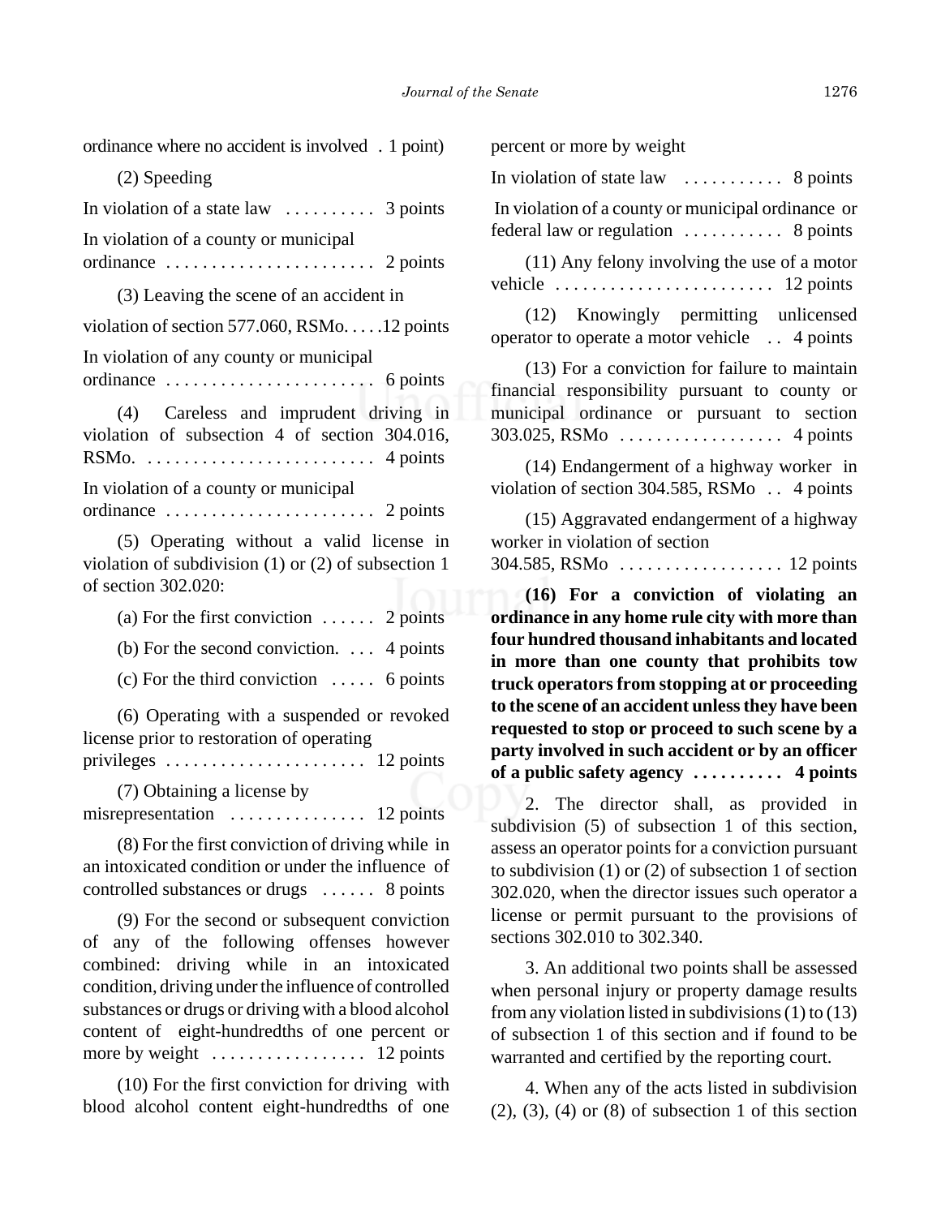ordinance where no accident is involved . 1 point)

(2) Speeding

In violation of a state law .......... 3 points

In violation of a county or municipal ordinance ....................... 2 points

(3) Leaving the scene of an accident in violation of section 577.060, RSMo. . . . .12 points

In violation of any county or municipal ordinance ....................... 6 points

(4) Careless and imprudent driving in violation of subsection 4 of section 304.016, RSMo. ......................... 4 points

In violation of a county or municipal ordinance ....................... 2 points

(5) Operating without a valid license in violation of subdivision (1) or (2) of subsection 1 of section 302.020:

(a) For the first conviction ...... 2 points

(b) For the second conviction. ... 4 points

(c) For the third conviction ..... 6 points

(6) Operating with a suspended or revoked license prior to restoration of operating privileges ...................... 12 points

(7) Obtaining a license by misrepresentation ............... 12 points

(8) For the first conviction of driving while in an intoxicated condition or under the influence of controlled substances or drugs ...... 8 points

(9) For the second or subsequent conviction of any of the following offenses however combined: driving while in an intoxicated condition, driving under the influence of controlled substances or drugs or driving with a blood alcohol content of eight-hundredths of one percent or more by weight ................. 12 points

(10) For the first conviction for driving with blood alcohol content eight-hundredths of one percent or more by weight

In violation of state law ........... 8 points

In violation of a county or municipal ordinance or federal law or regulation ........... 8 points

(11) Any felony involving the use of a motor vehicle ........................ 12 points

(12) Knowingly permitting unlicensed operator to operate a motor vehicle .. 4 points

(13) For a conviction for failure to maintain financial responsibility pursuant to county or municipal ordinance or pursuant to section 303.025, RSMo .................. 4 points

(14) Endangerment of a highway worker in violation of section 304.585, RSMo .. 4 points

(15) Aggravated endangerment of a highway worker in violation of section 304.585, RSMo .................. 12 points

**(16) For a conviction of violating an ordinance in any home rule city with more than four hundred thousand inhabitants and located in more than one county that prohibits tow truck operators from stopping at or proceeding to the scene of an accident unless they have been requested to stop or proceed to such scene by a party involved in such accident or by an officer of a public safety agency .......... 4 points**

2. The director shall, as provided in subdivision (5) of subsection 1 of this section, assess an operator points for a conviction pursuant to subdivision (1) or (2) of subsection 1 of section 302.020, when the director issues such operator a license or permit pursuant to the provisions of sections 302.010 to 302.340.

3. An additional two points shall be assessed when personal injury or property damage results from any violation listed in subdivisions (1) to (13) of subsection 1 of this section and if found to be warranted and certified by the reporting court.

4. When any of the acts listed in subdivision (2), (3), (4) or (8) of subsection 1 of this section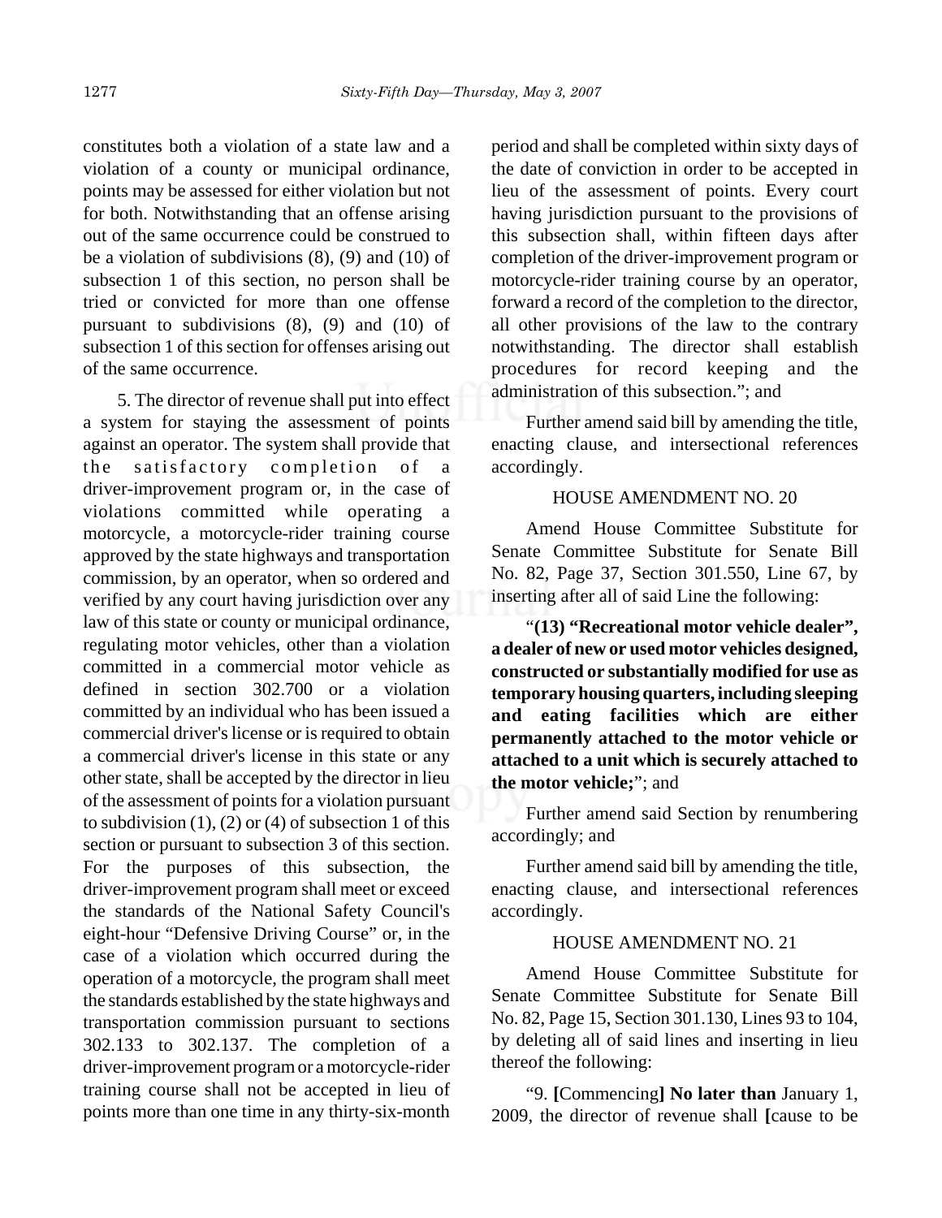constitutes both a violation of a state law and a violation of a county or municipal ordinance, points may be assessed for either violation but not for both. Notwithstanding that an offense arising out of the same occurrence could be construed to be a violation of subdivisions (8), (9) and (10) of subsection 1 of this section, no person shall be tried or convicted for more than one offense pursuant to subdivisions (8), (9) and (10) of subsection 1 of this section for offenses arising out of the same occurrence.

5. The director of revenue shall put into effect a system for staying the assessment of points against an operator. The system shall provide that the satisfactory completion of a driver-improvement program or, in the case of violations committed while operating a motorcycle, a motorcycle-rider training course approved by the state highways and transportation commission, by an operator, when so ordered and verified by any court having jurisdiction over any law of this state or county or municipal ordinance, regulating motor vehicles, other than a violation committed in a commercial motor vehicle as defined in section 302.700 or a violation committed by an individual who has been issued a commercial driver's license or is required to obtain a commercial driver's license in this state or any other state, shall be accepted by the director in lieu of the assessment of points for a violation pursuant to subdivision (1), (2) or (4) of subsection 1 of this section or pursuant to subsection 3 of this section. For the purposes of this subsection, the driver-improvement program shall meet or exceed the standards of the National Safety Council's eight-hour "Defensive Driving Course" or, in the case of a violation which occurred during the operation of a motorcycle, the program shall meet the standards established by the state highways and transportation commission pursuant to sections 302.133 to 302.137. The completion of a driver-improvement program or a motorcycle-rider training course shall not be accepted in lieu of points more than one time in any thirty-six-month period and shall be completed within sixty days of the date of conviction in order to be accepted in lieu of the assessment of points. Every court having jurisdiction pursuant to the provisions of this subsection shall, within fifteen days after completion of the driver-improvement program or motorcycle-rider training course by an operator, forward a record of the completion to the director, all other provisions of the law to the contrary notwithstanding. The director shall establish procedures for record keeping and the administration of this subsection."; and

Further amend said bill by amending the title, enacting clause, and intersectional references accordingly.

HOUSE AMENDMENT NO. 20

Amend House Committee Substitute for Senate Committee Substitute for Senate Bill No. 82, Page 37, Section 301.550, Line 67, by inserting after all of said Line the following:

"**(13) "Recreational motor vehicle dealer", a dealer of new or used motor vehicles designed, constructed or substantially modified for use as temporary housing quarters, including sleeping and eating facilities which are either permanently attached to the motor vehicle or attached to a unit which is securely attached to the motor vehicle;**"; and

Further amend said Section by renumbering accordingly; and

Further amend said bill by amending the title, enacting clause, and intersectional references accordingly.

HOUSE AMENDMENT NO. 21

Amend House Committee Substitute for Senate Committee Substitute for Senate Bill No. 82, Page 15, Section 301.130, Lines 93 to 104, by deleting all of said lines and inserting in lieu thereof the following:

"9. **[**Commencing**]** **No later than** January 1, 2009, the director of revenue shall **[**cause to be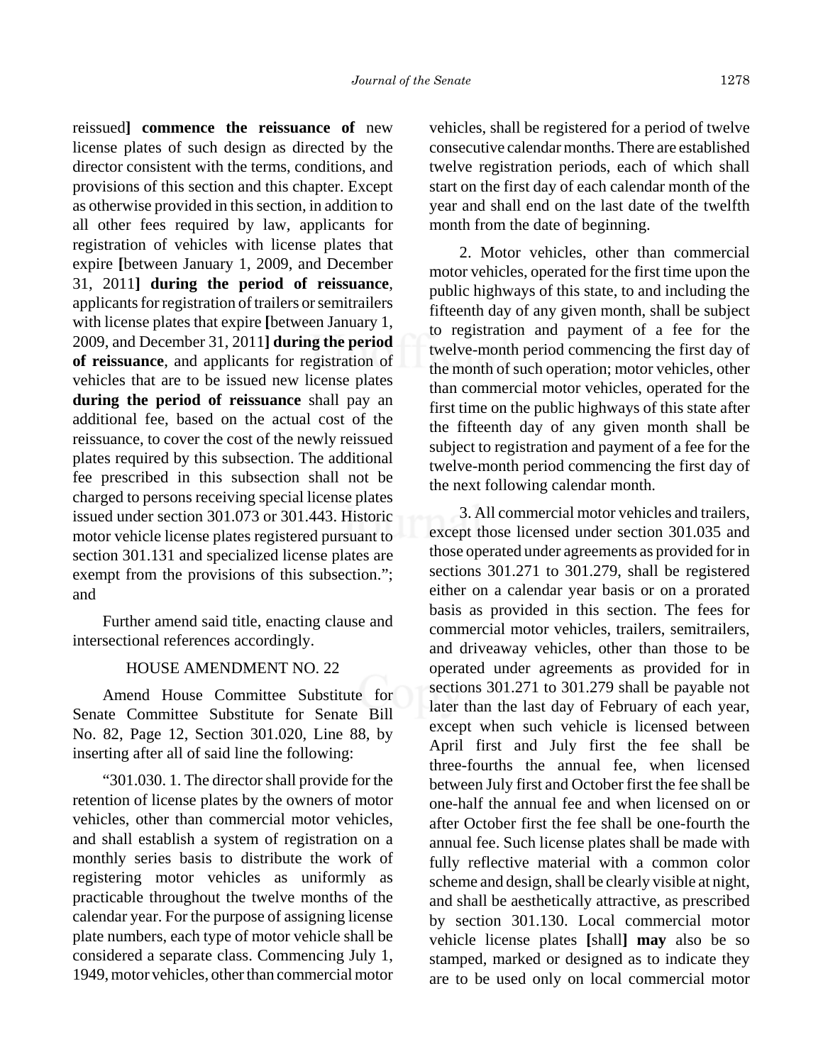reissued**] commence the reissuance of** new license plates of such design as directed by the director consistent with the terms, conditions, and provisions of this section and this chapter. Except as otherwise provided in this section, in addition to all other fees required by law, applicants for registration of vehicles with license plates that expire **[**between January 1, 2009, and December 31, 2011**] during the period of reissuance**, applicants for registration of trailers or semitrailers with license plates that expire **[**between January 1, 2009, and December 31, 2011**] during the period of reissuance**, and applicants for registration of vehicles that are to be issued new license plates **during the period of reissuance** shall pay an additional fee, based on the actual cost of the reissuance, to cover the cost of the newly reissued plates required by this subsection. The additional fee prescribed in this subsection shall not be charged to persons receiving special license plates issued under section 301.073 or 301.443. Historic motor vehicle license plates registered pursuant to section 301.131 and specialized license plates are exempt from the provisions of this subsection."; and

Further amend said title, enacting clause and intersectional references accordingly.

HOUSE AMENDMENT NO. 22

Amend House Committee Substitute for Senate Committee Substitute for Senate Bill No. 82, Page 12, Section 301.020, Line 88, by inserting after all of said line the following:

"301.030. 1. The director shall provide for the retention of license plates by the owners of motor vehicles, other than commercial motor vehicles, and shall establish a system of registration on a monthly series basis to distribute the work of registering motor vehicles as uniformly as practicable throughout the twelve months of the calendar year. For the purpose of assigning license plate numbers, each type of motor vehicle shall be considered a separate class. Commencing July 1, 1949, motor vehicles, other than commercial motor vehicles, shall be registered for a period of twelve consecutive calendar months. There are established twelve registration periods, each of which shall start on the first day of each calendar month of the year and shall end on the last date of the twelfth month from the date of beginning.

2. Motor vehicles, other than commercial motor vehicles, operated for the first time upon the public highways of this state, to and including the fifteenth day of any given month, shall be subject to registration and payment of a fee for the twelve-month period commencing the first day of the month of such operation; motor vehicles, other than commercial motor vehicles, operated for the first time on the public highways of this state after the fifteenth day of any given month shall be subject to registration and payment of a fee for the twelve-month period commencing the first day of the next following calendar month.

3. All commercial motor vehicles and trailers, except those licensed under section 301.035 and those operated under agreements as provided for in sections 301.271 to 301.279, shall be registered either on a calendar year basis or on a prorated basis as provided in this section. The fees for commercial motor vehicles, trailers, semitrailers, and driveaway vehicles, other than those to be operated under agreements as provided for in sections 301.271 to 301.279 shall be payable not later than the last day of February of each year, except when such vehicle is licensed between April first and July first the fee shall be three-fourths the annual fee, when licensed between July first and October first the fee shall be one-half the annual fee and when licensed on or after October first the fee shall be one-fourth the annual fee. Such license plates shall be made with fully reflective material with a common color scheme and design, shall be clearly visible at night, and shall be aesthetically attractive, as prescribed by section 301.130. Local commercial motor vehicle license plates **[**shall**] may** also be so stamped, marked or designed as to indicate they are to be used only on local commercial motor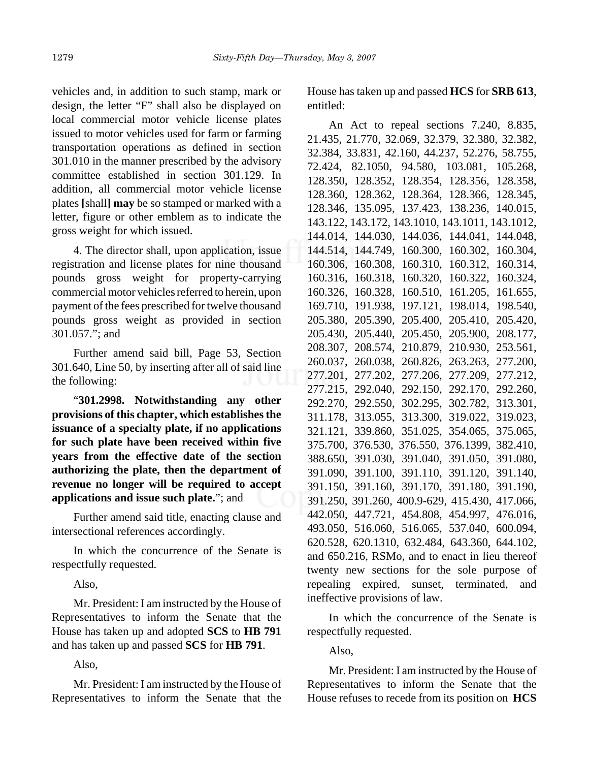vehicles and, in addition to such stamp, mark or design, the letter "F" shall also be displayed on local commercial motor vehicle license plates issued to motor vehicles used for farm or farming transportation operations as defined in section 301.010 in the manner prescribed by the advisory committee established in section 301.129. In addition, all commercial motor vehicle license plates **[**shall**] may** be so stamped or marked with a letter, figure or other emblem as to indicate the gross weight for which issued.

4. The director shall, upon application, issue registration and license plates for nine thousand pounds gross weight for property-carrying commercial motor vehicles referred to herein, upon payment of the fees prescribed for twelve thousand pounds gross weight as provided in section 301.057."; and

Further amend said bill, Page 53, Section 301.640, Line 50, by inserting after all of said line the following:

"**301.2998. Notwithstanding any other provisions of this chapter, which establishes the issuance of a specialty plate, if no applications for such plate have been received within five years from the effective date of the section authorizing the plate, then the department of revenue no longer will be required to accept applications and issue such plate.**"; and

Further amend said title, enacting clause and intersectional references accordingly.

In which the concurrence of the Senate is respectfully requested.

Also,

Mr. President: I am instructed by the House of Representatives to inform the Senate that the House has taken up and adopted **SCS** to **HB 791** and has taken up and passed **SCS** for **HB 791**.

Also,

Mr. President: I am instructed by the House of Representatives to inform the Senate that the House has taken up and passed **HCS** for **SRB 613**, entitled:

An Act to repeal sections 7.240, 8.835, 21.435, 21.770, 32.069, 32.379, 32.380, 32.382, 32.384, 33.831, 42.160, 44.237, 52.276, 58.755, 72.424, 82.1050, 94.580, 103.081, 105.268, 128.350, 128.352, 128.354, 128.356, 128.358, 128.360, 128.362, 128.364, 128.366, 128.345, 128.346, 135.095, 137.423, 138.236, 140.015, 143.122, 143.172, 143.1010, 143.1011, 143.1012, 144.014, 144.030, 144.036, 144.041, 144.048, 144.514, 144.749, 160.300, 160.302, 160.304, 160.306, 160.308, 160.310, 160.312, 160.314, 160.316, 160.318, 160.320, 160.322, 160.324, 160.326, 160.328, 160.510, 161.205, 161.655, 169.710, 191.938, 197.121, 198.014, 198.540, 205.380, 205.390, 205.400, 205.410, 205.420, 205.430, 205.440, 205.450, 205.900, 208.177, 208.307, 208.574, 210.879, 210.930, 253.561, 260.037, 260.038, 260.826, 263.263, 277.200, 277.201, 277.202, 277.206, 277.209, 277.212, 277.215, 292.040, 292.150, 292.170, 292.260, 292.270, 292.550, 302.295, 302.782, 313.301, 311.178, 313.055, 313.300, 319.022, 319.023, 321.121, 339.860, 351.025, 354.065, 375.065, 375.700, 376.530, 376.550, 376.1399, 382.410, 388.650, 391.030, 391.040, 391.050, 391.080, 391.090, 391.100, 391.110, 391.120, 391.140, 391.150, 391.160, 391.170, 391.180, 391.190, 391.250, 391.260, 400.9-629, 415.430, 417.066, 442.050, 447.721, 454.808, 454.997, 476.016, 493.050, 516.060, 516.065, 537.040, 600.094, 620.528, 620.1310, 632.484, 643.360, 644.102, and 650.216, RSMo, and to enact in lieu thereof twenty new sections for the sole purpose of repealing expired, sunset, terminated, and ineffective provisions of law.

In which the concurrence of the Senate is respectfully requested.

Also,

Mr. President: I am instructed by the House of Representatives to inform the Senate that the House refuses to recede from its position on **HCS**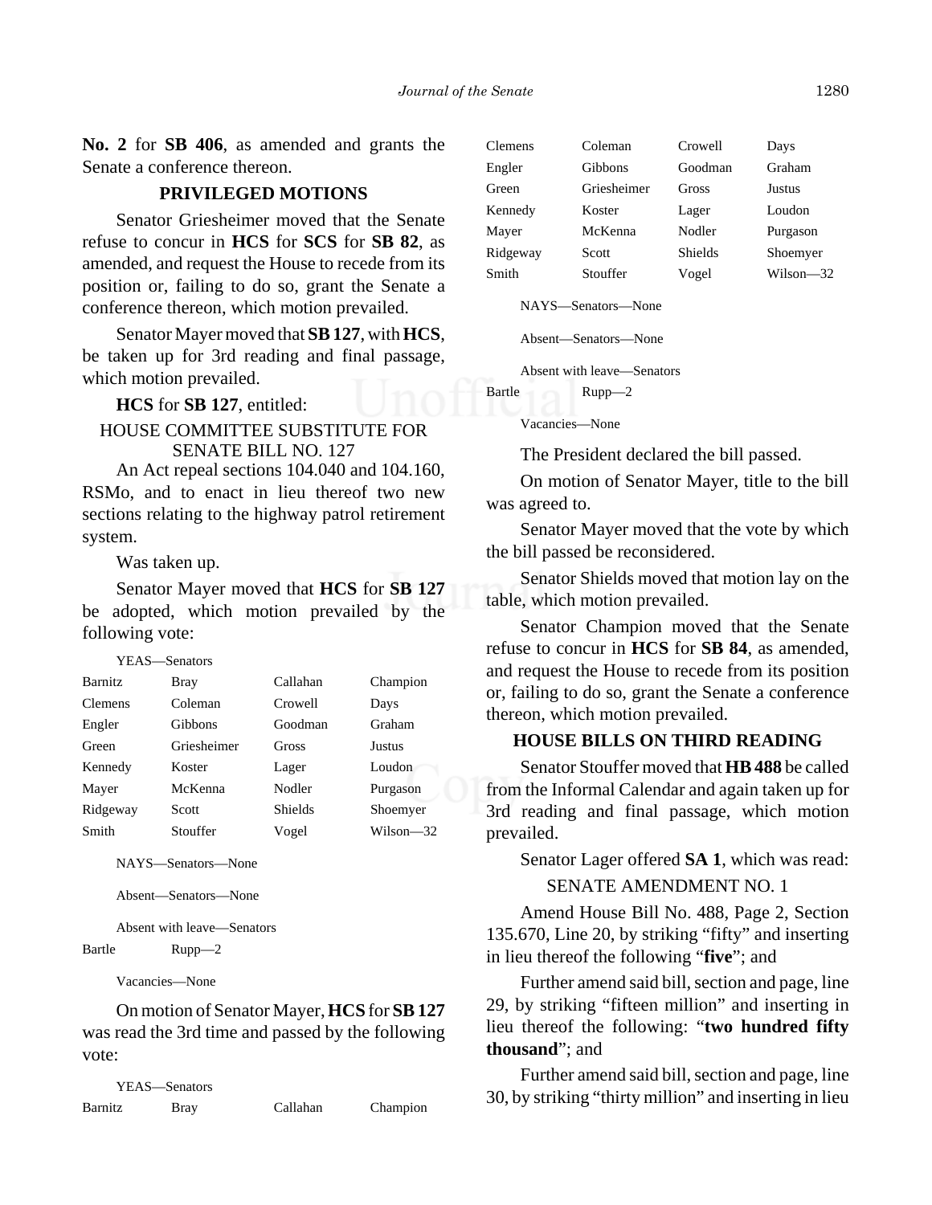**No. 2** for **SB 406**, as amended and grants the Senate a conference thereon.

## PRIVILEGED MOTIONS

Senator Griesheimer moved that the Senate refuse to concur in **HCS** for **SCS** for **SB 82**, as amended, and request the House to recede from its position or, failing to do so, grant the Senate a conference thereon, which motion prevailed.

Senator Mayer moved that **SB 127**, with **HCS**, be taken up for 3rd reading and final passage, which motion prevailed.

**HCS** for **SB 127**, entitled:

HOUSE COMMITTEE SUBSTITUTE FOR SENATE BILL NO. 127

An Act repeal sections 104.040 and 104.160, RSMo, and to enact in lieu thereof two new sections relating to the highway patrol retirement system.

Was taken up.

Senator Mayer moved that **HCS** for **SB 127** be adopted, which motion prevailed by the following vote:

YEAS—Senators

| | | | |
|---|---|---|---|
| Barnitz | Bray | Callahan | Champion |
| Clemens | Coleman | Crowell | Days |
| Engler | Gibbons | Goodman | Graham |
| Green | Griesheimer | Gross | Justus |
| Kennedy | Koster | Lager | Loudon |
| Mayer | McKenna | Nodler | Purgason |
| Ridgeway | Scott | Shields | Shoemyer |
| Smith | Stouffer | Vogel | Wilson—32 |

NAYS—Senators—None

Absent—Senators—None

Absent with leave—Senators

Bartle Rupp—2

Vacancies—None

On motion of Senator Mayer, **HCS** for **SB 127** was read the 3rd time and passed by the following vote:

YEAS—Senators

| | | | |
|---|---|---|---|
| Barnitz | Bray | Callahan | Champion |
| Clemens | Coleman | Crowell | Days |
| Engler | Gibbons | Goodman | Graham |
| Green | Griesheimer | Gross | Justus |
| Kennedy | Koster | Lager | Loudon |
| Mayer | McKenna | Nodler | Purgason |
| Ridgeway | Scott | Shields | Shoemyer |
| Smith | Stouffer | Vogel | Wilson—32 |

NAYS—Senators—None

Absent—Senators—None

Absent with leave—Senators

Bartle Rupp—2

Vacancies—None

The President declared the bill passed.

On motion of Senator Mayer, title to the bill was agreed to.

Senator Mayer moved that the vote by which the bill passed be reconsidered.

Senator Shields moved that motion lay on the table, which motion prevailed.

Senator Champion moved that the Senate refuse to concur in **HCS** for **SB 84**, as amended, and request the House to recede from its position or, failing to do so, grant the Senate a conference thereon, which motion prevailed.

## HOUSE BILLS ON THIRD READING

Senator Stouffer moved that **HB 488** be called from the Informal Calendar and again taken up for 3rd reading and final passage, which motion prevailed.

Senator Lager offered **SA 1**, which was read:

SENATE AMENDMENT NO. 1

Amend House Bill No. 488, Page 2, Section 135.670, Line 20, by striking "fifty" and inserting in lieu thereof the following "**five**"; and

Further amend said bill, section and page, line 29, by striking "fifteen million" and inserting in lieu thereof the following: "**two hundred fifty thousand**"; and

Further amend said bill, section and page, line 30, by striking "thirty million" and inserting in lieu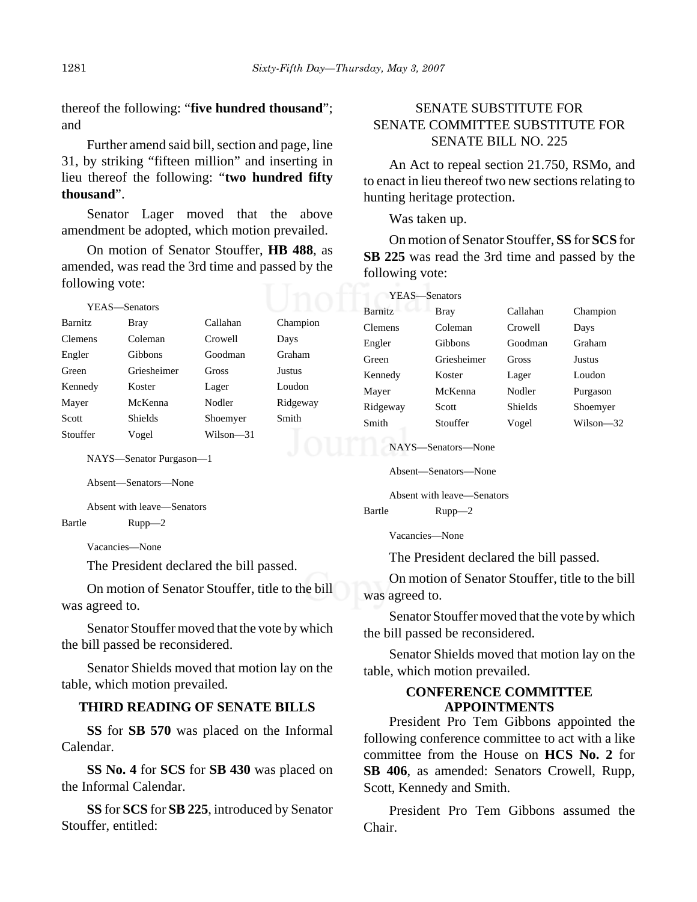thereof the following: "**five hundred thousand**"; and

Further amend said bill, section and page, line 31, by striking "fifteen million" and inserting in lieu thereof the following: "**two hundred fifty thousand**".

Senator Lager moved that the above amendment be adopted, which motion prevailed.

On motion of Senator Stouffer, **HB 488**, as amended, was read the 3rd time and passed by the following vote:

YEAS—Senators

| | | | |
|---|---|---|---|
| Barnitz | Bray | Callahan | Champion |
| Clemens | Coleman | Crowell | Days |
| Engler | Gibbons | Goodman | Graham |
| Green | Griesheimer | Gross | Justus |
| Kennedy | Koster | Lager | Loudon |
| Mayer | McKenna | Nodler | Ridgeway |
| Scott | Shields | Shoemyer | Smith |
| Stouffer | Vogel | Wilson—31 | |

NAYS—Senator Purgason—1

Absent—Senators—None

Absent with leave—Senators

Bartle Rupp—2

Vacancies—None

The President declared the bill passed.

On motion of Senator Stouffer, title to the bill was agreed to.

Senator Stouffer moved that the vote by which the bill passed be reconsidered.

Senator Shields moved that motion lay on the table, which motion prevailed.

## THIRD READING OF SENATE BILLS

**SS** for **SB 570** was placed on the Informal Calendar.

**SS No. 4** for **SCS** for **SB 430** was placed on the Informal Calendar.

**SS** for **SCS** for **SB 225**, introduced by Senator Stouffer, entitled:

SENATE SUBSTITUTE FOR
SENATE COMMITTEE SUBSTITUTE FOR
SENATE BILL NO. 225

An Act to repeal section 21.750, RSMo, and to enact in lieu thereof two new sections relating to hunting heritage protection.

Was taken up.

On motion of Senator Stouffer, **SS** for **SCS** for **SB 225** was read the 3rd time and passed by the following vote:

YEAS—Senators

| | | | |
|---|---|---|---|
| Barnitz | Bray | Callahan | Champion |
| Clemens | Coleman | Crowell | Days |
| Engler | Gibbons | Goodman | Graham |
| Green | Griesheimer | Gross | Justus |
| Kennedy | Koster | Lager | Loudon |
| Mayer | McKenna | Nodler | Purgason |
| Ridgeway | Scott | Shields | Shoemyer |
| Smith | Stouffer | Vogel | Wilson—32 |

NAYS—Senators—None

Absent—Senators—None

Absent with leave—Senators

Bartle Rupp—2

Vacancies—None

The President declared the bill passed.

On motion of Senator Stouffer, title to the bill was agreed to.

Senator Stouffer moved that the vote by which the bill passed be reconsidered.

Senator Shields moved that motion lay on the table, which motion prevailed.

## CONFERENCE COMMITTEE APPOINTMENTS

President Pro Tem Gibbons appointed the following conference committee to act with a like committee from the House on **HCS No. 2** for **SB 406**, as amended: Senators Crowell, Rupp, Scott, Kennedy and Smith.

President Pro Tem Gibbons assumed the Chair.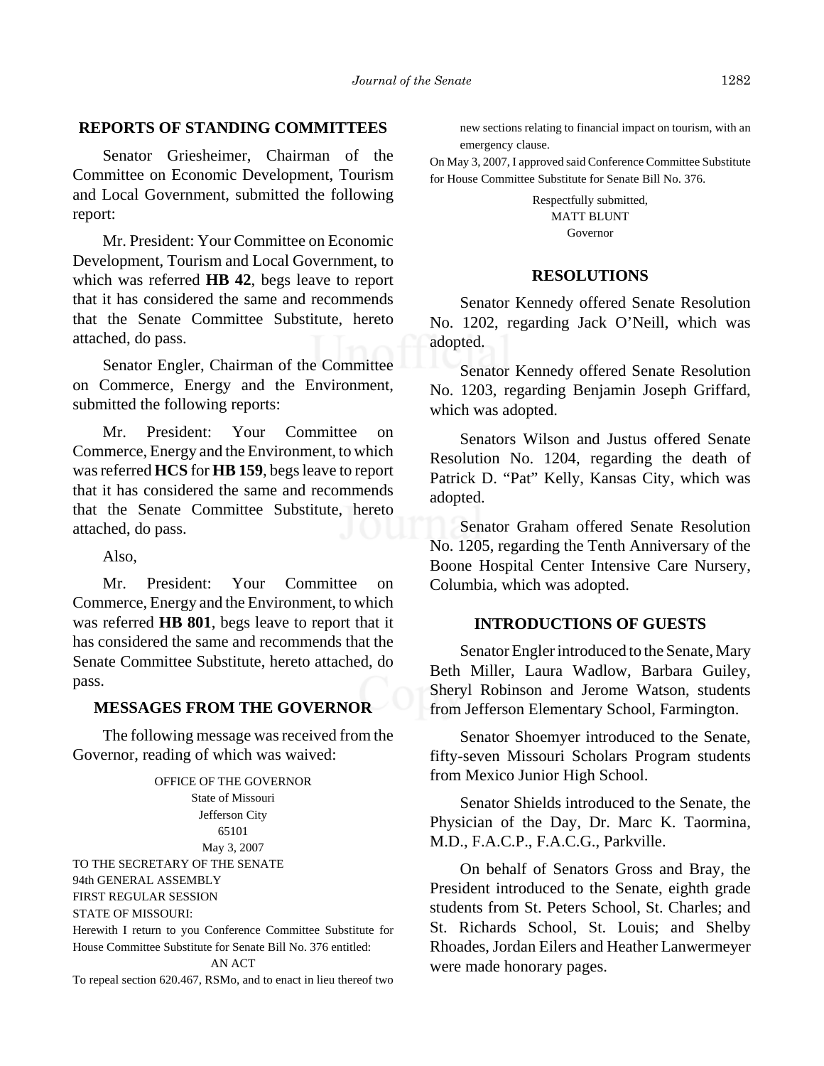## REPORTS OF STANDING COMMITTEES

Senator Griesheimer, Chairman of the Committee on Economic Development, Tourism and Local Government, submitted the following report:

Mr. President: Your Committee on Economic Development, Tourism and Local Government, to which was referred **HB 42**, begs leave to report that it has considered the same and recommends that the Senate Committee Substitute, hereto attached, do pass.

Senator Engler, Chairman of the Committee on Commerce, Energy and the Environment, submitted the following reports:

Mr. President: Your Committee on Commerce, Energy and the Environment, to which was referred **HCS** for **HB 159**, begs leave to report that it has considered the same and recommends that the Senate Committee Substitute, hereto attached, do pass.

Also,

Mr. President: Your Committee on Commerce, Energy and the Environment, to which was referred **HB 801**, begs leave to report that it has considered the same and recommends that the Senate Committee Substitute, hereto attached, do pass.

## MESSAGES FROM THE GOVERNOR

The following message was received from the Governor, reading of which was waived:

OFFICE OF THE GOVERNOR
State of Missouri
Jefferson City
65101
May 3, 2007

TO THE SECRETARY OF THE SENATE
94th GENERAL ASSEMBLY
FIRST REGULAR SESSION
STATE OF MISSOURI:

Herewith I return to you Conference Committee Substitute for House Committee Substitute for Senate Bill No. 376 entitled:

AN ACT

To repeal section 620.467, RSMo, and to enact in lieu thereof two new sections relating to financial impact on tourism, with an emergency clause.

On May 3, 2007, I approved said Conference Committee Substitute for House Committee Substitute for Senate Bill No. 376.

Respectfully submitted,
MATT BLUNT
Governor

## RESOLUTIONS

Senator Kennedy offered Senate Resolution No. 1202, regarding Jack O'Neill, which was adopted.

Senator Kennedy offered Senate Resolution No. 1203, regarding Benjamin Joseph Griffard, which was adopted.

Senators Wilson and Justus offered Senate Resolution No. 1204, regarding the death of Patrick D. "Pat" Kelly, Kansas City, which was adopted.

Senator Graham offered Senate Resolution No. 1205, regarding the Tenth Anniversary of the Boone Hospital Center Intensive Care Nursery, Columbia, which was adopted.

## INTRODUCTIONS OF GUESTS

Senator Engler introduced to the Senate, Mary Beth Miller, Laura Wadlow, Barbara Guiley, Sheryl Robinson and Jerome Watson, students from Jefferson Elementary School, Farmington.

Senator Shoemyer introduced to the Senate, fifty-seven Missouri Scholars Program students from Mexico Junior High School.

Senator Shields introduced to the Senate, the Physician of the Day, Dr. Marc K. Taormina, M.D., F.A.C.P., F.A.C.G., Parkville.

On behalf of Senators Gross and Bray, the President introduced to the Senate, eighth grade students from St. Peters School, St. Charles; and St. Richards School, St. Louis; and Shelby Rhoades, Jordan Eilers and Heather Lanwermeyer were made honorary pages.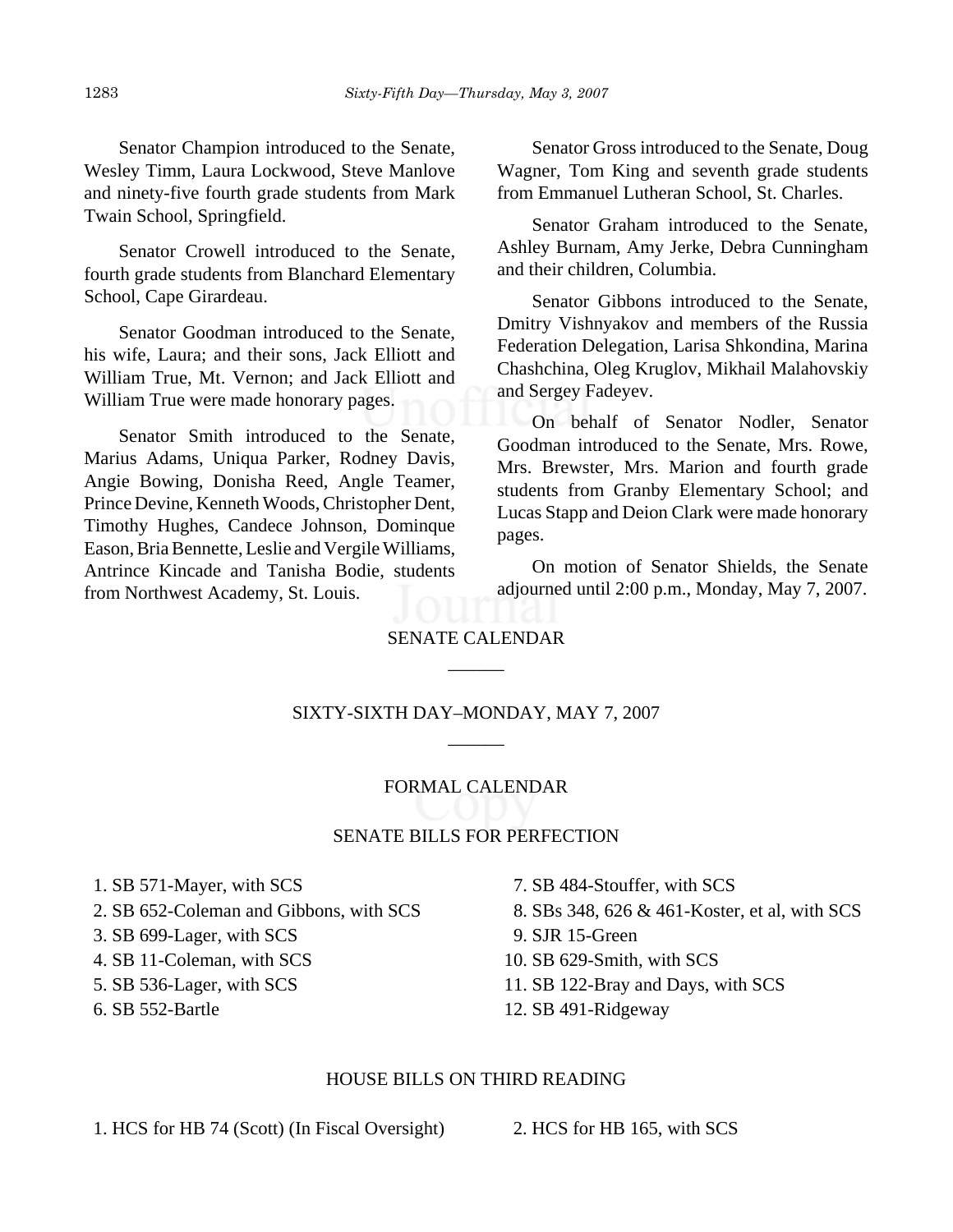Senator Champion introduced to the Senate, Wesley Timm, Laura Lockwood, Steve Manlove and ninety-five fourth grade students from Mark Twain School, Springfield.

Senator Crowell introduced to the Senate, fourth grade students from Blanchard Elementary School, Cape Girardeau.

Senator Goodman introduced to the Senate, his wife, Laura; and their sons, Jack Elliott and William True, Mt. Vernon; and Jack Elliott and William True were made honorary pages.

Senator Smith introduced to the Senate, Marius Adams, Uniqua Parker, Rodney Davis, Angie Bowing, Donisha Reed, Angle Teamer, Prince Devine, Kenneth Woods, Christopher Dent, Timothy Hughes, Candece Johnson, Dominque Eason, Bria Bennette, Leslie and Vergile Williams, Antrince Kincade and Tanisha Bodie, students from Northwest Academy, St. Louis.

Senator Gross introduced to the Senate, Doug Wagner, Tom King and seventh grade students from Emmanuel Lutheran School, St. Charles.

Senator Graham introduced to the Senate, Ashley Burnam, Amy Jerke, Debra Cunningham and their children, Columbia.

Senator Gibbons introduced to the Senate, Dmitry Vishnyakov and members of the Russia Federation Delegation, Larisa Shkondina, Marina Chashchina, Oleg Kruglov, Mikhail Malahovskiy and Sergey Fadeyev.

On behalf of Senator Nodler, Senator Goodman introduced to the Senate, Mrs. Rowe, Mrs. Brewster, Mrs. Marion and fourth grade students from Granby Elementary School; and Lucas Stapp and Deion Clark were made honorary pages.

On motion of Senator Shields, the Senate adjourned until 2:00 p.m., Monday, May 7, 2007.

## SENATE CALENDAR

______

## SIXTY-SIXTH DAY–MONDAY, MAY 7, 2007

______

### FORMAL CALENDAR

### SENATE BILLS FOR PERFECTION

1. SB 571-Mayer, with SCS
2. SB 652-Coleman and Gibbons, with SCS
3. SB 699-Lager, with SCS
4. SB 11-Coleman, with SCS
5. SB 536-Lager, with SCS
6. SB 552-Bartle
7. SB 484-Stouffer, with SCS
8. SBs 348, 626 & 461-Koster, et al, with SCS
9. SJR 15-Green
10. SB 629-Smith, with SCS
11. SB 122-Bray and Days, with SCS
12. SB 491-Ridgeway

### HOUSE BILLS ON THIRD READING

1. HCS for HB 74 (Scott) (In Fiscal Oversight)
2. HCS for HB 165, with SCS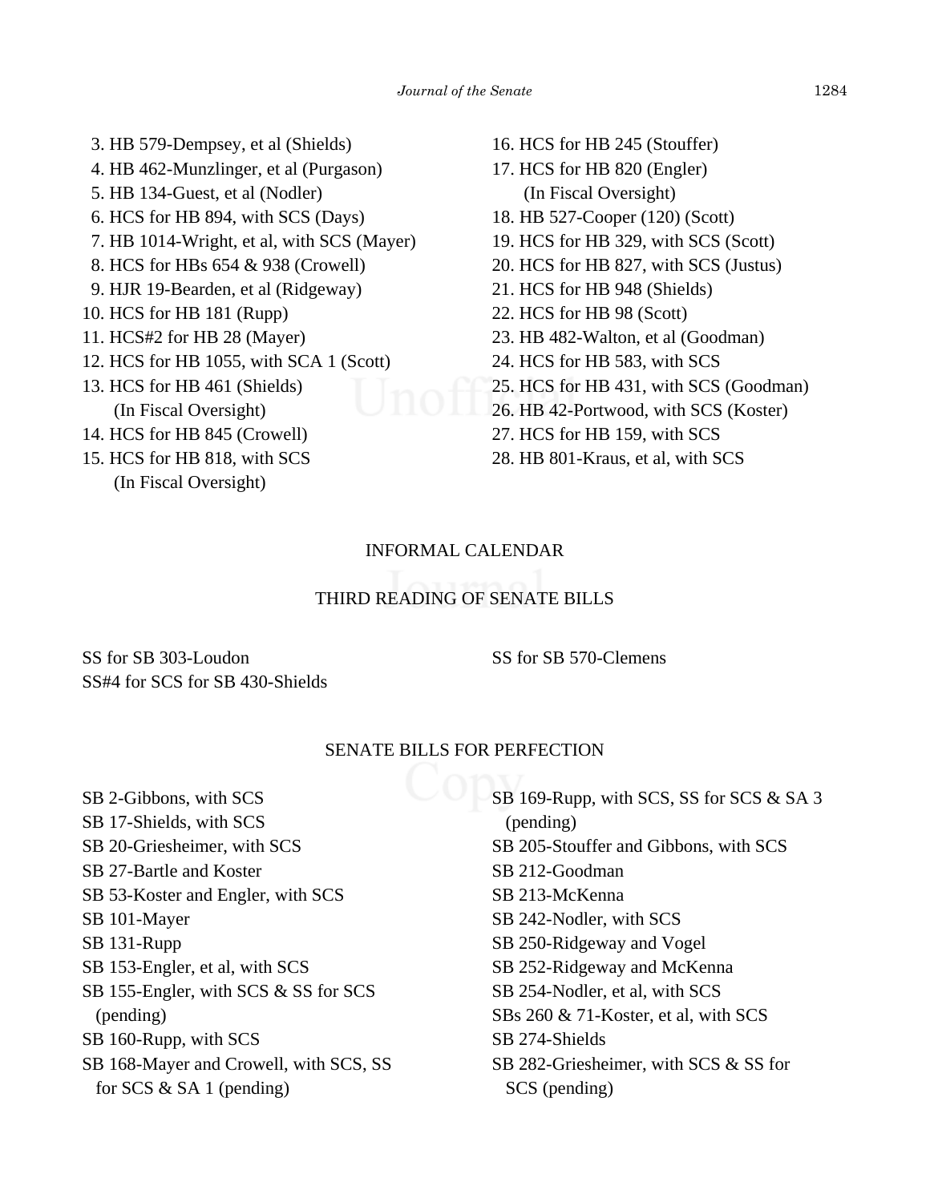3. HB 579-Dempsey, et al (Shields)
4. HB 462-Munzlinger, et al (Purgason)
5. HB 134-Guest, et al (Nodler)
6. HCS for HB 894, with SCS (Days)
7. HB 1014-Wright, et al, with SCS (Mayer)
8. HCS for HBs 654 & 938 (Crowell)
9. HJR 19-Bearden, et al (Ridgeway)
10. HCS for HB 181 (Rupp)
11. HCS#2 for HB 28 (Mayer)
12. HCS for HB 1055, with SCA 1 (Scott)
13. HCS for HB 461 (Shields)
    (In Fiscal Oversight)
14. HCS for HB 845 (Crowell)
15. HCS for HB 818, with SCS
    (In Fiscal Oversight)
16. HCS for HB 245 (Stouffer)
17. HCS for HB 820 (Engler)
    (In Fiscal Oversight)
18. HB 527-Cooper (120) (Scott)
19. HCS for HB 329, with SCS (Scott)
20. HCS for HB 827, with SCS (Justus)
21. HCS for HB 948 (Shields)
22. HCS for HB 98 (Scott)
23. HB 482-Walton, et al (Goodman)
24. HCS for HB 583, with SCS
25. HCS for HB 431, with SCS (Goodman)
26. HB 42-Portwood, with SCS (Koster)
27. HCS for HB 159, with SCS
28. HB 801-Kraus, et al, with SCS

## INFORMAL CALENDAR

### THIRD READING OF SENATE BILLS

SS for SB 303-Loudon
SS#4 for SCS for SB 430-Shields
SS for SB 570-Clemens

### SENATE BILLS FOR PERFECTION

SB 2-Gibbons, with SCS
SB 17-Shields, with SCS
SB 20-Griesheimer, with SCS
SB 27-Bartle and Koster
SB 53-Koster and Engler, with SCS
SB 101-Mayer
SB 131-Rupp
SB 153-Engler, et al, with SCS
SB 155-Engler, with SCS & SS for SCS (pending)
SB 160-Rupp, with SCS
SB 168-Mayer and Crowell, with SCS, SS for SCS & SA 1 (pending)
SB 169-Rupp, with SCS, SS for SCS & SA 3 (pending)
SB 205-Stouffer and Gibbons, with SCS
SB 212-Goodman
SB 213-McKenna
SB 242-Nodler, with SCS
SB 250-Ridgeway and Vogel
SB 252-Ridgeway and McKenna
SB 254-Nodler, et al, with SCS
SBs 260 & 71-Koster, et al, with SCS
SB 274-Shields
SB 282-Griesheimer, with SCS & SS for SCS (pending)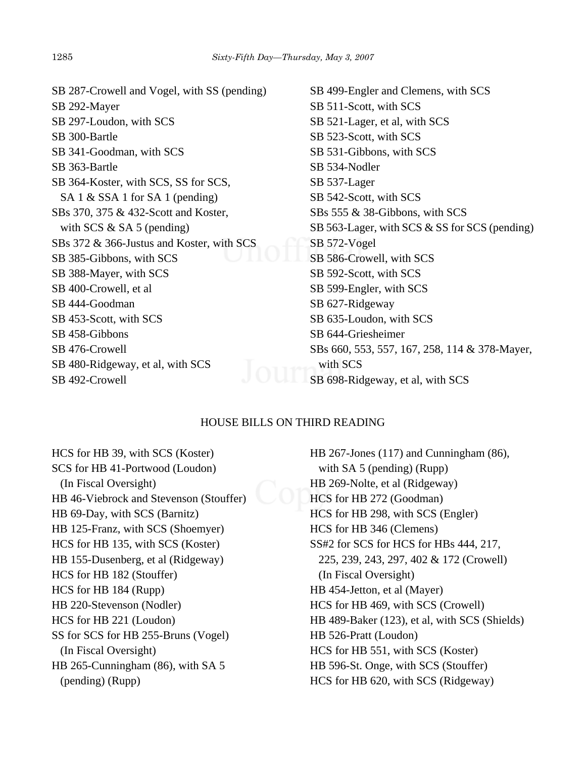SB 287-Crowell and Vogel, with SS (pending)
SB 292-Mayer
SB 297-Loudon, with SCS
SB 300-Bartle
SB 341-Goodman, with SCS
SB 363-Bartle
SB 364-Koster, with SCS, SS for SCS, SA 1 & SSA 1 for SA 1 (pending)
SBs 370, 375 & 432-Scott and Koster, with SCS & SA 5 (pending)
SBs 372 & 366-Justus and Koster, with SCS
SB 385-Gibbons, with SCS
SB 388-Mayer, with SCS
SB 400-Crowell, et al
SB 444-Goodman
SB 453-Scott, with SCS
SB 458-Gibbons
SB 476-Crowell
SB 480-Ridgeway, et al, with SCS
SB 492-Crowell
SB 499-Engler and Clemens, with SCS
SB 511-Scott, with SCS
SB 521-Lager, et al, with SCS
SB 523-Scott, with SCS
SB 531-Gibbons, with SCS
SB 534-Nodler
SB 537-Lager
SB 542-Scott, with SCS
SBs 555 & 38-Gibbons, with SCS
SB 563-Lager, with SCS & SS for SCS (pending)
SB 572-Vogel
SB 586-Crowell, with SCS
SB 592-Scott, with SCS
SB 599-Engler, with SCS
SB 627-Ridgeway
SB 635-Loudon, with SCS
SB 644-Griesheimer
SBs 660, 553, 557, 167, 258, 114 & 378-Mayer, with SCS
SB 698-Ridgeway, et al, with SCS

## HOUSE BILLS ON THIRD READING

HCS for HB 39, with SCS (Koster)
SCS for HB 41-Portwood (Loudon) (In Fiscal Oversight)
HB 46-Viebrock and Stevenson (Stouffer)
HB 69-Day, with SCS (Barnitz)
HB 125-Franz, with SCS (Shoemyer)
HCS for HB 135, with SCS (Koster)
HB 155-Dusenberg, et al (Ridgeway)
HCS for HB 182 (Stouffer)
HCS for HB 184 (Rupp)
HB 220-Stevenson (Nodler)
HCS for HB 221 (Loudon)
SS for SCS for HB 255-Bruns (Vogel) (In Fiscal Oversight)
HB 265-Cunningham (86), with SA 5 (pending) (Rupp)
HB 267-Jones (117) and Cunningham (86), with SA 5 (pending) (Rupp)
HB 269-Nolte, et al (Ridgeway)
HCS for HB 272 (Goodman)
HCS for HB 298, with SCS (Engler)
HCS for HB 346 (Clemens)
SS#2 for SCS for HCS for HBs 444, 217, 225, 239, 243, 297, 402 & 172 (Crowell) (In Fiscal Oversight)
HB 454-Jetton, et al (Mayer)
HCS for HB 469, with SCS (Crowell)
HB 489-Baker (123), et al, with SCS (Shields)
HB 526-Pratt (Loudon)
HCS for HB 551, with SCS (Koster)
HB 596-St. Onge, with SCS (Stouffer)
HCS for HB 620, with SCS (Ridgeway)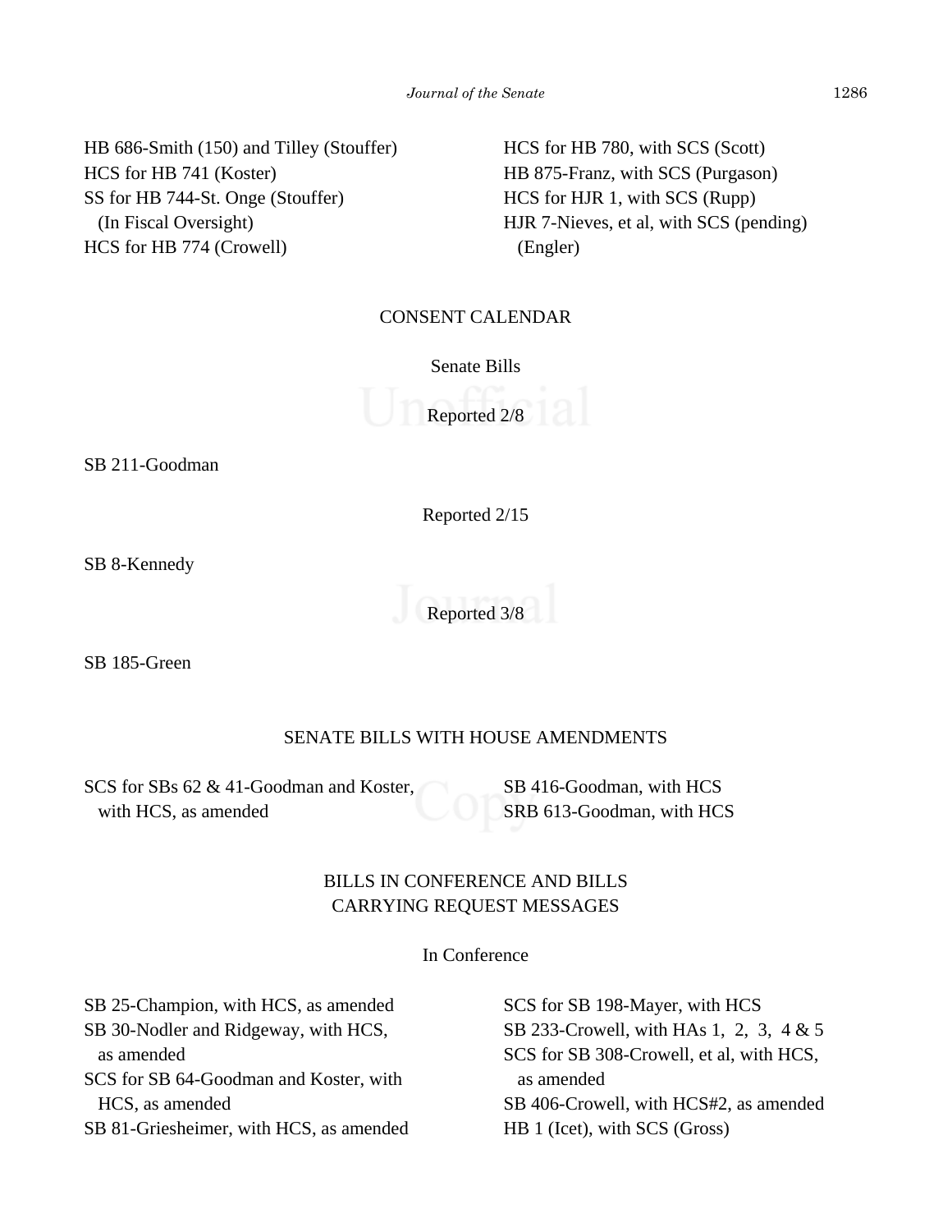HB 686-Smith (150) and Tilley (Stouffer)
HCS for HB 741 (Koster)
SS for HB 744-St. Onge (Stouffer)
(In Fiscal Oversight)
HCS for HB 774 (Crowell)
HCS for HB 780, with SCS (Scott)
HB 875-Franz, with SCS (Purgason)
HCS for HJR 1, with SCS (Rupp)
HJR 7-Nieves, et al, with SCS (pending)
(Engler)

## CONSENT CALENDAR

### Senate Bills

Reported 2/8

SB 211-Goodman

Reported 2/15

SB 8-Kennedy

Reported 3/8

SB 185-Green

## SENATE BILLS WITH HOUSE AMENDMENTS

SCS for SBs 62 & 41-Goodman and Koster, with HCS, as amended
SB 416-Goodman, with HCS
SRB 613-Goodman, with HCS

## BILLS IN CONFERENCE AND BILLS CARRYING REQUEST MESSAGES

### In Conference

SB 25-Champion, with HCS, as amended
SB 30-Nodler and Ridgeway, with HCS, as amended
SCS for SB 64-Goodman and Koster, with HCS, as amended
SB 81-Griesheimer, with HCS, as amended
SCS for SB 198-Mayer, with HCS
SB 233-Crowell, with HAs 1, 2, 3, 4 & 5
SCS for SB 308-Crowell, et al, with HCS, as amended
SB 406-Crowell, with HCS#2, as amended
HB 1 (Icet), with SCS (Gross)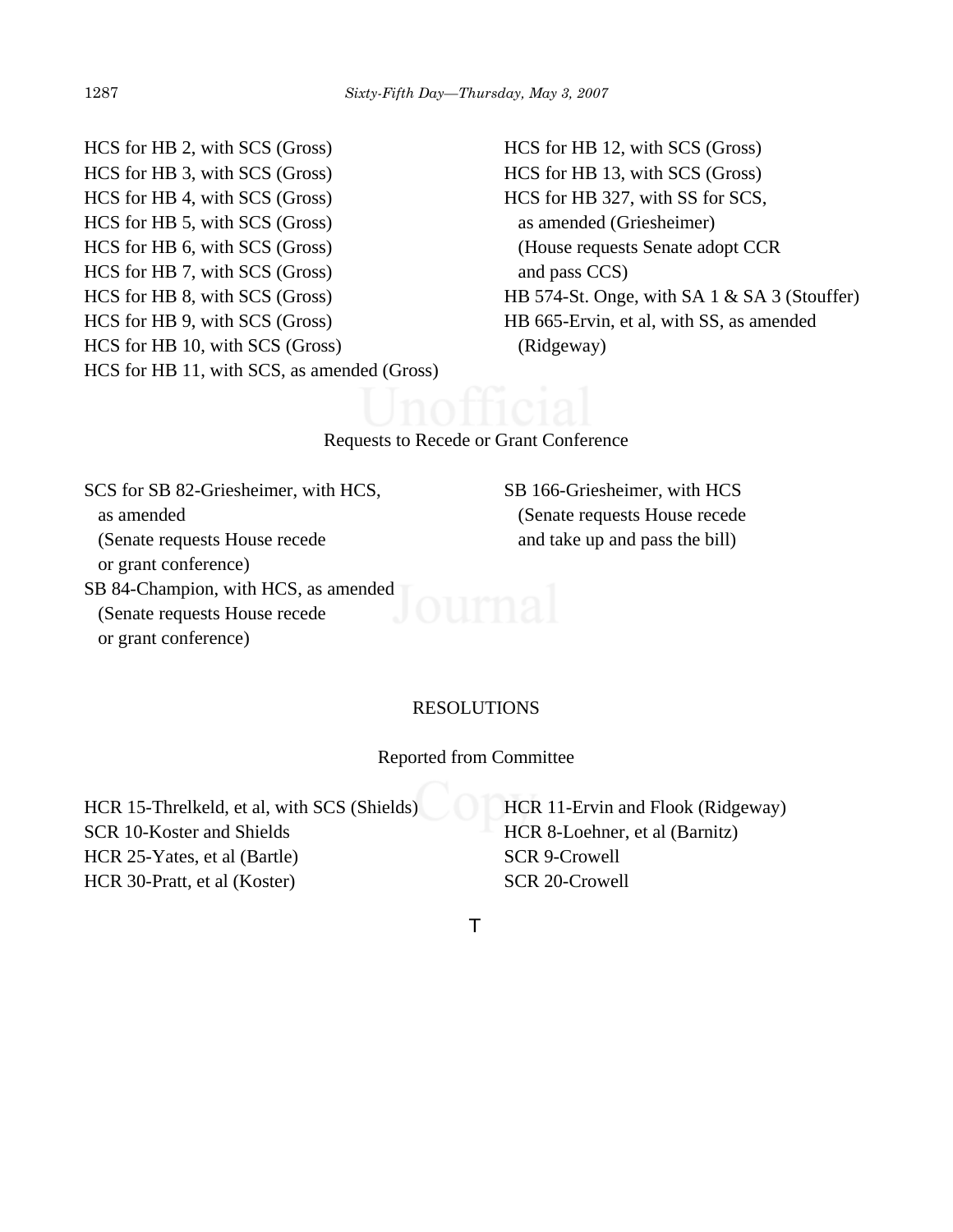HCS for HB 2, with SCS (Gross)
HCS for HB 3, with SCS (Gross)
HCS for HB 4, with SCS (Gross)
HCS for HB 5, with SCS (Gross)
HCS for HB 6, with SCS (Gross)
HCS for HB 7, with SCS (Gross)
HCS for HB 8, with SCS (Gross)
HCS for HB 9, with SCS (Gross)
HCS for HB 10, with SCS (Gross)
HCS for HB 11, with SCS, as amended (Gross)
HCS for HB 12, with SCS (Gross)
HCS for HB 13, with SCS (Gross)
HCS for HB 327, with SS for SCS,
  as amended (Griesheimer)
  (House requests Senate adopt CCR
  and pass CCS)
HB 574-St. Onge, with SA 1 & SA 3 (Stouffer)
HB 665-Ervin, et al, with SS, as amended
  (Ridgeway)

Requests to Recede or Grant Conference

SCS for SB 82-Griesheimer, with HCS,
  as amended
  (Senate requests House recede
  or grant conference)
SB 84-Champion, with HCS, as amended
  (Senate requests House recede
  or grant conference)
SB 166-Griesheimer, with HCS
  (Senate requests House recede
  and take up and pass the bill)

RESOLUTIONS

Reported from Committee

HCR 15-Threlkeld, et al, with SCS (Shields)
SCR 10-Koster and Shields
HCR 25-Yates, et al (Bartle)
HCR 30-Pratt, et al (Koster)
HCR 11-Ervin and Flook (Ridgeway)
HCR 8-Loehner, et al (Barnitz)
SCR 9-Crowell
SCR 20-Crowell

T